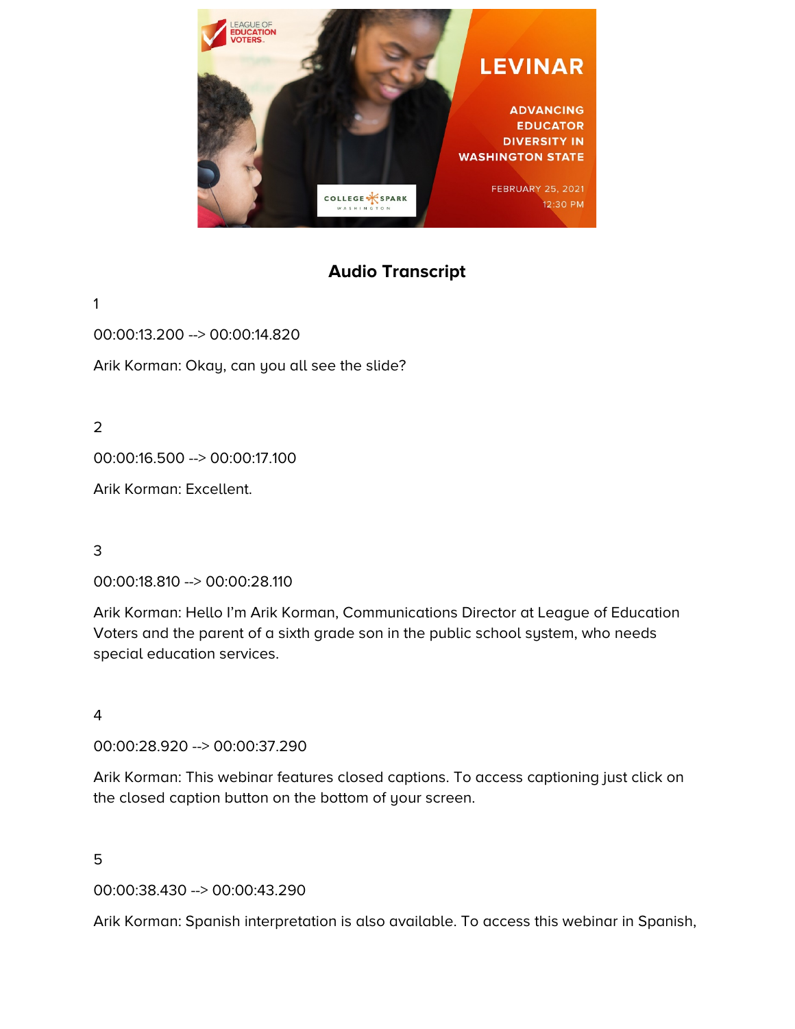## Audio Transcript

1

00:00:13.200 --> 00:00:14.820

Arik Korman: Okay, can you all see the slide?

2

00:00:16.500 --> 00:00:17.100

Arik Korman: Excellent.

3

00:00:18.810 --> 00:00:28.110

Arik Korman: Hello I'm Arik Korman, Communications Director at League of Education Voters and the parent of a sixth grade son in the public school system, who needs special education services.

4

00:00:28.920 --> 00:00:37.290

Arik Korman: This webinar features closed captions. To access captioning just click on the closed caption button on the bottom of your screen.

5

00:00:38.430 --> 00:00:43.290

Arik Korman: Spanish interpretation is also available. To access this webinar in Spanish,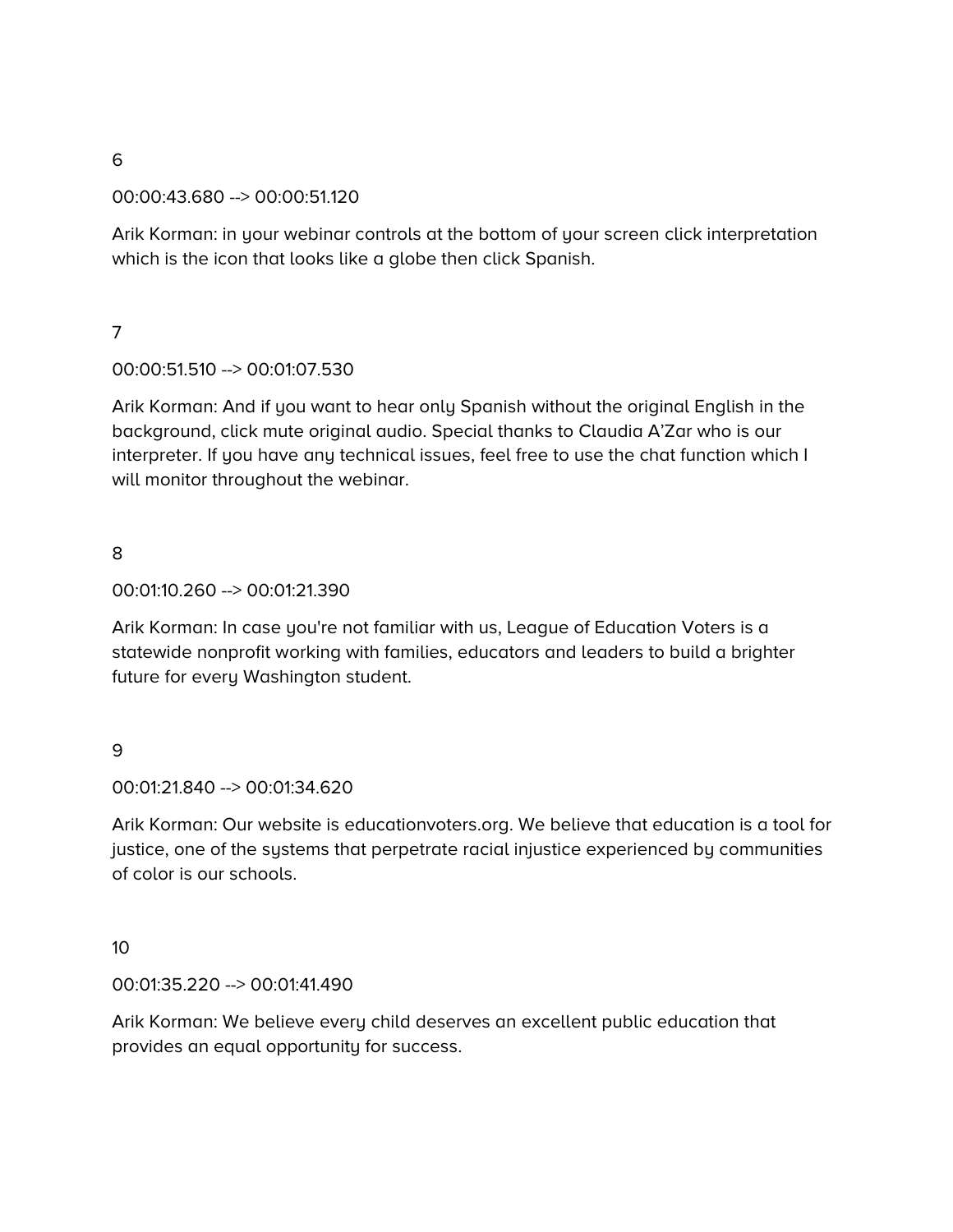6

00:00:43.680 --> 00:00:51.120

Arik Korman: in your webinar controls at the bottom of your screen click interpretation which is the icon that looks like a globe then click Spanish.

7

00:00:51.510 --> 00:01:07.530

Arik Korman: And if you want to hear only Spanish without the original English in the background, click mute original audio. Special thanks to Claudia A'Zar who is our interpreter. If you have any technical issues, feel free to use the chat function which I will monitor throughout the webinar.

8

00:01:10.260 --> 00:01:21.390

Arik Korman: In case you're not familiar with us, League of Education Voters is a statewide nonprofit working with families, educators and leaders to build a brighter future for every Washington student.

9

00:01:21.840 --> 00:01:34.620

Arik Korman: Our website is educationvoters.org. We believe that education is a tool for justice, one of the systems that perpetrate racial injustice experienced by communities of color is our schools.

10

00:01:35.220 --> 00:01:41.490

Arik Korman: We believe every child deserves an excellent public education that provides an equal opportunity for success.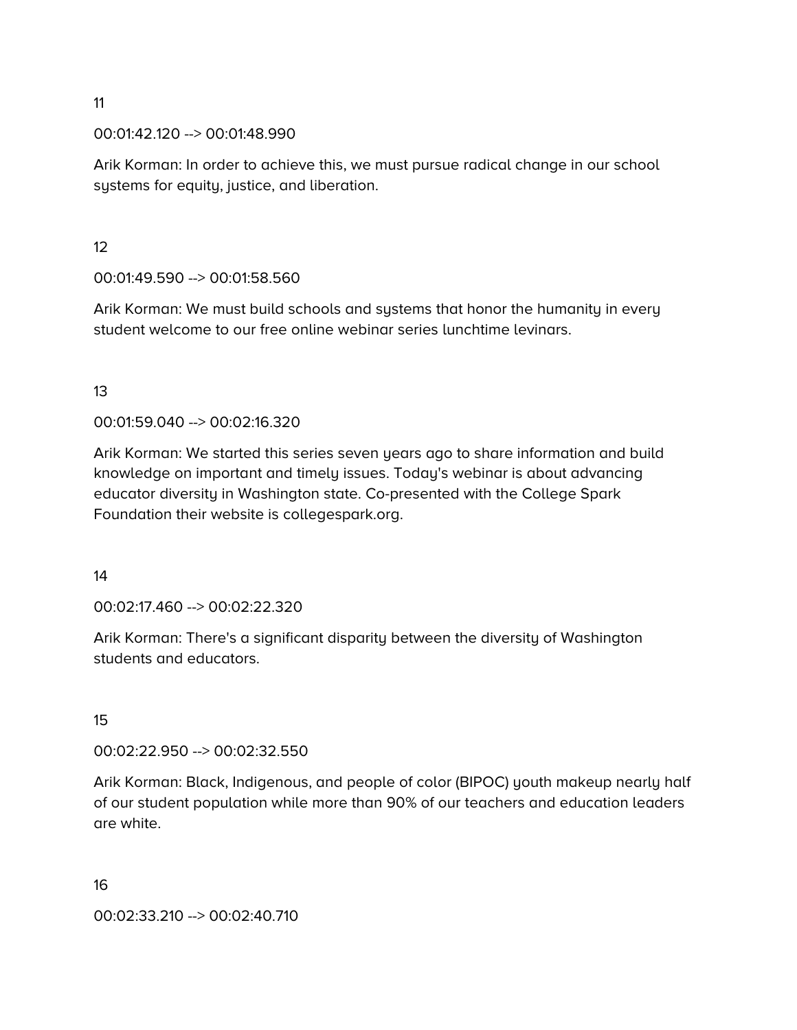11

00:01:42.120 --> 00:01:48.990

Arik Korman: In order to achieve this, we must pursue radical change in our school systems for equity, justice, and liberation.

12

00:01:49.590 --> 00:01:58.560

Arik Korman: We must build schools and systems that honor the humanity in every student welcome to our free online webinar series lunchtime levinars.

13

00:01:59.040 --> 00:02:16.320

Arik Korman: We started this series seven years ago to share information and build knowledge on important and timely issues. Today's webinar is about advancing educator diversity in Washington state. Co-presented with the College Spark Foundation their website is collegespark.org.

14

00:02:17.460 --> 00:02:22.320

Arik Korman: There's a significant disparity between the diversity of Washington students and educators.

15

00:02:22.950 --> 00:02:32.550

Arik Korman: Black, Indigenous, and people of color (BIPOC) youth makeup nearly half of our student population while more than 90% of our teachers and education leaders are white.

16

00:02:33.210 --> 00:02:40.710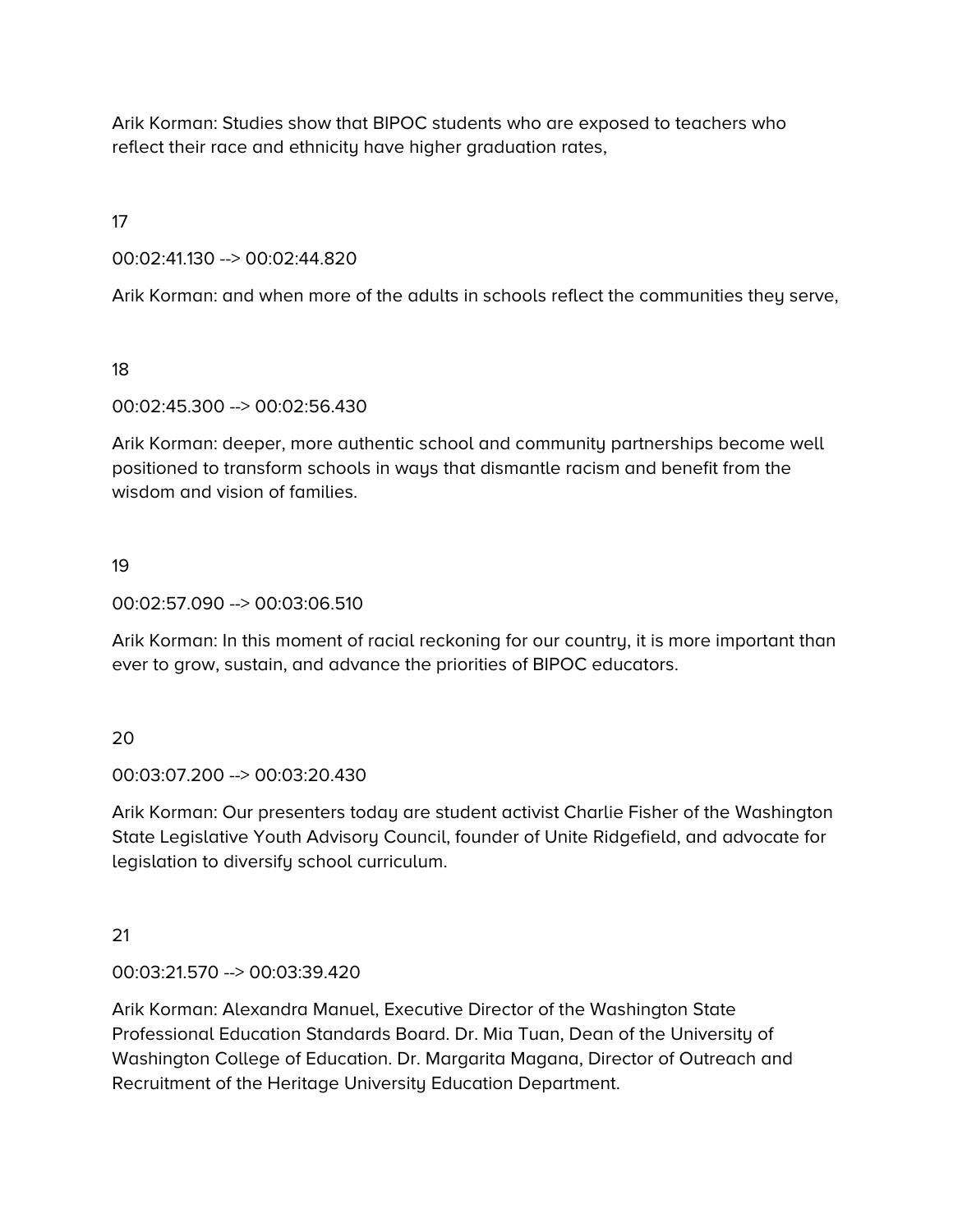Arik Korman: Studies show that BIPOC students who are exposed to teachers who reflect their race and ethnicity have higher graduation rates,

17

00:02:41.130 --> 00:02:44.820

Arik Korman: and when more of the adults in schools reflect the communities they serve,

18

00:02:45.300 --> 00:02:56.430

Arik Korman: deeper, more authentic school and community partnerships become well positioned to transform schools in ways that dismantle racism and benefit from the wisdom and vision of families.

19

00:02:57.090 --> 00:03:06.510

Arik Korman: In this moment of racial reckoning for our country, it is more important than ever to grow, sustain, and advance the priorities of BIPOC educators.

20

00:03:07.200 --> 00:03:20.430

Arik Korman: Our presenters today are student activist Charlie Fisher of the Washington State Legislative Youth Advisory Council, founder of Unite Ridgefield, and advocate for legislation to diversify school curriculum.

21

00:03:21.570 --> 00:03:39.420

Arik Korman: Alexandra Manuel, Executive Director of the Washington State Professional Education Standards Board. Dr. Mia Tuan, Dean of the University of Washington College of Education. Dr. Margarita Magana, Director of Outreach and Recruitment of the Heritage University Education Department.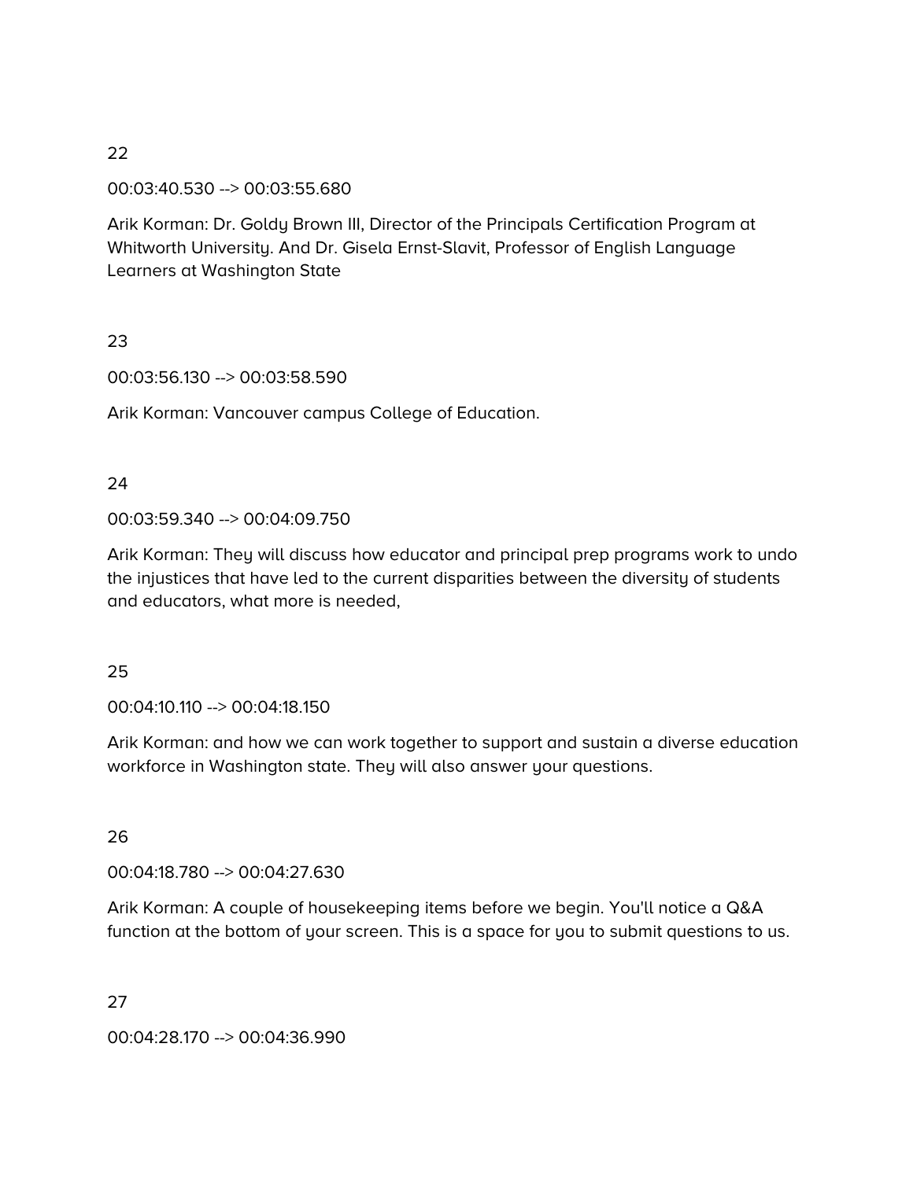22

00:03:40.530 --> 00:03:55.680

Arik Korman: Dr. Goldy Brown III, Director of the Principals Certification Program at Whitworth University. And Dr. Gisela Ernst-Slavit, Professor of English Language Learners at Washington State

23

00:03:56.130 --> 00:03:58.590

Arik Korman: Vancouver campus College of Education.

24

00:03:59.340 --> 00:04:09.750

Arik Korman: They will discuss how educator and principal prep programs work to undo the injustices that have led to the current disparities between the diversity of students and educators, what more is needed,

25

00:04:10.110 --> 00:04:18.150

Arik Korman: and how we can work together to support and sustain a diverse education workforce in Washington state. They will also answer your questions.

26

00:04:18.780 --> 00:04:27.630

Arik Korman: A couple of housekeeping items before we begin. You'll notice a Q&A function at the bottom of your screen. This is a space for you to submit questions to us.

27

00:04:28.170 --> 00:04:36.990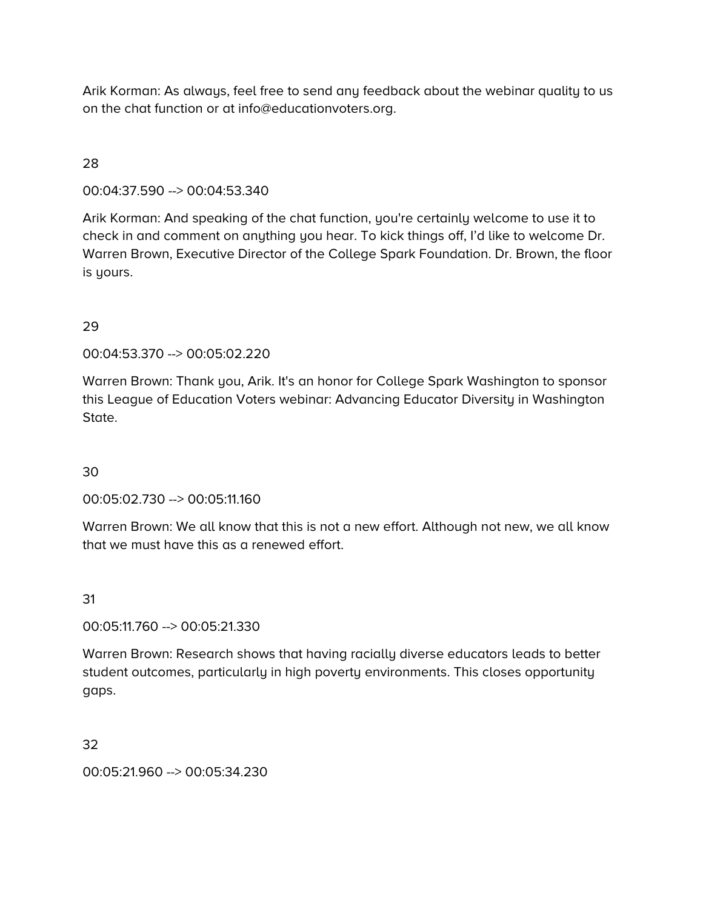Arik Korman: As always, feel free to send any feedback about the webinar quality to us on the chat function or at info@educationvoters.org.

28

00:04:37.590 --> 00:04:53.340

Arik Korman: And speaking of the chat function, you're certainly welcome to use it to check in and comment on anything you hear. To kick things off, I'd like to welcome Dr. Warren Brown, Executive Director of the College Spark Foundation. Dr. Brown, the floor is yours.

29

00:04:53.370 --> 00:05:02.220

Warren Brown: Thank you, Arik. It's an honor for College Spark Washington to sponsor this League of Education Voters webinar: Advancing Educator Diversity in Washington State.

30

00:05:02.730 --> 00:05:11.160

Warren Brown: We all know that this is not a new effort. Although not new, we all know that we must have this as a renewed effort.

31

00:05:11.760 --> 00:05:21.330

Warren Brown: Research shows that having racially diverse educators leads to better student outcomes, particularly in high poverty environments. This closes opportunity gaps.

32

00:05:21.960 --> 00:05:34.230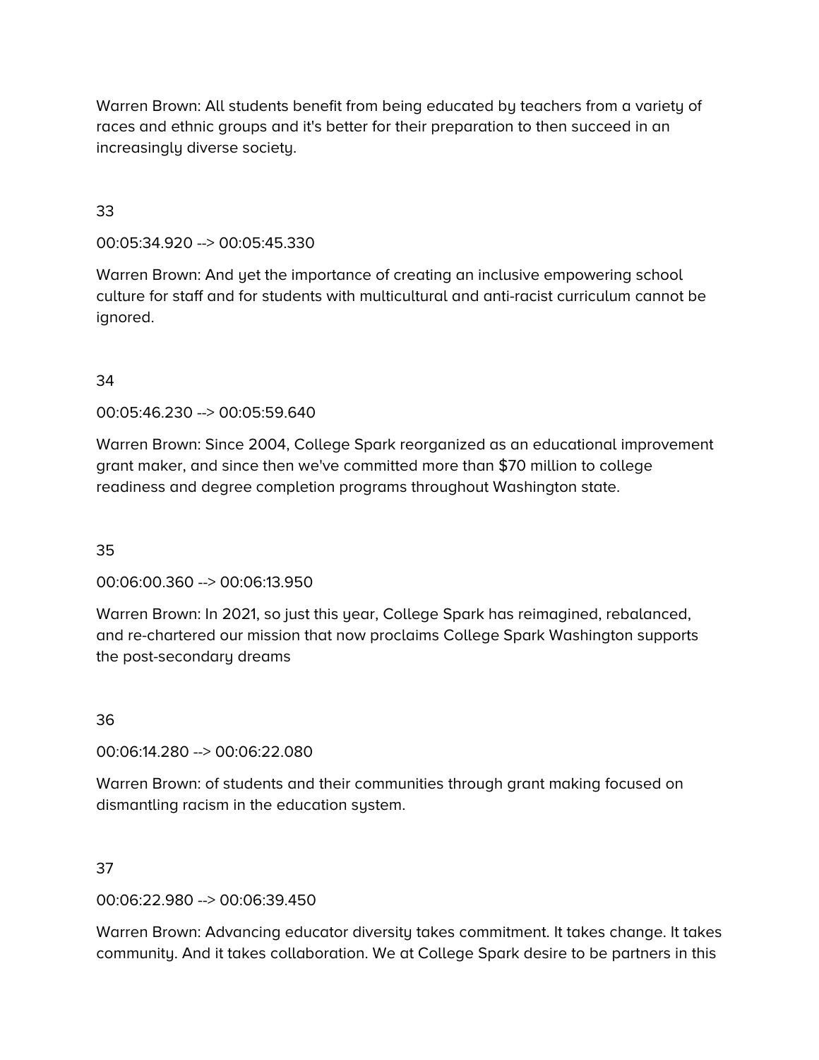Warren Brown: All students benefit from being educated by teachers from a variety of races and ethnic groups and it's better for their preparation to then succeed in an increasingly diverse society.

33

00:05:34.920 --> 00:05:45.330

Warren Brown: And yet the importance of creating an inclusive empowering school culture for staff and for students with multicultural and anti-racist curriculum cannot be ignored.

34

00:05:46.230 --> 00:05:59.640

Warren Brown: Since 2004, College Spark reorganized as an educational improvement grant maker, and since then we've committed more than $70 million to college readiness and degree completion programs throughout Washington state.

35

00:06:00.360 --> 00:06:13.950

Warren Brown: In 2021, so just this year, College Spark has reimagined, rebalanced, and re-chartered our mission that now proclaims College Spark Washington supports the post-secondary dreams

36

00:06:14.280 --> 00:06:22.080

Warren Brown: of students and their communities through grant making focused on dismantling racism in the education system.

37

00:06:22.980 --> 00:06:39.450

Warren Brown: Advancing educator diversity takes commitment. It takes change. It takes community. And it takes collaboration. We at College Spark desire to be partners in this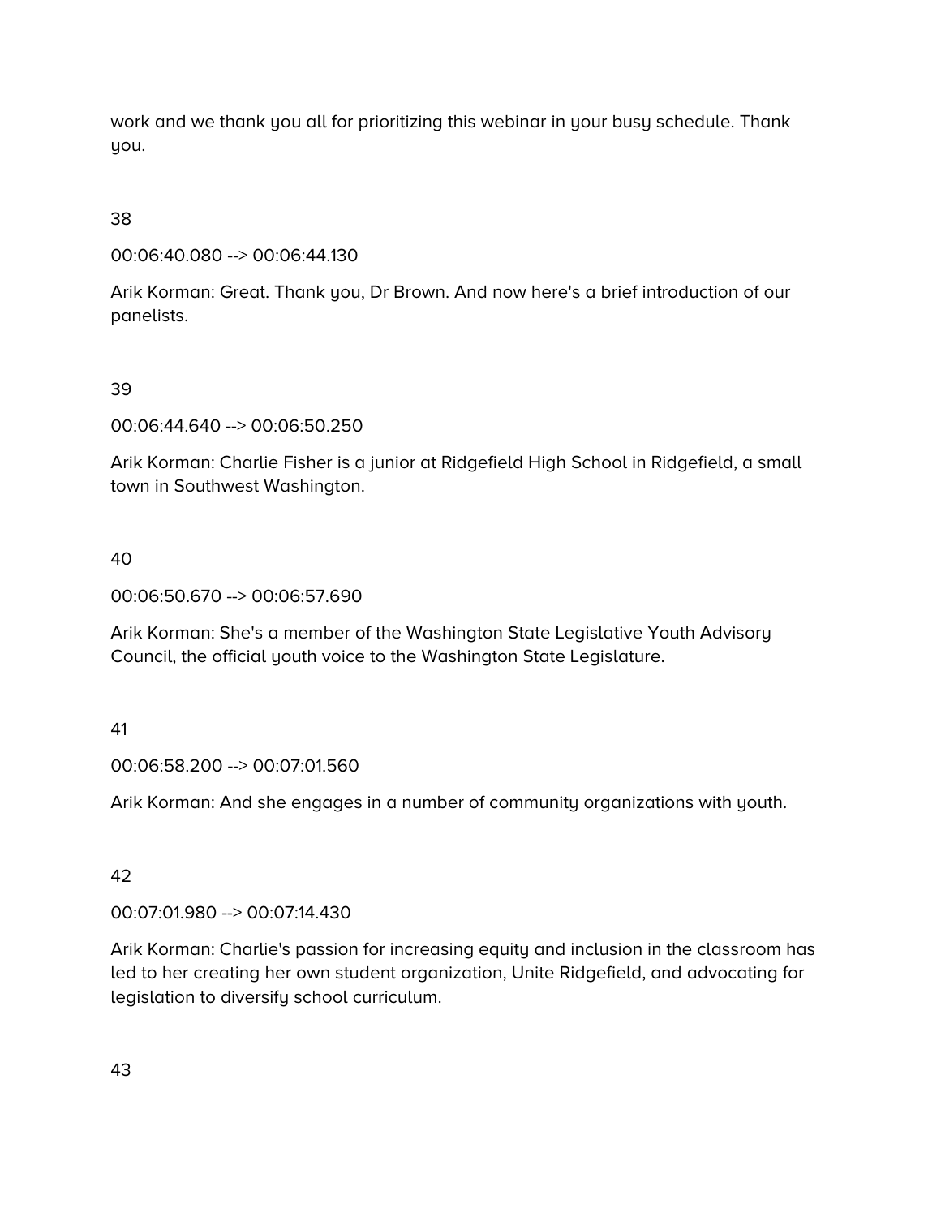work and we thank you all for prioritizing this webinar in your busy schedule. Thank you.

38

00:06:40.080 --> 00:06:44.130

Arik Korman: Great. Thank you, Dr Brown. And now here's a brief introduction of our panelists.

39

00:06:44.640 --> 00:06:50.250

Arik Korman: Charlie Fisher is a junior at Ridgefield High School in Ridgefield, a small town in Southwest Washington.

40

00:06:50.670 --> 00:06:57.690

Arik Korman: She's a member of the Washington State Legislative Youth Advisory Council, the official youth voice to the Washington State Legislature.

41

00:06:58.200 --> 00:07:01.560

Arik Korman: And she engages in a number of community organizations with youth.

42

00:07:01.980 --> 00:07:14.430

Arik Korman: Charlie's passion for increasing equity and inclusion in the classroom has led to her creating her own student organization, Unite Ridgefield, and advocating for legislation to diversify school curriculum.

43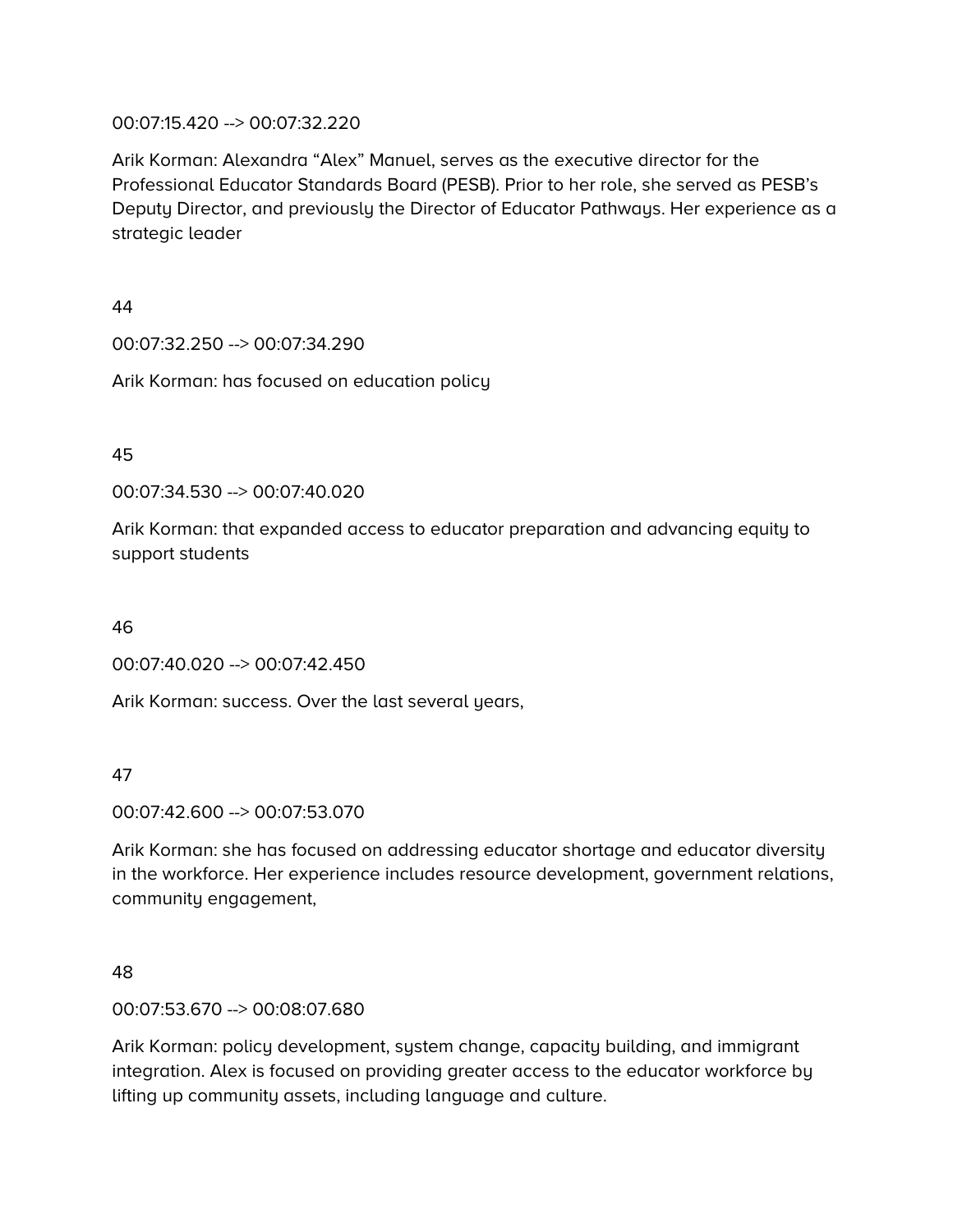00:07:15.420 --> 00:07:32.220

Arik Korman: Alexandra “Alex” Manuel, serves as the executive director for the Professional Educator Standards Board (PESB). Prior to her role, she served as PESB’s Deputy Director, and previously the Director of Educator Pathways. Her experience as a strategic leader

44

00:07:32.250 --> 00:07:34.290

Arik Korman: has focused on education policy

45

00:07:34.530 --> 00:07:40.020

Arik Korman: that expanded access to educator preparation and advancing equity to support students

46

00:07:40.020 --> 00:07:42.450

Arik Korman: success. Over the last several years,

47

00:07:42.600 --> 00:07:53.070

Arik Korman: she has focused on addressing educator shortage and educator diversity in the workforce. Her experience includes resource development, government relations, community engagement,

48

00:07:53.670 --> 00:08:07.680

Arik Korman: policy development, system change, capacity building, and immigrant integration. Alex is focused on providing greater access to the educator workforce by lifting up community assets, including language and culture.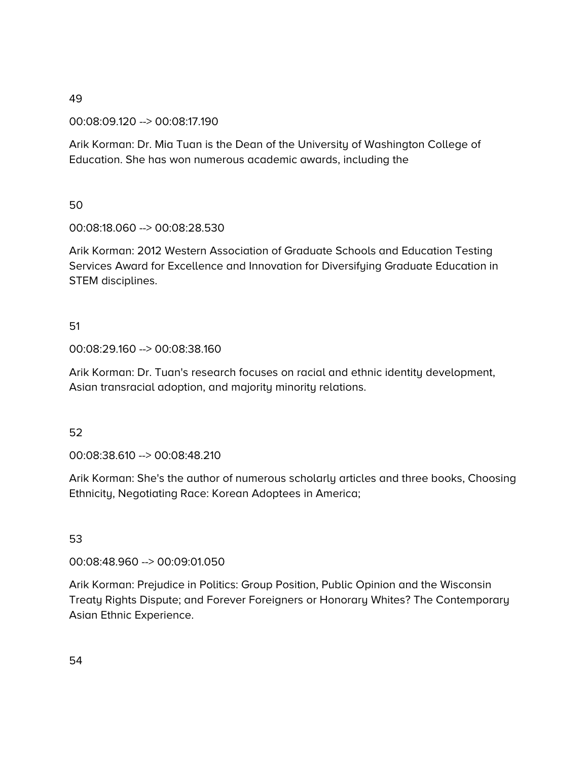49

00:08:09.120 --> 00:08:17.190

Arik Korman: Dr. Mia Tuan is the Dean of the University of Washington College of Education. She has won numerous academic awards, including the

50

00:08:18.060 --> 00:08:28.530

Arik Korman: 2012 Western Association of Graduate Schools and Education Testing Services Award for Excellence and Innovation for Diversifying Graduate Education in STEM disciplines.

51

00:08:29.160 --> 00:08:38.160

Arik Korman: Dr. Tuan's research focuses on racial and ethnic identity development, Asian transracial adoption, and majority minority relations.

52

00:08:38.610 --> 00:08:48.210

Arik Korman: She's the author of numerous scholarly articles and three books, Choosing Ethnicity, Negotiating Race: Korean Adoptees in America;

53

00:08:48.960 --> 00:09:01.050

Arik Korman: Prejudice in Politics: Group Position, Public Opinion and the Wisconsin Treaty Rights Dispute; and Forever Foreigners or Honorary Whites? The Contemporary Asian Ethnic Experience.

54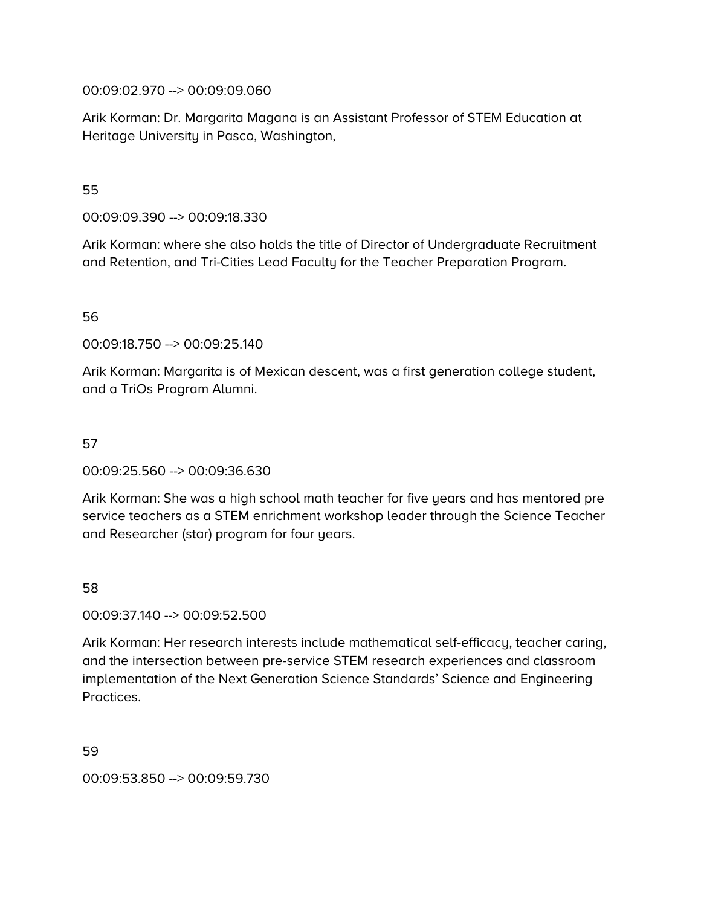00:09:02.970 --> 00:09:09.060

Arik Korman: Dr. Margarita Magana is an Assistant Professor of STEM Education at Heritage University in Pasco, Washington,

55

00:09:09.390 --> 00:09:18.330

Arik Korman: where she also holds the title of Director of Undergraduate Recruitment and Retention, and Tri-Cities Lead Faculty for the Teacher Preparation Program.

56

00:09:18.750 --> 00:09:25.140

Arik Korman: Margarita is of Mexican descent, was a first generation college student, and a TriOs Program Alumni.

57

00:09:25.560 --> 00:09:36.630

Arik Korman: She was a high school math teacher for five years and has mentored pre service teachers as a STEM enrichment workshop leader through the Science Teacher and Researcher (star) program for four years.

58

00:09:37.140 --> 00:09:52.500

Arik Korman: Her research interests include mathematical self-efficacy, teacher caring, and the intersection between pre-service STEM research experiences and classroom implementation of the Next Generation Science Standards' Science and Engineering Practices.

59

00:09:53.850 --> 00:09:59.730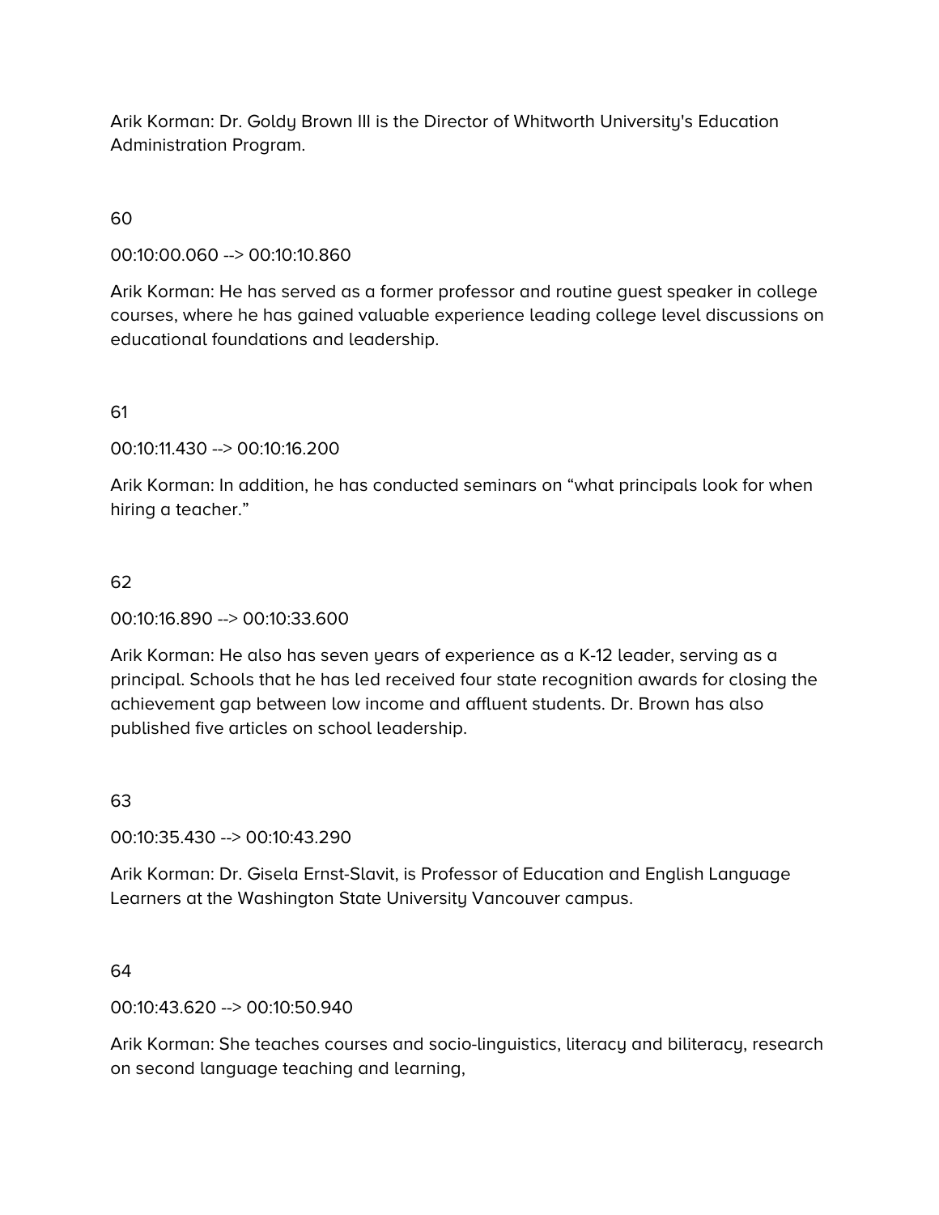Arik Korman: Dr. Goldy Brown III is the Director of Whitworth University's Education Administration Program.

60

00:10:00.060 --> 00:10:10.860

Arik Korman: He has served as a former professor and routine guest speaker in college courses, where he has gained valuable experience leading college level discussions on educational foundations and leadership.

61

00:10:11.430 --> 00:10:16.200

Arik Korman: In addition, he has conducted seminars on “what principals look for when hiring a teacher.”

62

00:10:16.890 --> 00:10:33.600

Arik Korman: He also has seven years of experience as a K-12 leader, serving as a principal. Schools that he has led received four state recognition awards for closing the achievement gap between low income and affluent students. Dr. Brown has also published five articles on school leadership.

63

00:10:35.430 --> 00:10:43.290

Arik Korman: Dr. Gisela Ernst-Slavit, is Professor of Education and English Language Learners at the Washington State University Vancouver campus.

64

00:10:43.620 --> 00:10:50.940

Arik Korman: She teaches courses and socio-linguistics, literacy and biliteracy, research on second language teaching and learning,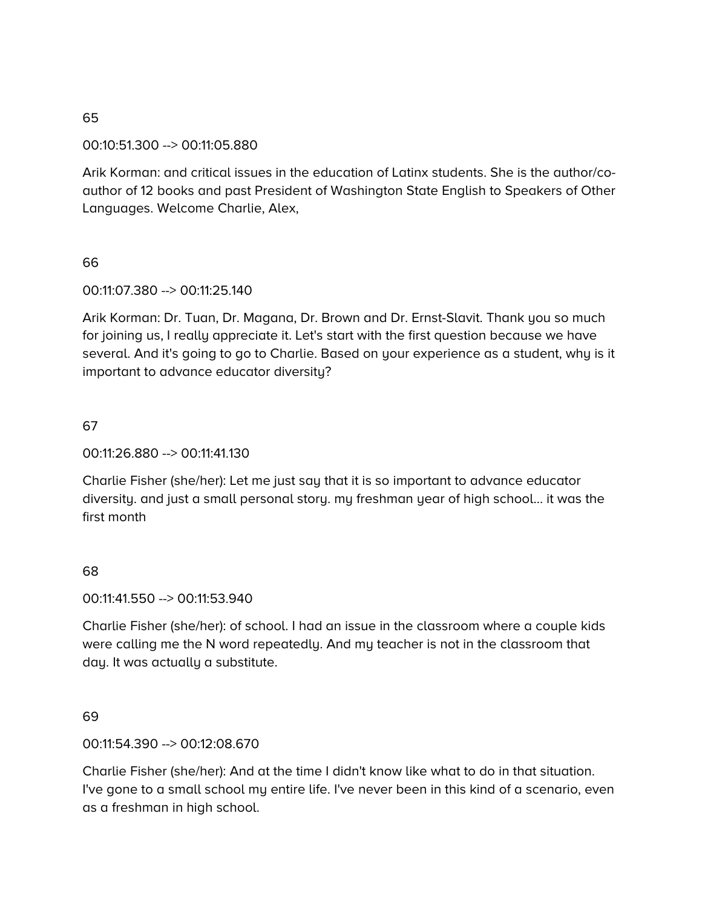65

00:10:51.300 --> 00:11:05.880

Arik Korman: and critical issues in the education of Latinx students. She is the author/co-author of 12 books and past President of Washington State English to Speakers of Other Languages. Welcome Charlie, Alex,

66

00:11:07.380 --> 00:11:25.140

Arik Korman: Dr. Tuan, Dr. Magana, Dr. Brown and Dr. Ernst-Slavit. Thank you so much for joining us, I really appreciate it. Let's start with the first question because we have several. And it's going to go to Charlie. Based on your experience as a student, why is it important to advance educator diversity?

67

00:11:26.880 --> 00:11:41.130

Charlie Fisher (she/her): Let me just say that it is so important to advance educator diversity. and just a small personal story. my freshman year of high school... it was the first month

68

00:11:41.550 --> 00:11:53.940

Charlie Fisher (she/her): of school. I had an issue in the classroom where a couple kids were calling me the N word repeatedly. And my teacher is not in the classroom that day. It was actually a substitute.

69

00:11:54.390 --> 00:12:08.670

Charlie Fisher (she/her): And at the time I didn't know like what to do in that situation. I've gone to a small school my entire life. I've never been in this kind of a scenario, even as a freshman in high school.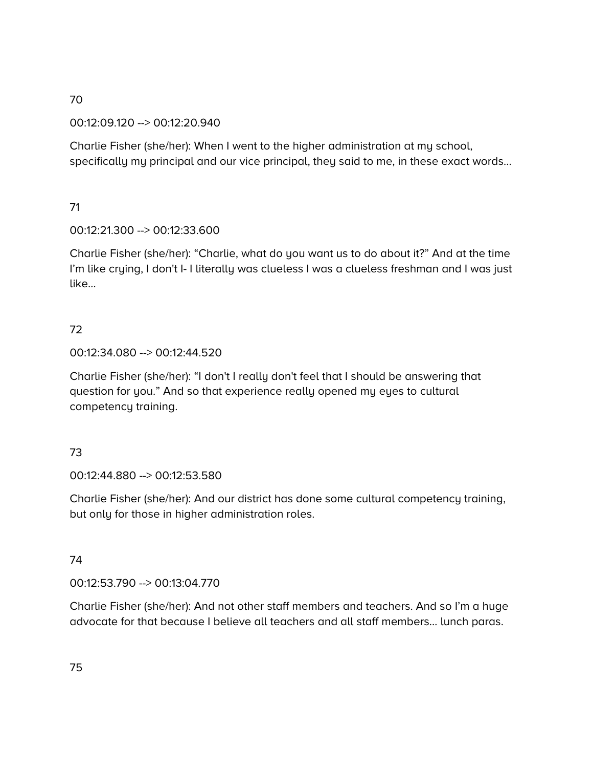70

00:12:09.120 --> 00:12:20.940

Charlie Fisher (she/her): When I went to the higher administration at my school, specifically my principal and our vice principal, they said to me, in these exact words...

71

00:12:21.300 --> 00:12:33.600

Charlie Fisher (she/her): "Charlie, what do you want us to do about it?" And at the time I'm like crying, I don't I- I literally was clueless I was a clueless freshman and I was just like...

72

00:12:34.080 --> 00:12:44.520

Charlie Fisher (she/her): "I don't I really don't feel that I should be answering that question for you." And so that experience really opened my eyes to cultural competency training.

73

00:12:44.880 --> 00:12:53.580

Charlie Fisher (she/her): And our district has done some cultural competency training, but only for those in higher administration roles.

74

00:12:53.790 --> 00:13:04.770

Charlie Fisher (she/her): And not other staff members and teachers. And so I'm a huge advocate for that because I believe all teachers and all staff members... lunch paras.

75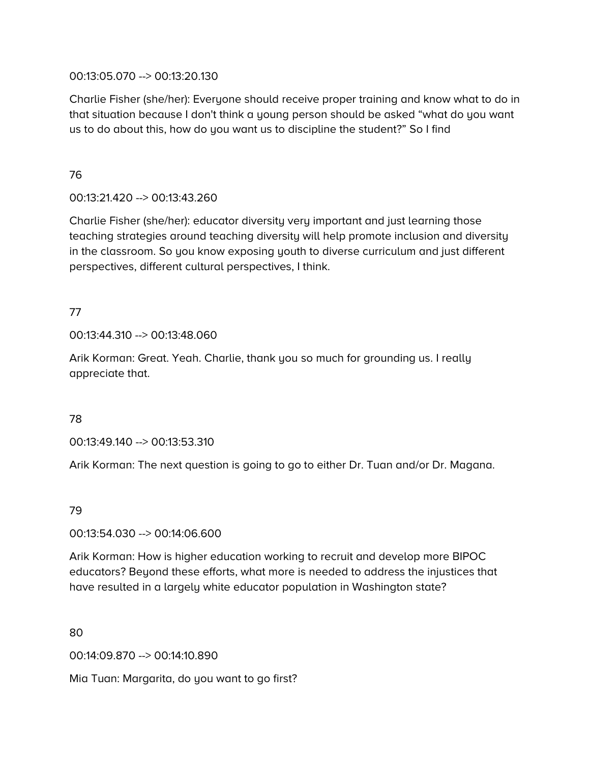00:13:05.070 --> 00:13:20.130

Charlie Fisher (she/her): Everyone should receive proper training and know what to do in that situation because I don't think a young person should be asked “what do you want us to do about this, how do you want us to discipline the student?” So I find

76

00:13:21.420 --> 00:13:43.260

Charlie Fisher (she/her): educator diversity very important and just learning those teaching strategies around teaching diversity will help promote inclusion and diversity in the classroom. So you know exposing youth to diverse curriculum and just different perspectives, different cultural perspectives, I think.

77

00:13:44.310 --> 00:13:48.060

Arik Korman: Great. Yeah. Charlie, thank you so much for grounding us. I really appreciate that.

78

00:13:49.140 --> 00:13:53.310

Arik Korman: The next question is going to go to either Dr. Tuan and/or Dr. Magana.

79

00:13:54.030 --> 00:14:06.600

Arik Korman: How is higher education working to recruit and develop more BIPOC educators? Beyond these efforts, what more is needed to address the injustices that have resulted in a largely white educator population in Washington state?

80

00:14:09.870 --> 00:14:10.890

Mia Tuan: Margarita, do you want to go first?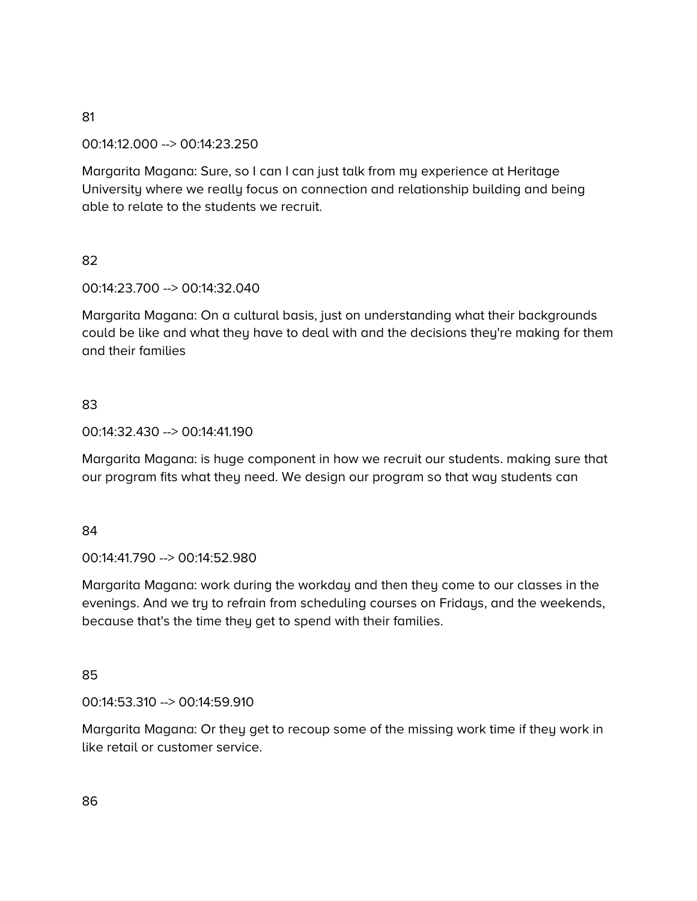81

00:14:12.000 --> 00:14:23.250

Margarita Magana: Sure, so I can I can just talk from my experience at Heritage University where we really focus on connection and relationship building and being able to relate to the students we recruit.

82

00:14:23.700 --> 00:14:32.040

Margarita Magana: On a cultural basis, just on understanding what their backgrounds could be like and what they have to deal with and the decisions they're making for them and their families

83

00:14:32.430 --> 00:14:41.190

Margarita Magana: is huge component in how we recruit our students. making sure that our program fits what they need. We design our program so that way students can

84

00:14:41.790 --> 00:14:52.980

Margarita Magana: work during the workday and then they come to our classes in the evenings. And we try to refrain from scheduling courses on Fridays, and the weekends, because that's the time they get to spend with their families.

85

00:14:53.310 --> 00:14:59.910

Margarita Magana: Or they get to recoup some of the missing work time if they work in like retail or customer service.

86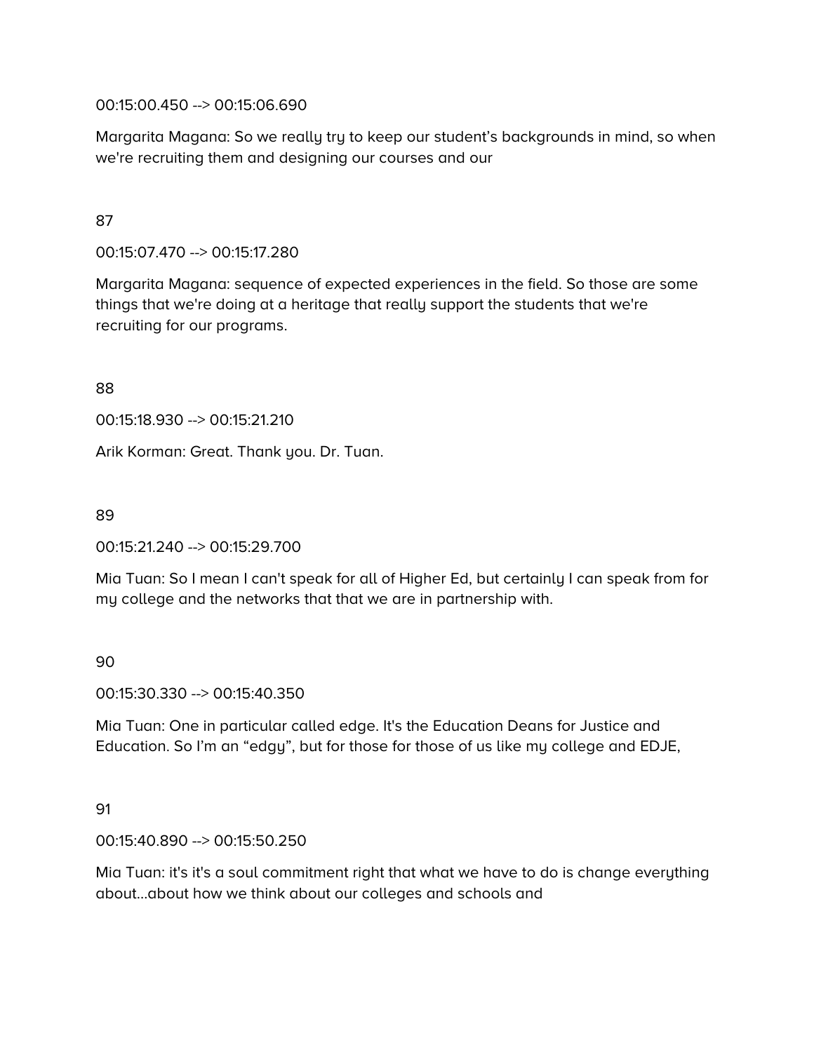00:15:00.450 --> 00:15:06.690

Margarita Magana: So we really try to keep our student's backgrounds in mind, so when we're recruiting them and designing our courses and our

87

00:15:07.470 --> 00:15:17.280

Margarita Magana: sequence of expected experiences in the field. So those are some things that we're doing at a heritage that really support the students that we're recruiting for our programs.

88

00:15:18.930 --> 00:15:21.210

Arik Korman: Great. Thank you. Dr. Tuan.

89

00:15:21.240 --> 00:15:29.700

Mia Tuan: So I mean I can't speak for all of Higher Ed, but certainly I can speak from for my college and the networks that that we are in partnership with.

90

00:15:30.330 --> 00:15:40.350

Mia Tuan: One in particular called edge. It's the Education Deans for Justice and Education. So I'm an "edgy", but for those for those of us like my college and EDJE,

91

00:15:40.890 --> 00:15:50.250

Mia Tuan: it's it's a soul commitment right that what we have to do is change everything about...about how we think about our colleges and schools and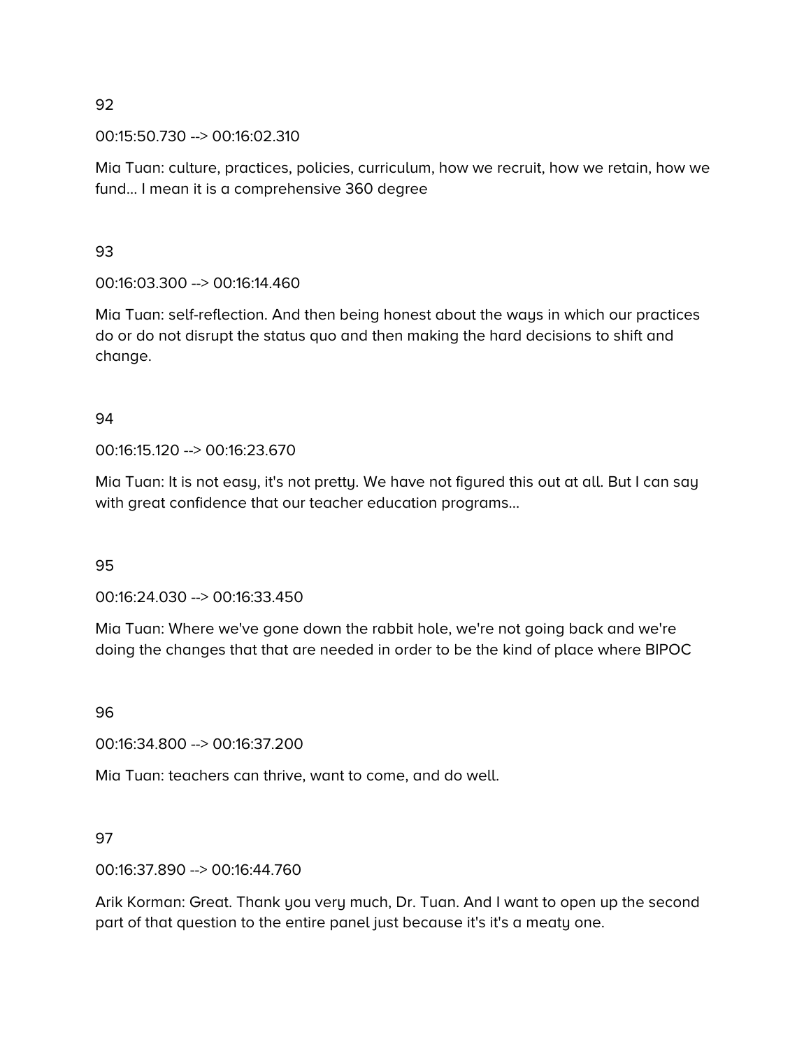92

00:15:50.730 --> 00:16:02.310

Mia Tuan: culture, practices, policies, curriculum, how we recruit, how we retain, how we fund... I mean it is a comprehensive 360 degree

93

00:16:03.300 --> 00:16:14.460

Mia Tuan: self-reflection. And then being honest about the ways in which our practices do or do not disrupt the status quo and then making the hard decisions to shift and change.

94

00:16:15.120 --> 00:16:23.670

Mia Tuan: It is not easy, it's not pretty. We have not figured this out at all. But I can say with great confidence that our teacher education programs...

95

00:16:24.030 --> 00:16:33.450

Mia Tuan: Where we've gone down the rabbit hole, we're not going back and we're doing the changes that that are needed in order to be the kind of place where BIPOC

96

00:16:34.800 --> 00:16:37.200

Mia Tuan: teachers can thrive, want to come, and do well.

97

00:16:37.890 --> 00:16:44.760

Arik Korman: Great. Thank you very much, Dr. Tuan. And I want to open up the second part of that question to the entire panel just because it's it's a meaty one.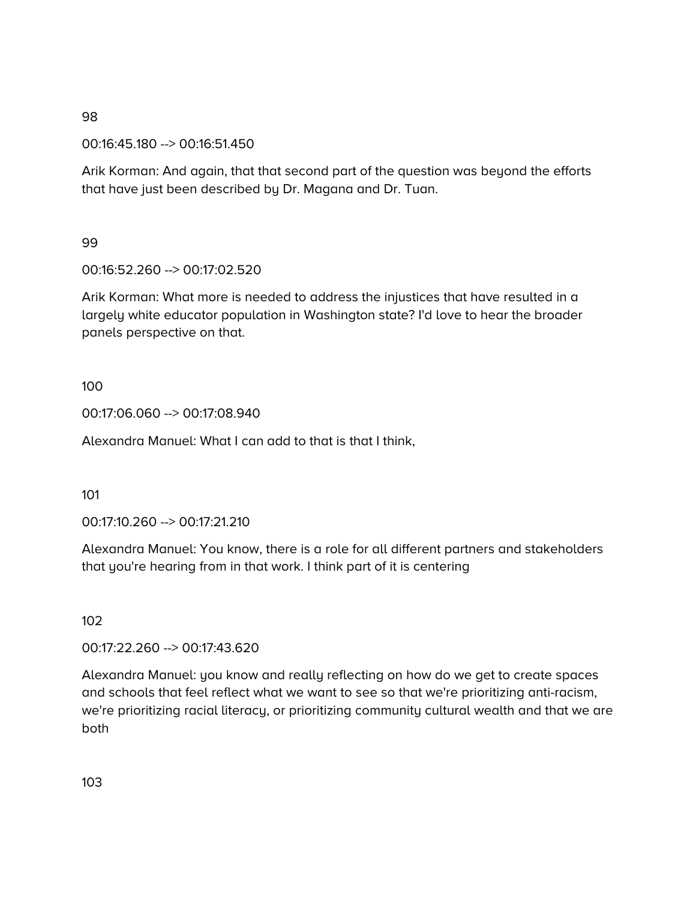98

00:16:45.180 --> 00:16:51.450

Arik Korman: And again, that that second part of the question was beyond the efforts that have just been described by Dr. Magana and Dr. Tuan.

99

00:16:52.260 --> 00:17:02.520

Arik Korman: What more is needed to address the injustices that have resulted in a largely white educator population in Washington state? I'd love to hear the broader panels perspective on that.

100

00:17:06.060 --> 00:17:08.940

Alexandra Manuel: What I can add to that is that I think,

101

00:17:10.260 --> 00:17:21.210

Alexandra Manuel: You know, there is a role for all different partners and stakeholders that you're hearing from in that work. I think part of it is centering

102

00:17:22.260 --> 00:17:43.620

Alexandra Manuel: you know and really reflecting on how do we get to create spaces and schools that feel reflect what we want to see so that we're prioritizing anti-racism, we're prioritizing racial literacy, or prioritizing community cultural wealth and that we are both

103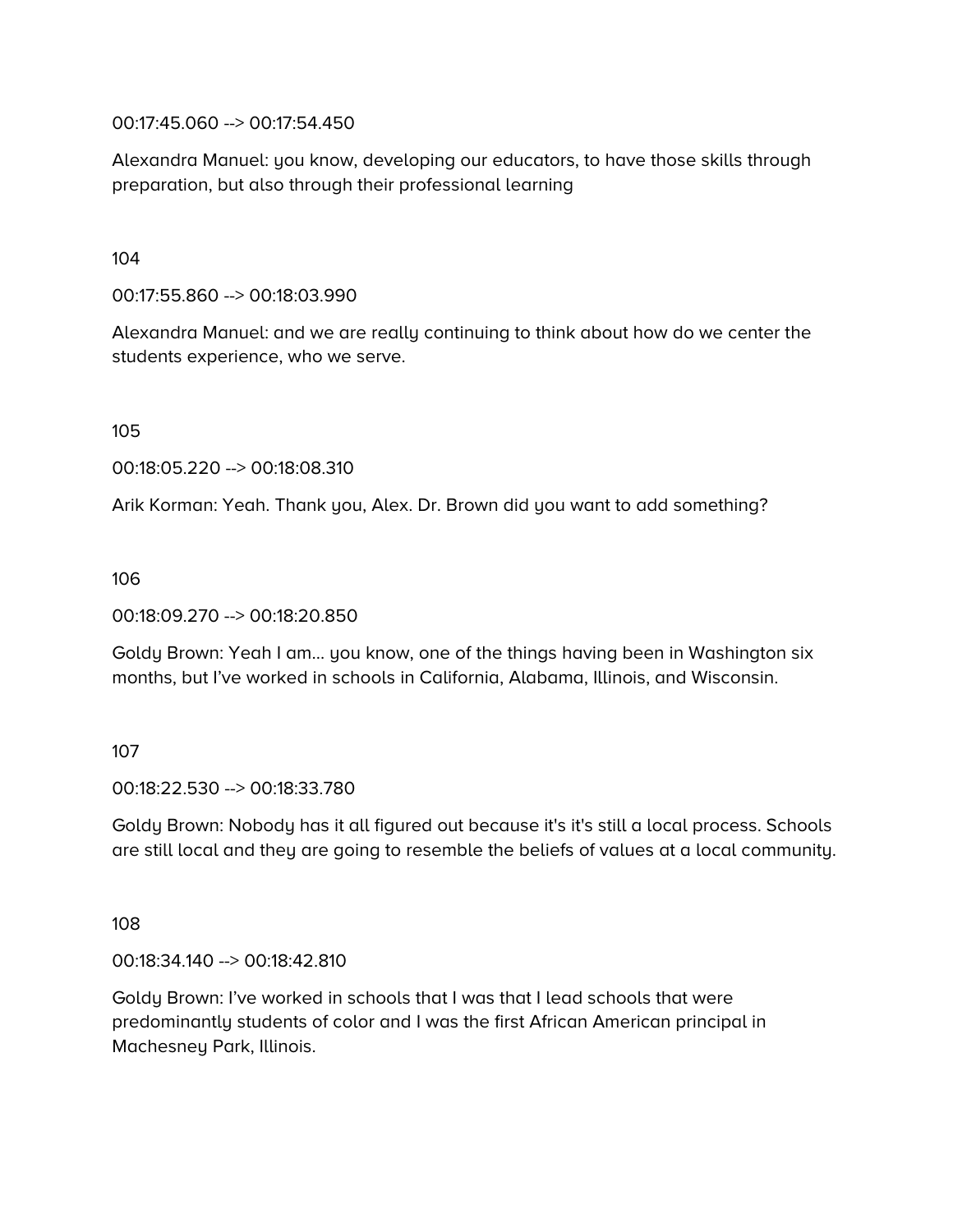00:17:45.060 --> 00:17:54.450

Alexandra Manuel: you know, developing our educators, to have those skills through preparation, but also through their professional learning

104

00:17:55.860 --> 00:18:03.990

Alexandra Manuel: and we are really continuing to think about how do we center the students experience, who we serve.

105

00:18:05.220 --> 00:18:08.310

Arik Korman: Yeah. Thank you, Alex. Dr. Brown did you want to add something?

106

00:18:09.270 --> 00:18:20.850

Goldy Brown: Yeah I am... you know, one of the things having been in Washington six months, but I've worked in schools in California, Alabama, Illinois, and Wisconsin.

107

00:18:22.530 --> 00:18:33.780

Goldy Brown: Nobody has it all figured out because it's it's still a local process. Schools are still local and they are going to resemble the beliefs of values at a local community.

108

00:18:34.140 --> 00:18:42.810

Goldy Brown: I've worked in schools that I was that I lead schools that were predominantly students of color and I was the first African American principal in Machesney Park, Illinois.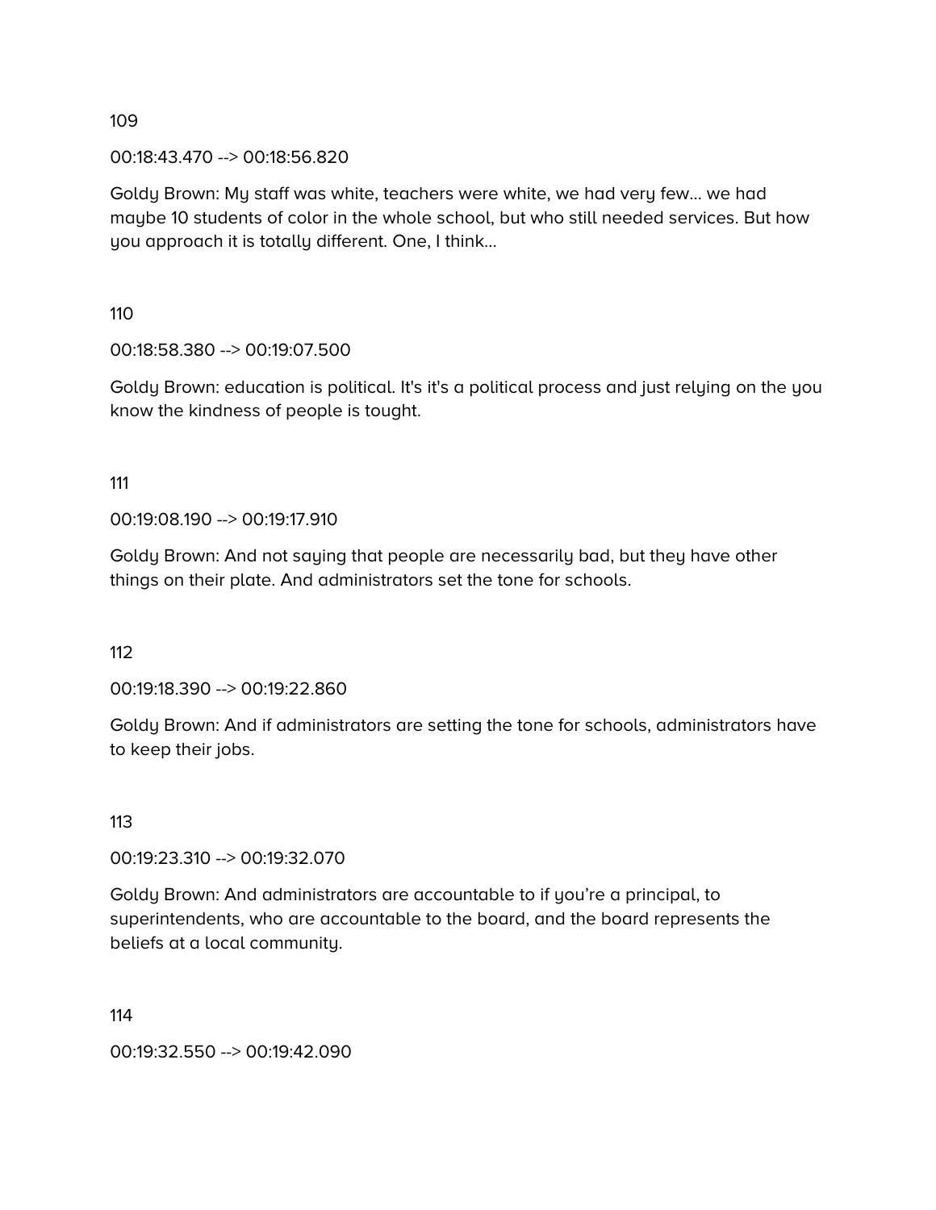109

00:18:43.470 --> 00:18:56.820

Goldy Brown: My staff was white, teachers were white, we had very few... we had maybe 10 students of color in the whole school, but who still needed services. But how you approach it is totally different. One, I think...

110

00:18:58.380 --> 00:19:07.500

Goldy Brown: education is political. It's it's a political process and just relying on the you know the kindness of people is tought.

111

00:19:08.190 --> 00:19:17.910

Goldy Brown: And not saying that people are necessarily bad, but they have other things on their plate. And administrators set the tone for schools.

112

00:19:18.390 --> 00:19:22.860

Goldy Brown: And if administrators are setting the tone for schools, administrators have to keep their jobs.

113

00:19:23.310 --> 00:19:32.070

Goldy Brown: And administrators are accountable to if you're a principal, to superintendents, who are accountable to the board, and the board represents the beliefs at a local community.

114

00:19:32.550 --> 00:19:42.090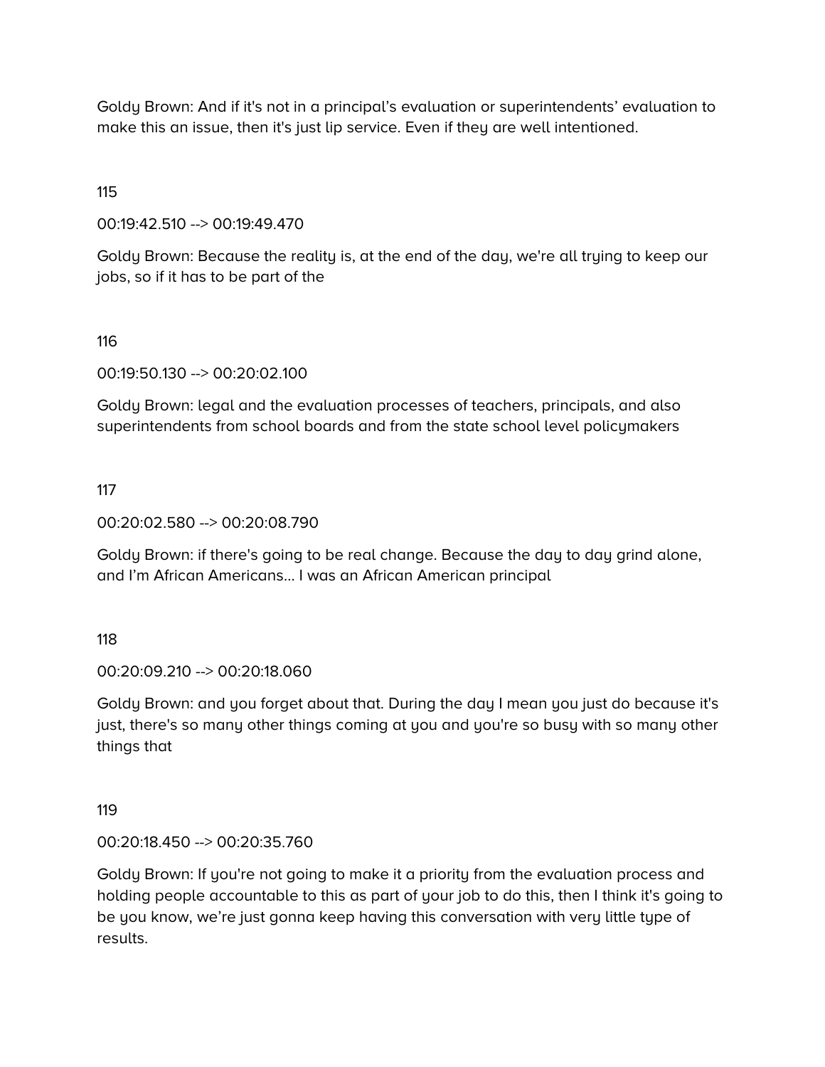Goldy Brown: And if it's not in a principal's evaluation or superintendents' evaluation to make this an issue, then it's just lip service. Even if they are well intentioned.

115

00:19:42.510 --> 00:19:49.470

Goldy Brown: Because the reality is, at the end of the day, we're all trying to keep our jobs, so if it has to be part of the

116

00:19:50.130 --> 00:20:02.100

Goldy Brown: legal and the evaluation processes of teachers, principals, and also superintendents from school boards and from the state school level policymakers

117

00:20:02.580 --> 00:20:08.790

Goldy Brown: if there's going to be real change. Because the day to day grind alone, and I'm African Americans... I was an African American principal

118

00:20:09.210 --> 00:20:18.060

Goldy Brown: and you forget about that. During the day I mean you just do because it's just, there's so many other things coming at you and you're so busy with so many other things that

119

00:20:18.450 --> 00:20:35.760

Goldy Brown: If you're not going to make it a priority from the evaluation process and holding people accountable to this as part of your job to do this, then I think it's going to be you know, we're just gonna keep having this conversation with very little type of results.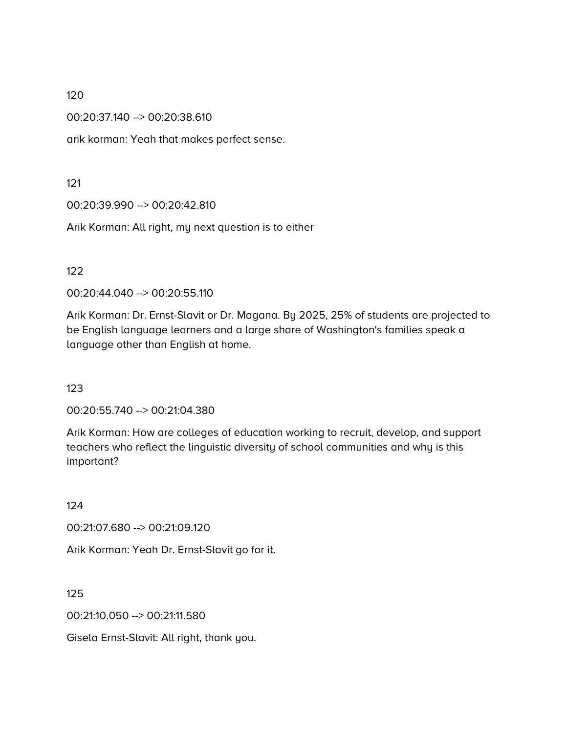120

00:20:37.140 --> 00:20:38.610

arik korman: Yeah that makes perfect sense.

121

00:20:39.990 --> 00:20:42.810

Arik Korman: All right, my next question is to either

122

00:20:44.040 --> 00:20:55.110

Arik Korman: Dr. Ernst-Slavit or Dr. Magana. By 2025, 25% of students are projected to be English language learners and a large share of Washington's families speak a language other than English at home.

123

00:20:55.740 --> 00:21:04.380

Arik Korman: How are colleges of education working to recruit, develop, and support teachers who reflect the linguistic diversity of school communities and why is this important?

124

00:21:07.680 --> 00:21:09.120

Arik Korman: Yeah Dr. Ernst-Slavit go for it.

125

00:21:10.050 --> 00:21:11.580

Gisela Ernst-Slavit: All right, thank you.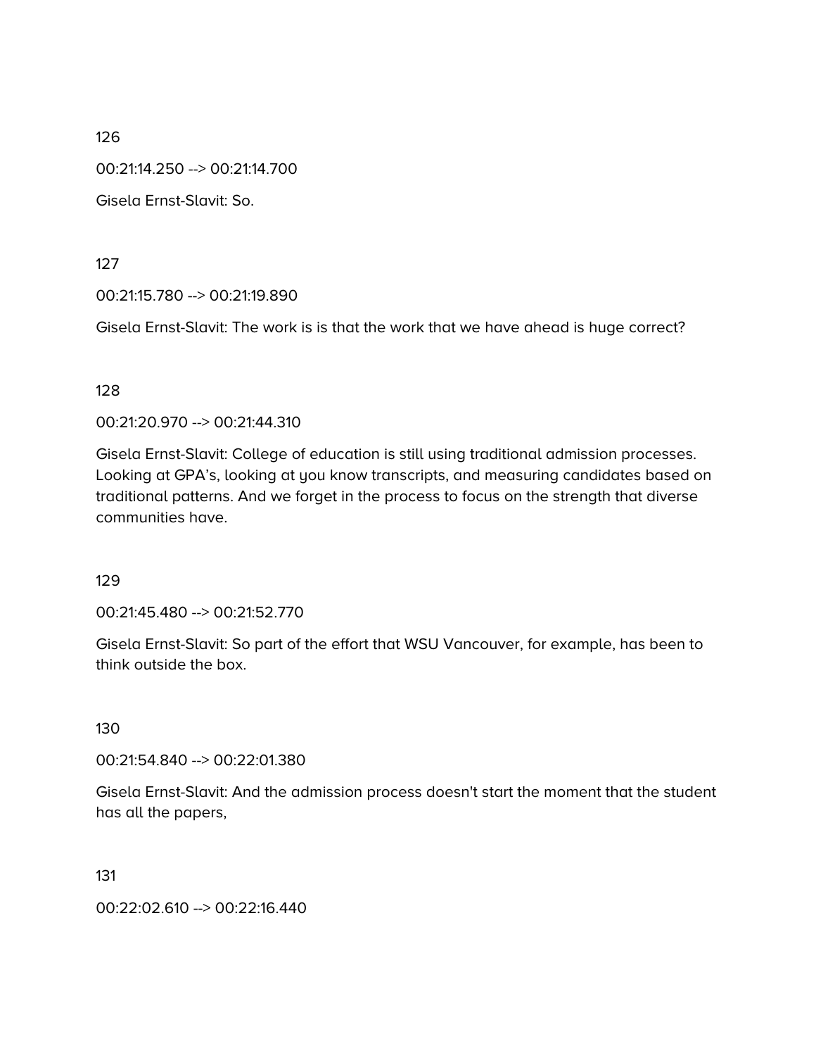126

00:21:14.250 --> 00:21:14.700

Gisela Ernst-Slavit: So.

127

00:21:15.780 --> 00:21:19.890

Gisela Ernst-Slavit: The work is is that the work that we have ahead is huge correct?

128

00:21:20.970 --> 00:21:44.310

Gisela Ernst-Slavit: College of education is still using traditional admission processes. Looking at GPA's, looking at you know transcripts, and measuring candidates based on traditional patterns. And we forget in the process to focus on the strength that diverse communities have.

129

00:21:45.480 --> 00:21:52.770

Gisela Ernst-Slavit: So part of the effort that WSU Vancouver, for example, has been to think outside the box.

130

00:21:54.840 --> 00:22:01.380

Gisela Ernst-Slavit: And the admission process doesn't start the moment that the student has all the papers,

131

00:22:02.610 --> 00:22:16.440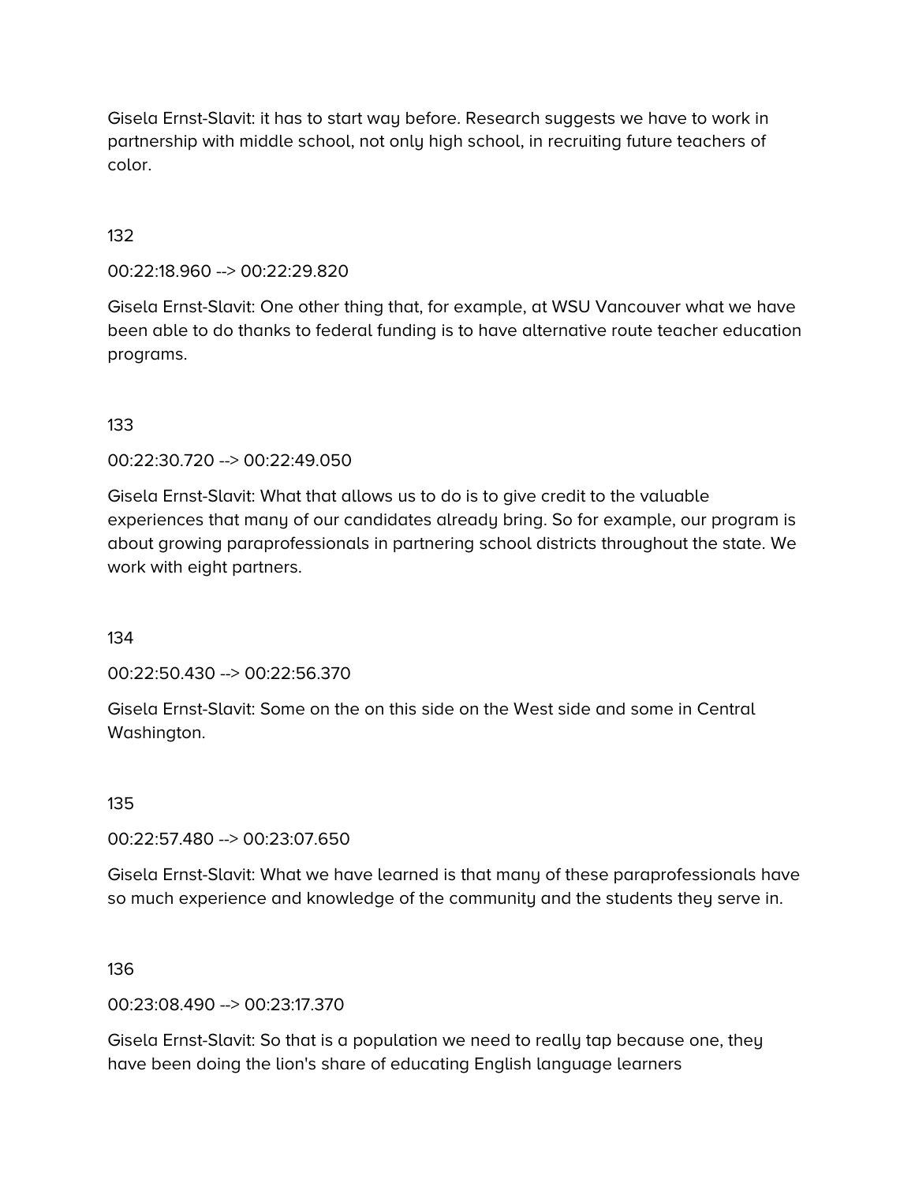Gisela Ernst-Slavit: it has to start way before. Research suggests we have to work in partnership with middle school, not only high school, in recruiting future teachers of color.

132

00:22:18.960 --> 00:22:29.820

Gisela Ernst-Slavit: One other thing that, for example, at WSU Vancouver what we have been able to do thanks to federal funding is to have alternative route teacher education programs.

133

00:22:30.720 --> 00:22:49.050

Gisela Ernst-Slavit: What that allows us to do is to give credit to the valuable experiences that many of our candidates already bring. So for example, our program is about growing paraprofessionals in partnering school districts throughout the state. We work with eight partners.

134

00:22:50.430 --> 00:22:56.370

Gisela Ernst-Slavit: Some on the on this side on the West side and some in Central Washington.

135

00:22:57.480 --> 00:23:07.650

Gisela Ernst-Slavit: What we have learned is that many of these paraprofessionals have so much experience and knowledge of the community and the students they serve in.

136

00:23:08.490 --> 00:23:17.370

Gisela Ernst-Slavit: So that is a population we need to really tap because one, they have been doing the lion's share of educating English language learners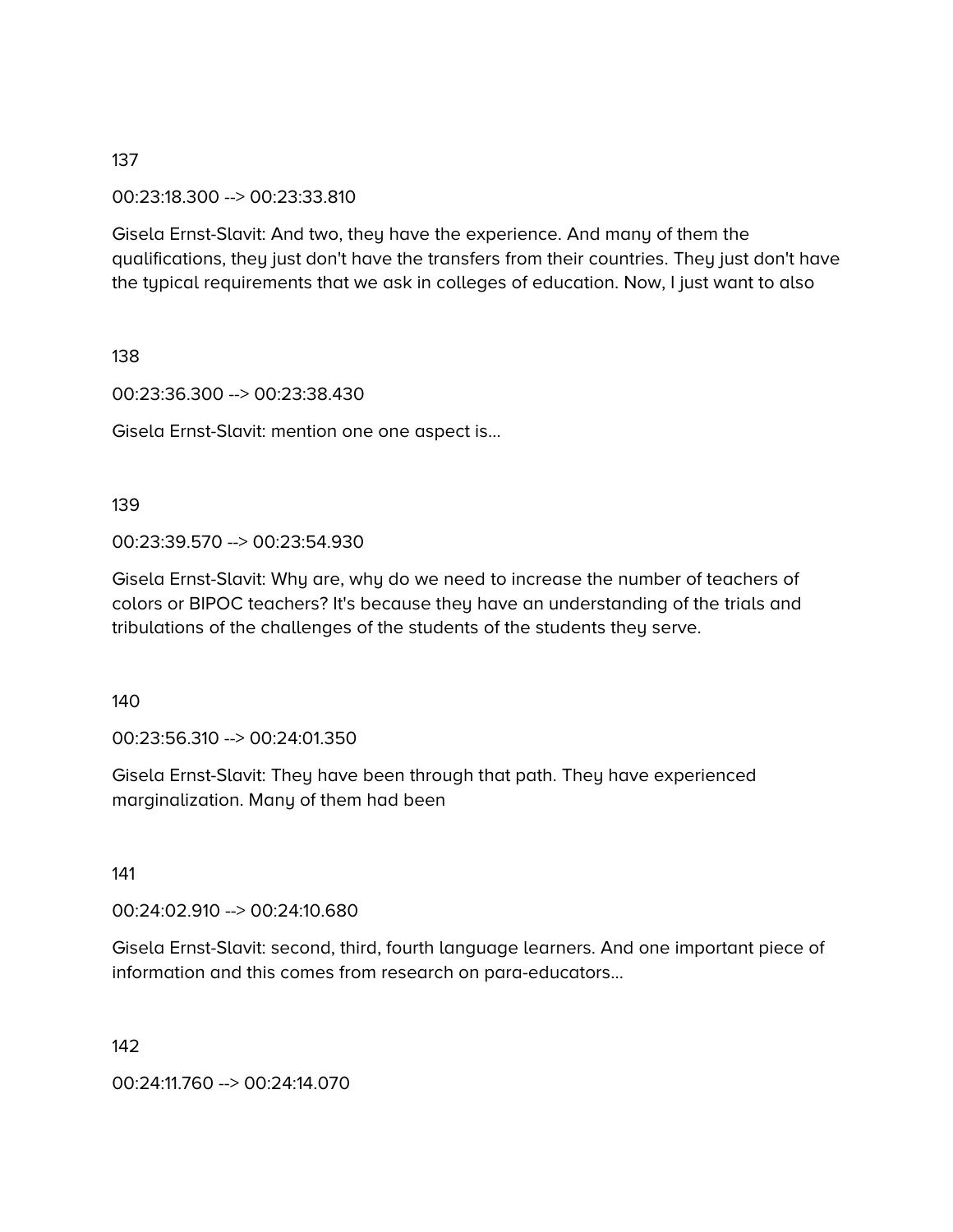137

00:23:18.300 --> 00:23:33.810

Gisela Ernst-Slavit: And two, they have the experience. And many of them the qualifications, they just don't have the transfers from their countries. They just don't have the typical requirements that we ask in colleges of education. Now, I just want to also

138

00:23:36.300 --> 00:23:38.430

Gisela Ernst-Slavit: mention one one aspect is...

139

00:23:39.570 --> 00:23:54.930

Gisela Ernst-Slavit: Why are, why do we need to increase the number of teachers of colors or BIPOC teachers? It's because they have an understanding of the trials and tribulations of the challenges of the students of the students they serve.

140

00:23:56.310 --> 00:24:01.350

Gisela Ernst-Slavit: They have been through that path. They have experienced marginalization. Many of them had been

141

00:24:02.910 --> 00:24:10.680

Gisela Ernst-Slavit: second, third, fourth language learners. And one important piece of information and this comes from research on para-educators...

142

00:24:11.760 --> 00:24:14.070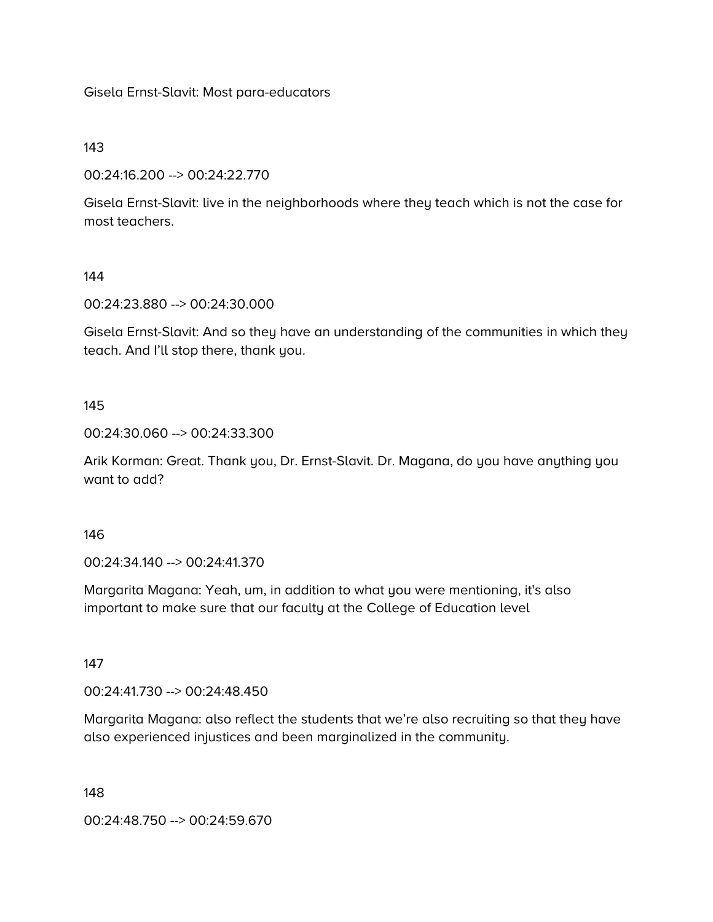Gisela Ernst-Slavit: Most para-educators

143

00:24:16.200 --> 00:24:22.770

Gisela Ernst-Slavit: live in the neighborhoods where they teach which is not the case for most teachers.

144

00:24:23.880 --> 00:24:30.000

Gisela Ernst-Slavit: And so they have an understanding of the communities in which they teach. And I'll stop there, thank you.

145

00:24:30.060 --> 00:24:33.300

Arik Korman: Great. Thank you, Dr. Ernst-Slavit. Dr. Magana, do you have anything you want to add?

146

00:24:34.140 --> 00:24:41.370

Margarita Magana: Yeah, um, in addition to what you were mentioning, it's also important to make sure that our faculty at the College of Education level

147

00:24:41.730 --> 00:24:48.450

Margarita Magana: also reflect the students that we're also recruiting so that they have also experienced injustices and been marginalized in the community.

148

00:24:48.750 --> 00:24:59.670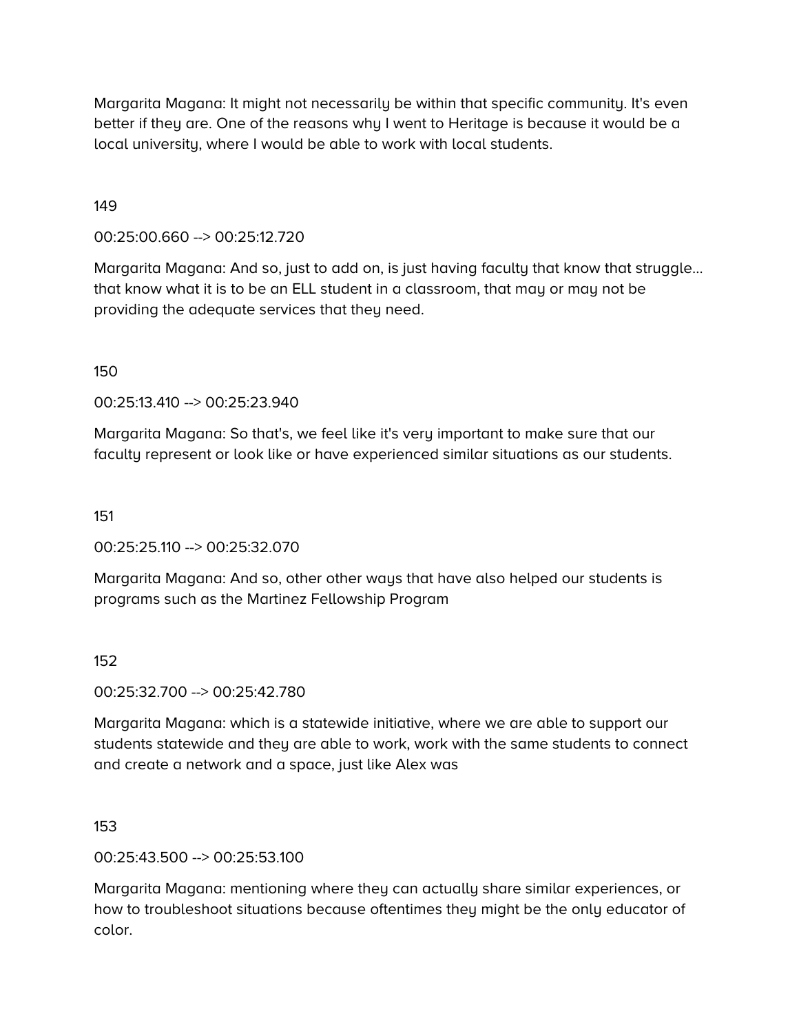Margarita Magana: It might not necessarily be within that specific community. It's even better if they are. One of the reasons why I went to Heritage is because it would be a local university, where I would be able to work with local students.

149

00:25:00.660 --> 00:25:12.720

Margarita Magana: And so, just to add on, is just having faculty that know that struggle... that know what it is to be an ELL student in a classroom, that may or may not be providing the adequate services that they need.

150

00:25:13.410 --> 00:25:23.940

Margarita Magana: So that's, we feel like it's very important to make sure that our faculty represent or look like or have experienced similar situations as our students.

151

00:25:25.110 --> 00:25:32.070

Margarita Magana: And so, other other ways that have also helped our students is programs such as the Martinez Fellowship Program

152

00:25:32.700 --> 00:25:42.780

Margarita Magana: which is a statewide initiative, where we are able to support our students statewide and they are able to work, work with the same students to connect and create a network and a space, just like Alex was

153

00:25:43.500 --> 00:25:53.100

Margarita Magana: mentioning where they can actually share similar experiences, or how to troubleshoot situations because oftentimes they might be the only educator of color.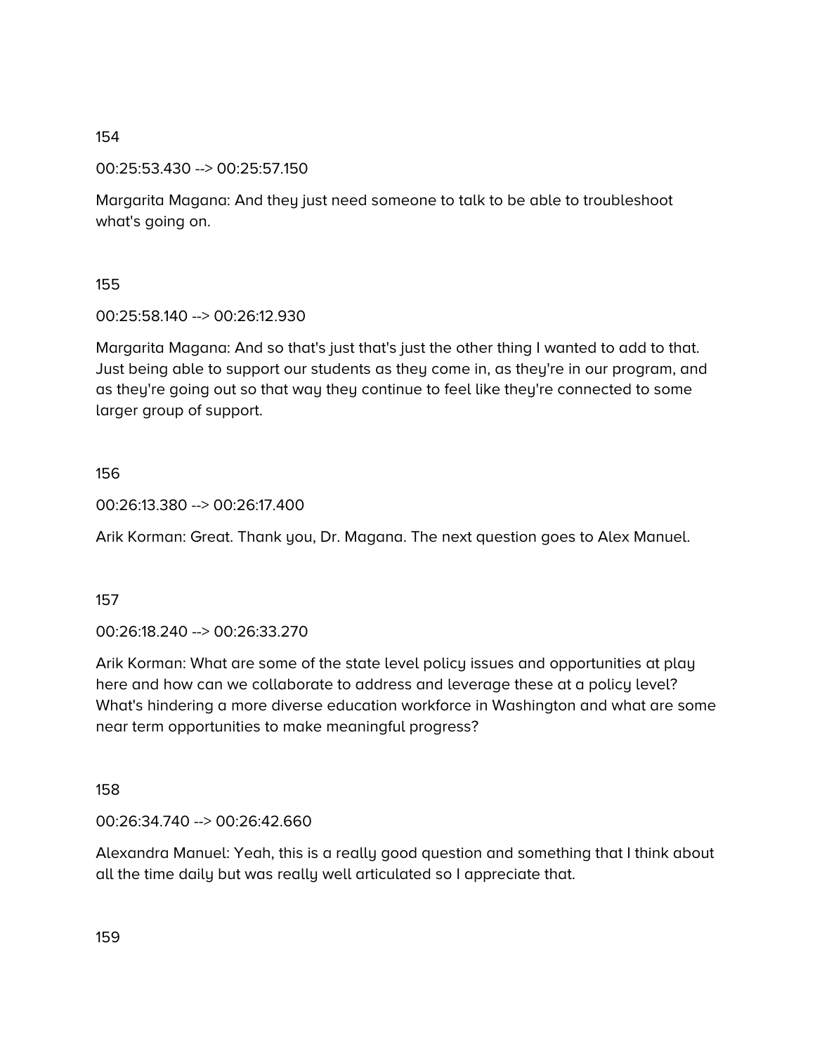154

00:25:53.430 --> 00:25:57.150

Margarita Magana: And they just need someone to talk to be able to troubleshoot what's going on.

155

00:25:58.140 --> 00:26:12.930

Margarita Magana: And so that's just that's just the other thing I wanted to add to that. Just being able to support our students as they come in, as they're in our program, and as they're going out so that way they continue to feel like they're connected to some larger group of support.

156

00:26:13.380 --> 00:26:17.400

Arik Korman: Great. Thank you, Dr. Magana. The next question goes to Alex Manuel.

157

00:26:18.240 --> 00:26:33.270

Arik Korman: What are some of the state level policy issues and opportunities at play here and how can we collaborate to address and leverage these at a policy level? What's hindering a more diverse education workforce in Washington and what are some near term opportunities to make meaningful progress?

158

00:26:34.740 --> 00:26:42.660

Alexandra Manuel: Yeah, this is a really good question and something that I think about all the time daily but was really well articulated so I appreciate that.

159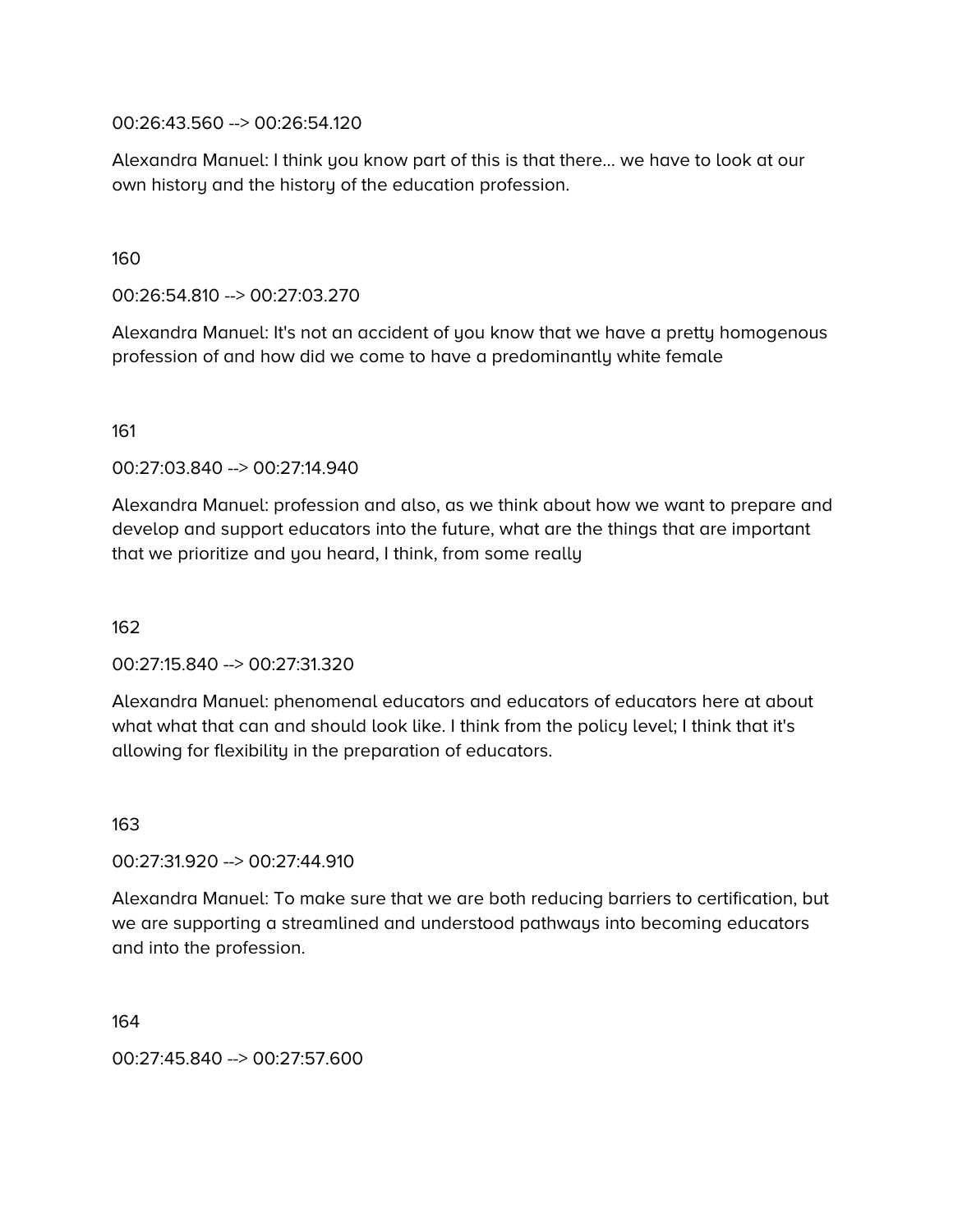00:26:43.560 --> 00:26:54.120

Alexandra Manuel: I think you know part of this is that there... we have to look at our own history and the history of the education profession.

160

00:26:54.810 --> 00:27:03.270

Alexandra Manuel: It's not an accident of you know that we have a pretty homogenous profession of and how did we come to have a predominantly white female

161

00:27:03.840 --> 00:27:14.940

Alexandra Manuel: profession and also, as we think about how we want to prepare and develop and support educators into the future, what are the things that are important that we prioritize and you heard, I think, from some really

162

00:27:15.840 --> 00:27:31.320

Alexandra Manuel: phenomenal educators and educators of educators here at about what what that can and should look like. I think from the policy level; I think that it's allowing for flexibility in the preparation of educators.

163

00:27:31.920 --> 00:27:44.910

Alexandra Manuel: To make sure that we are both reducing barriers to certification, but we are supporting a streamlined and understood pathways into becoming educators and into the profession.

164

00:27:45.840 --> 00:27:57.600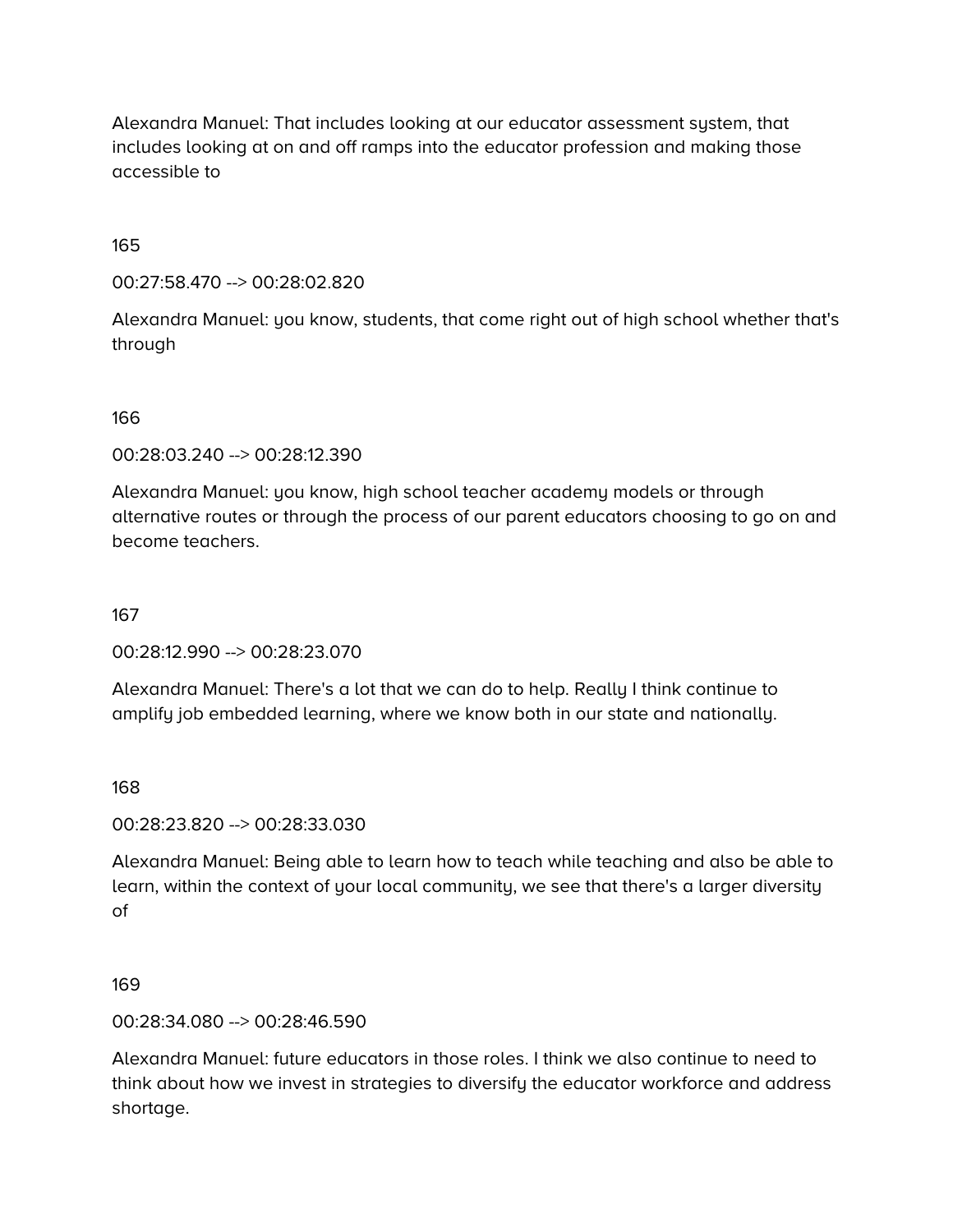Alexandra Manuel: That includes looking at our educator assessment system, that includes looking at on and off ramps into the educator profession and making those accessible to

165

00:27:58.470 --> 00:28:02.820

Alexandra Manuel: you know, students, that come right out of high school whether that's through

166

00:28:03.240 --> 00:28:12.390

Alexandra Manuel: you know, high school teacher academy models or through alternative routes or through the process of our parent educators choosing to go on and become teachers.

167

00:28:12.990 --> 00:28:23.070

Alexandra Manuel: There's a lot that we can do to help. Really I think continue to amplify job embedded learning, where we know both in our state and nationally.

168

00:28:23.820 --> 00:28:33.030

Alexandra Manuel: Being able to learn how to teach while teaching and also be able to learn, within the context of your local community, we see that there's a larger diversity of

169

00:28:34.080 --> 00:28:46.590

Alexandra Manuel: future educators in those roles. I think we also continue to need to think about how we invest in strategies to diversify the educator workforce and address shortage.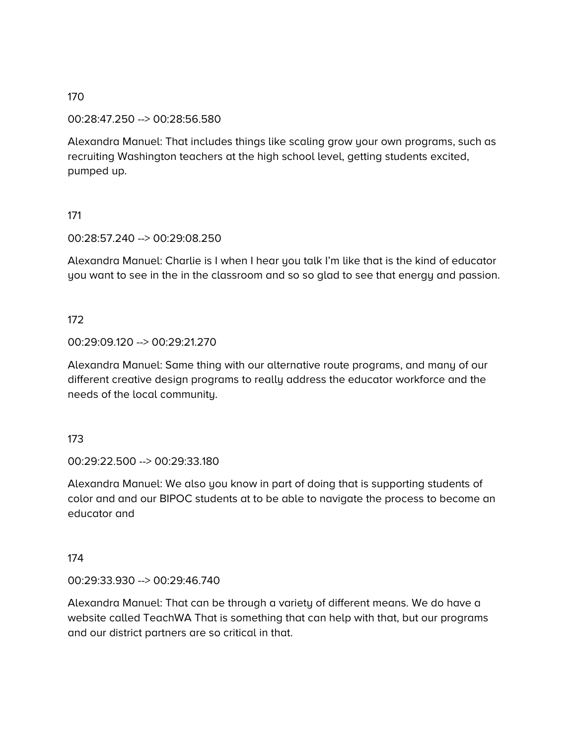170

00:28:47.250 --> 00:28:56.580

Alexandra Manuel: That includes things like scaling grow your own programs, such as recruiting Washington teachers at the high school level, getting students excited, pumped up.

171

00:28:57.240 --> 00:29:08.250

Alexandra Manuel: Charlie is I when I hear you talk I'm like that is the kind of educator you want to see in the in the classroom and so so glad to see that energy and passion.

172

00:29:09.120 --> 00:29:21.270

Alexandra Manuel: Same thing with our alternative route programs, and many of our different creative design programs to really address the educator workforce and the needs of the local community.

173

00:29:22.500 --> 00:29:33.180

Alexandra Manuel: We also you know in part of doing that is supporting students of color and and our BIPOC students at to be able to navigate the process to become an educator and

174

00:29:33.930 --> 00:29:46.740

Alexandra Manuel: That can be through a variety of different means. We do have a website called TeachWA That is something that can help with that, but our programs and our district partners are so critical in that.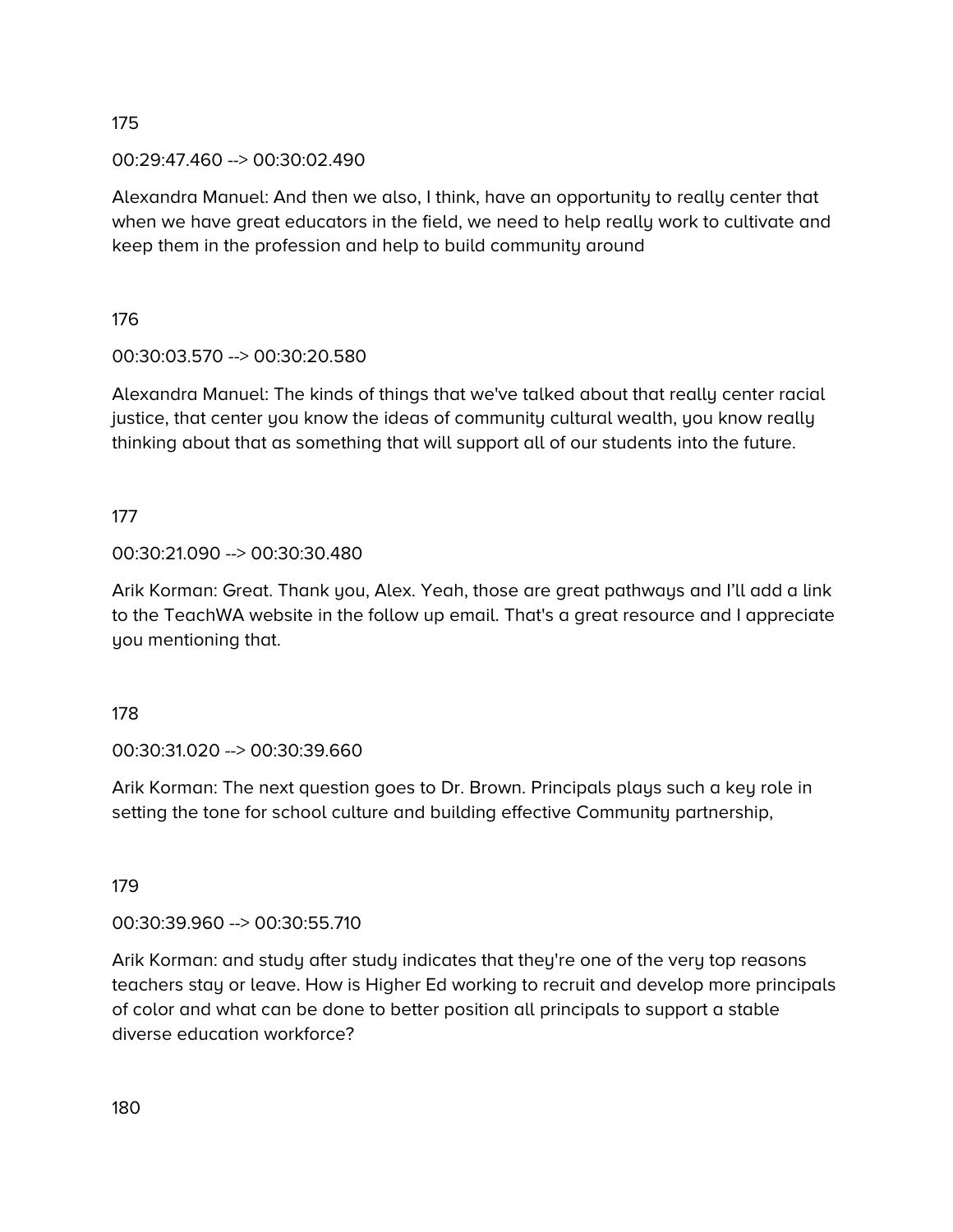175

00:29:47.460 --> 00:30:02.490

Alexandra Manuel: And then we also, I think, have an opportunity to really center that when we have great educators in the field, we need to help really work to cultivate and keep them in the profession and help to build community around

176

00:30:03.570 --> 00:30:20.580

Alexandra Manuel: The kinds of things that we've talked about that really center racial justice, that center you know the ideas of community cultural wealth, you know really thinking about that as something that will support all of our students into the future.

177

00:30:21.090 --> 00:30:30.480

Arik Korman: Great. Thank you, Alex. Yeah, those are great pathways and I'll add a link to the TeachWA website in the follow up email. That's a great resource and I appreciate you mentioning that.

178

00:30:31.020 --> 00:30:39.660

Arik Korman: The next question goes to Dr. Brown. Principals plays such a key role in setting the tone for school culture and building effective Community partnership,

179

00:30:39.960 --> 00:30:55.710

Arik Korman: and study after study indicates that they're one of the very top reasons teachers stay or leave. How is Higher Ed working to recruit and develop more principals of color and what can be done to better position all principals to support a stable diverse education workforce?

180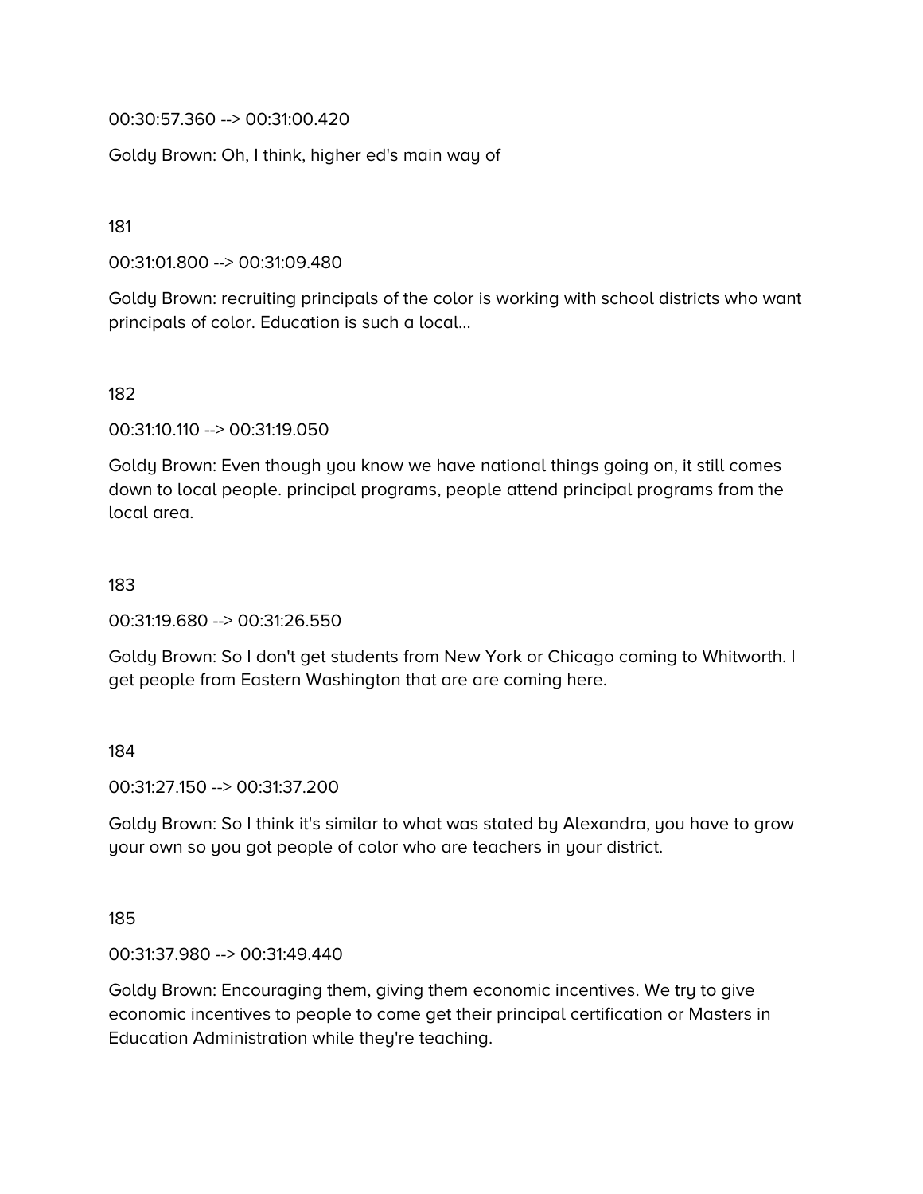00:30:57.360 --> 00:31:00.420

Goldy Brown: Oh, I think, higher ed's main way of

181

00:31:01.800 --> 00:31:09.480

Goldy Brown: recruiting principals of the color is working with school districts who want principals of color. Education is such a local...

182

00:31:10.110 --> 00:31:19.050

Goldy Brown: Even though you know we have national things going on, it still comes down to local people. principal programs, people attend principal programs from the local area.

183

00:31:19.680 --> 00:31:26.550

Goldy Brown: So I don't get students from New York or Chicago coming to Whitworth. I get people from Eastern Washington that are are coming here.

184

00:31:27.150 --> 00:31:37.200

Goldy Brown: So I think it's similar to what was stated by Alexandra, you have to grow your own so you got people of color who are teachers in your district.

185

00:31:37.980 --> 00:31:49.440

Goldy Brown: Encouraging them, giving them economic incentives. We try to give economic incentives to people to come get their principal certification or Masters in Education Administration while they're teaching.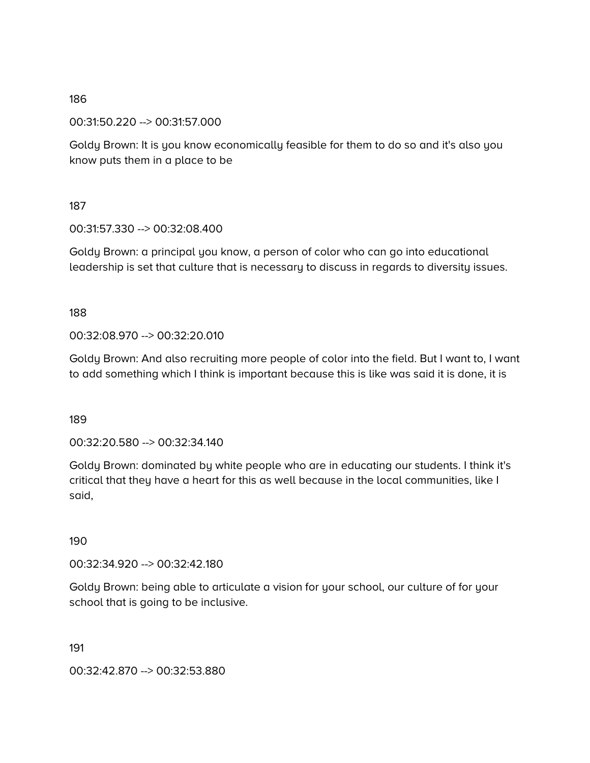186

00:31:50.220 --> 00:31:57.000

Goldy Brown: It is you know economically feasible for them to do so and it's also you know puts them in a place to be

187

00:31:57.330 --> 00:32:08.400

Goldy Brown: a principal you know, a person of color who can go into educational leadership is set that culture that is necessary to discuss in regards to diversity issues.

188

00:32:08.970 --> 00:32:20.010

Goldy Brown: And also recruiting more people of color into the field. But I want to, I want to add something which I think is important because this is like was said it is done, it is

189

00:32:20.580 --> 00:32:34.140

Goldy Brown: dominated by white people who are in educating our students. I think it's critical that they have a heart for this as well because in the local communities, like I said,

190

00:32:34.920 --> 00:32:42.180

Goldy Brown: being able to articulate a vision for your school, our culture of for your school that is going to be inclusive.

191

00:32:42.870 --> 00:32:53.880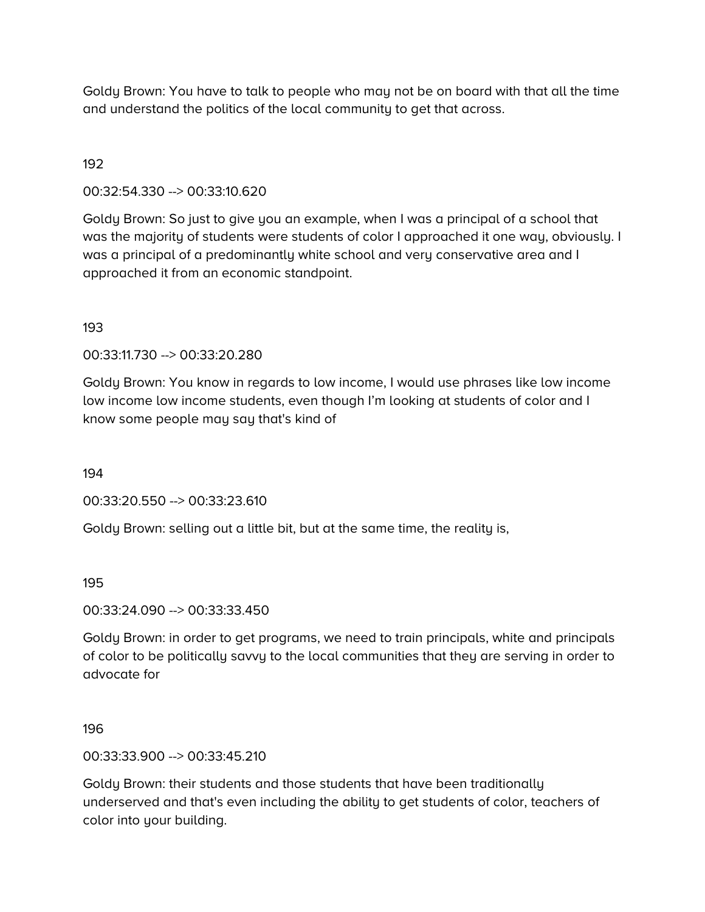Goldy Brown: You have to talk to people who may not be on board with that all the time and understand the politics of the local community to get that across.

192

00:32:54.330 --> 00:33:10.620

Goldy Brown: So just to give you an example, when I was a principal of a school that was the majority of students were students of color I approached it one way, obviously. I was a principal of a predominantly white school and very conservative area and I approached it from an economic standpoint.

193

00:33:11.730 --> 00:33:20.280

Goldy Brown: You know in regards to low income, I would use phrases like low income low income low income students, even though I'm looking at students of color and I know some people may say that's kind of

194

00:33:20.550 --> 00:33:23.610

Goldy Brown: selling out a little bit, but at the same time, the reality is,

195

00:33:24.090 --> 00:33:33.450

Goldy Brown: in order to get programs, we need to train principals, white and principals of color to be politically savvy to the local communities that they are serving in order to advocate for

196

00:33:33.900 --> 00:33:45.210

Goldy Brown: their students and those students that have been traditionally underserved and that's even including the ability to get students of color, teachers of color into your building.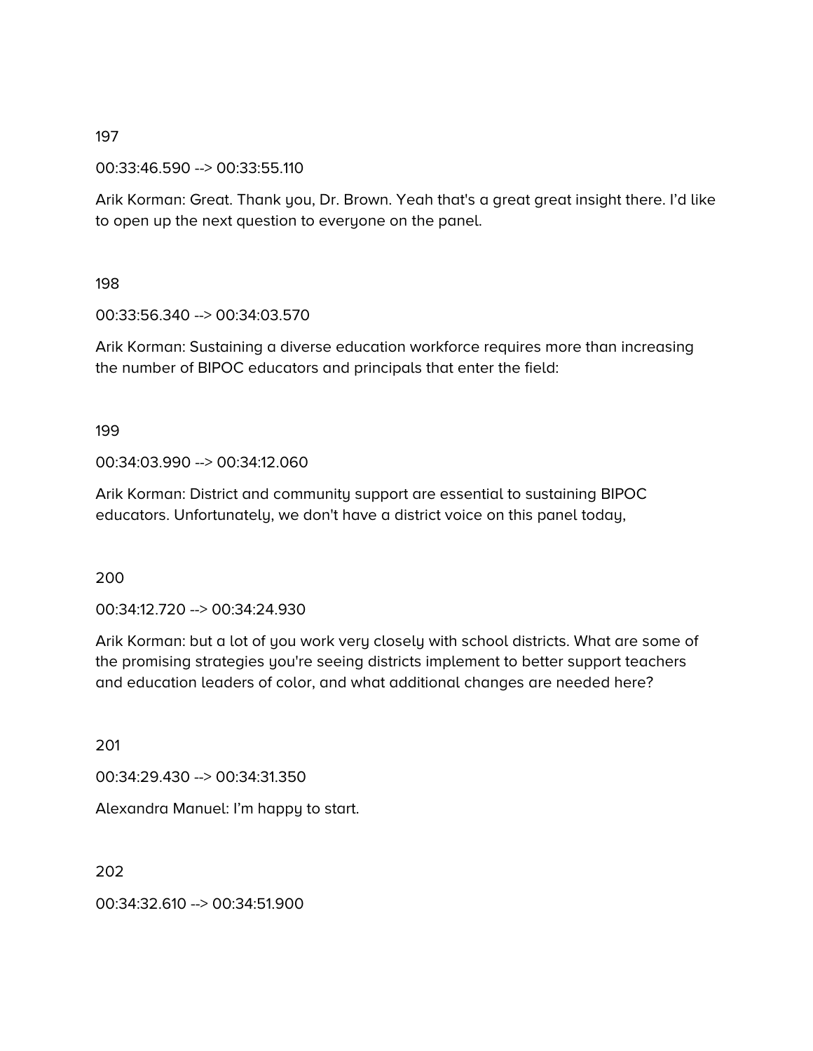197

00:33:46.590 --> 00:33:55.110

Arik Korman: Great. Thank you, Dr. Brown. Yeah that's a great great insight there. I'd like to open up the next question to everyone on the panel.

198

00:33:56.340 --> 00:34:03.570

Arik Korman: Sustaining a diverse education workforce requires more than increasing the number of BIPOC educators and principals that enter the field:

199

00:34:03.990 --> 00:34:12.060

Arik Korman: District and community support are essential to sustaining BIPOC educators. Unfortunately, we don't have a district voice on this panel today,

200

00:34:12.720 --> 00:34:24.930

Arik Korman: but a lot of you work very closely with school districts. What are some of the promising strategies you're seeing districts implement to better support teachers and education leaders of color, and what additional changes are needed here?

201

00:34:29.430 --> 00:34:31.350

Alexandra Manuel: I'm happy to start.

202

00:34:32.610 --> 00:34:51.900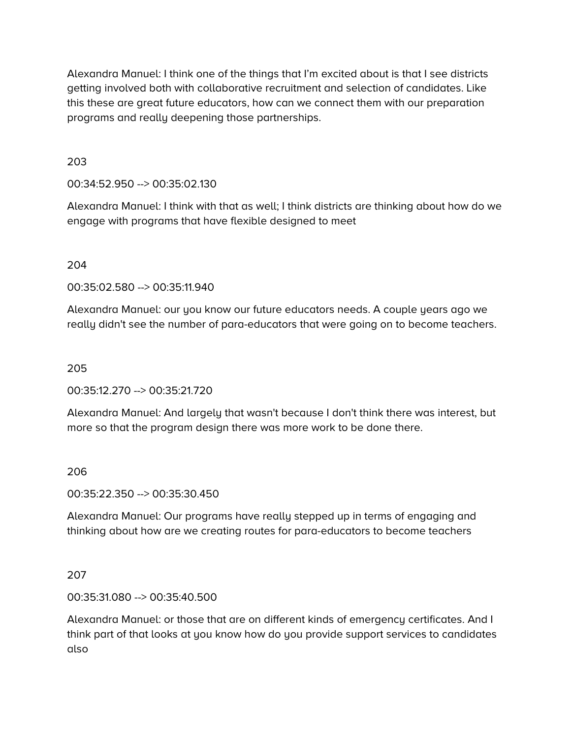Alexandra Manuel: I think one of the things that I'm excited about is that I see districts getting involved both with collaborative recruitment and selection of candidates. Like this these are great future educators, how can we connect them with our preparation programs and really deepening those partnerships.

203

00:34:52.950 --> 00:35:02.130

Alexandra Manuel: I think with that as well; I think districts are thinking about how do we engage with programs that have flexible designed to meet

204

00:35:02.580 --> 00:35:11.940

Alexandra Manuel: our you know our future educators needs. A couple years ago we really didn't see the number of para-educators that were going on to become teachers.

205

00:35:12.270 --> 00:35:21.720

Alexandra Manuel: And largely that wasn't because I don't think there was interest, but more so that the program design there was more work to be done there.

206

00:35:22.350 --> 00:35:30.450

Alexandra Manuel: Our programs have really stepped up in terms of engaging and thinking about how are we creating routes for para-educators to become teachers

207

00:35:31.080 --> 00:35:40.500

Alexandra Manuel: or those that are on different kinds of emergency certificates. And I think part of that looks at you know how do you provide support services to candidates also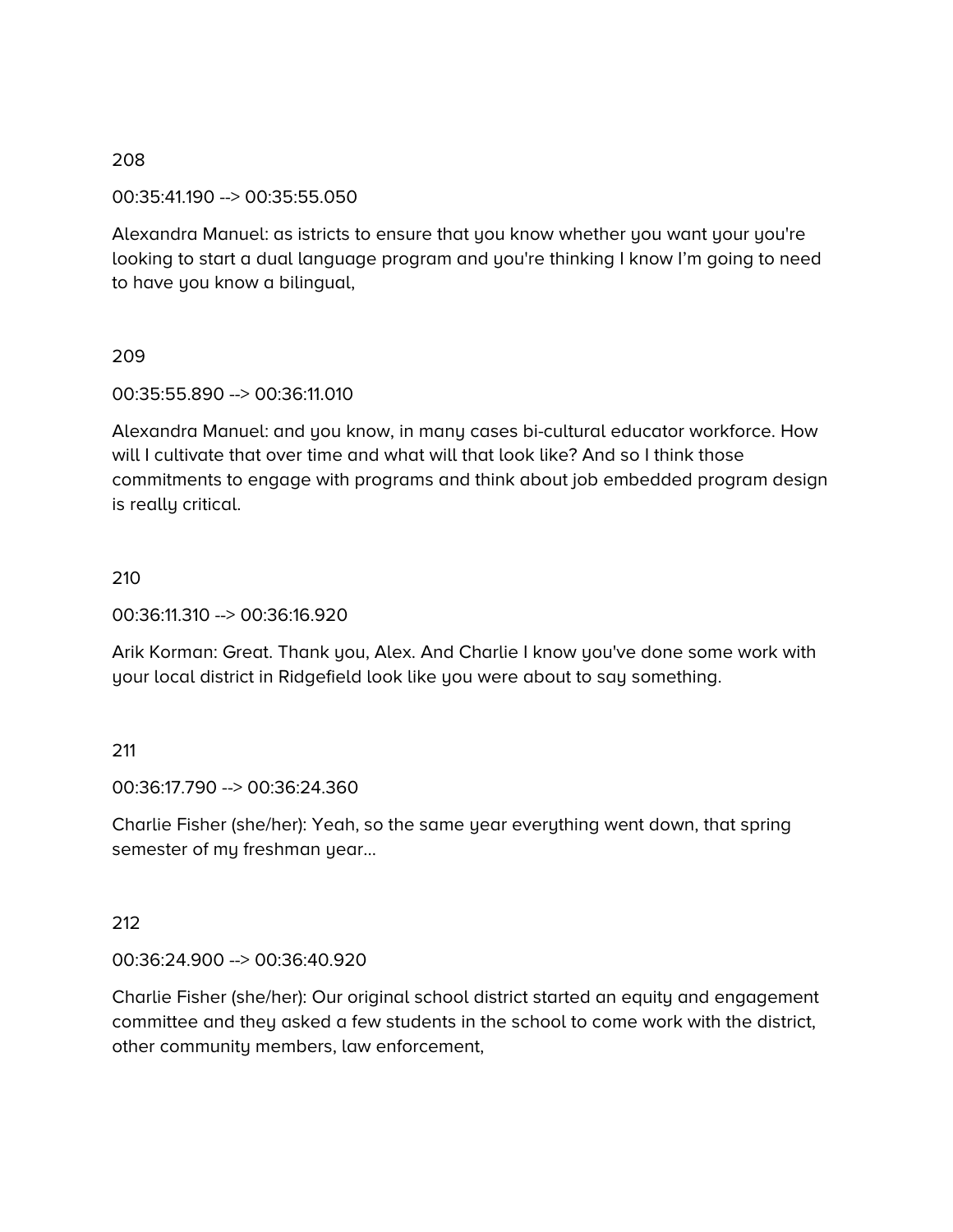208

00:35:41.190 --> 00:35:55.050

Alexandra Manuel: as istricts to ensure that you know whether you want your you're looking to start a dual language program and you're thinking I know I'm going to need to have you know a bilingual,

209

00:35:55.890 --> 00:36:11.010

Alexandra Manuel: and you know, in many cases bi-cultural educator workforce. How will I cultivate that over time and what will that look like? And so I think those commitments to engage with programs and think about job embedded program design is really critical.

210

00:36:11.310 --> 00:36:16.920

Arik Korman: Great. Thank you, Alex. And Charlie I know you've done some work with your local district in Ridgefield look like you were about to say something.

211

00:36:17.790 --> 00:36:24.360

Charlie Fisher (she/her): Yeah, so the same year everything went down, that spring semester of my freshman year...

212

00:36:24.900 --> 00:36:40.920

Charlie Fisher (she/her): Our original school district started an equity and engagement committee and they asked a few students in the school to come work with the district, other community members, law enforcement,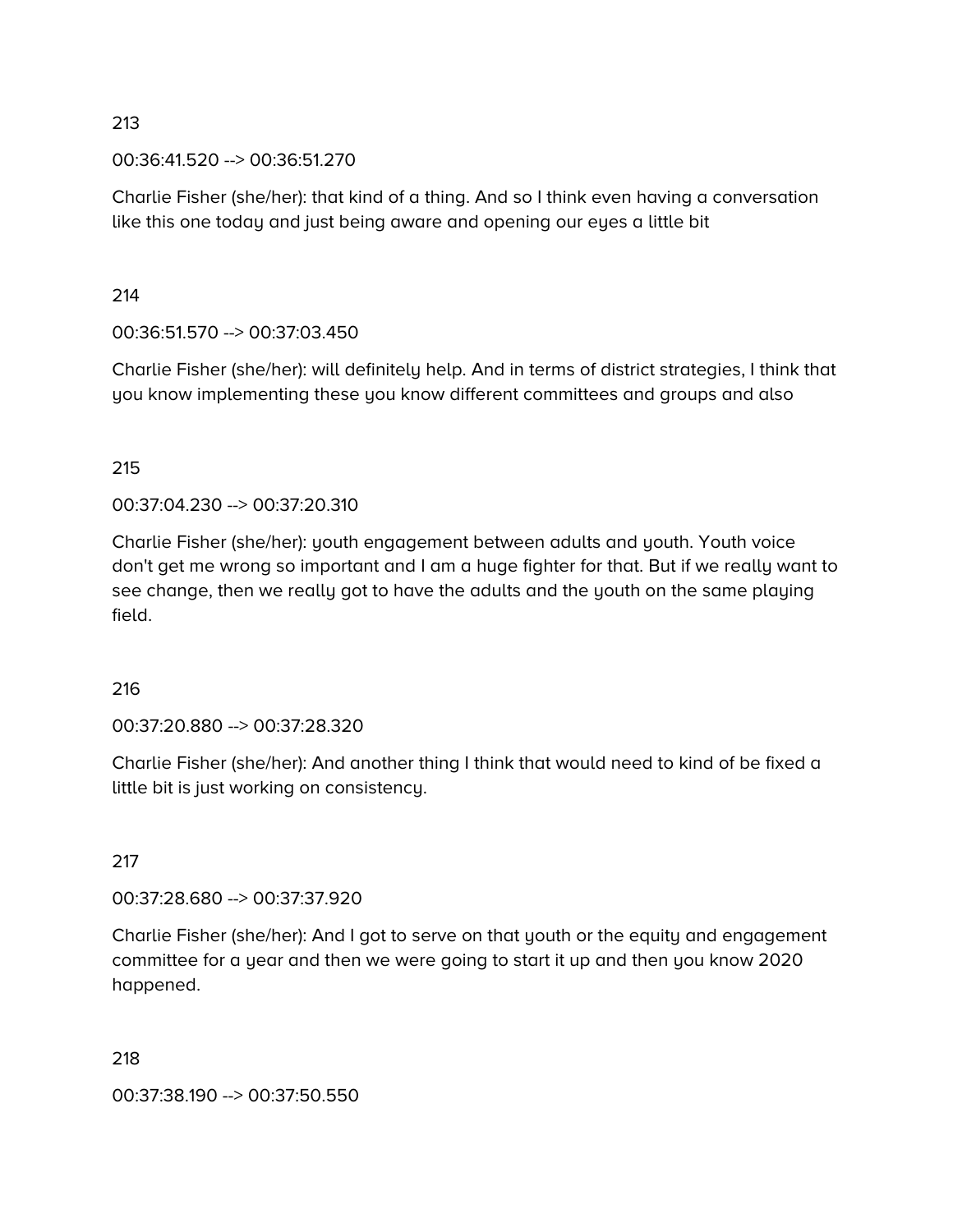213

00:36:41.520 --> 00:36:51.270

Charlie Fisher (she/her): that kind of a thing. And so I think even having a conversation like this one today and just being aware and opening our eyes a little bit

214

00:36:51.570 --> 00:37:03.450

Charlie Fisher (she/her): will definitely help. And in terms of district strategies, I think that you know implementing these you know different committees and groups and also

215

00:37:04.230 --> 00:37:20.310

Charlie Fisher (she/her): youth engagement between adults and youth. Youth voice don't get me wrong so important and I am a huge fighter for that. But if we really want to see change, then we really got to have the adults and the youth on the same playing field.

216

00:37:20.880 --> 00:37:28.320

Charlie Fisher (she/her): And another thing I think that would need to kind of be fixed a little bit is just working on consistency.

217

00:37:28.680 --> 00:37:37.920

Charlie Fisher (she/her): And I got to serve on that youth or the equity and engagement committee for a year and then we were going to start it up and then you know 2020 happened.

218

00:37:38.190 --> 00:37:50.550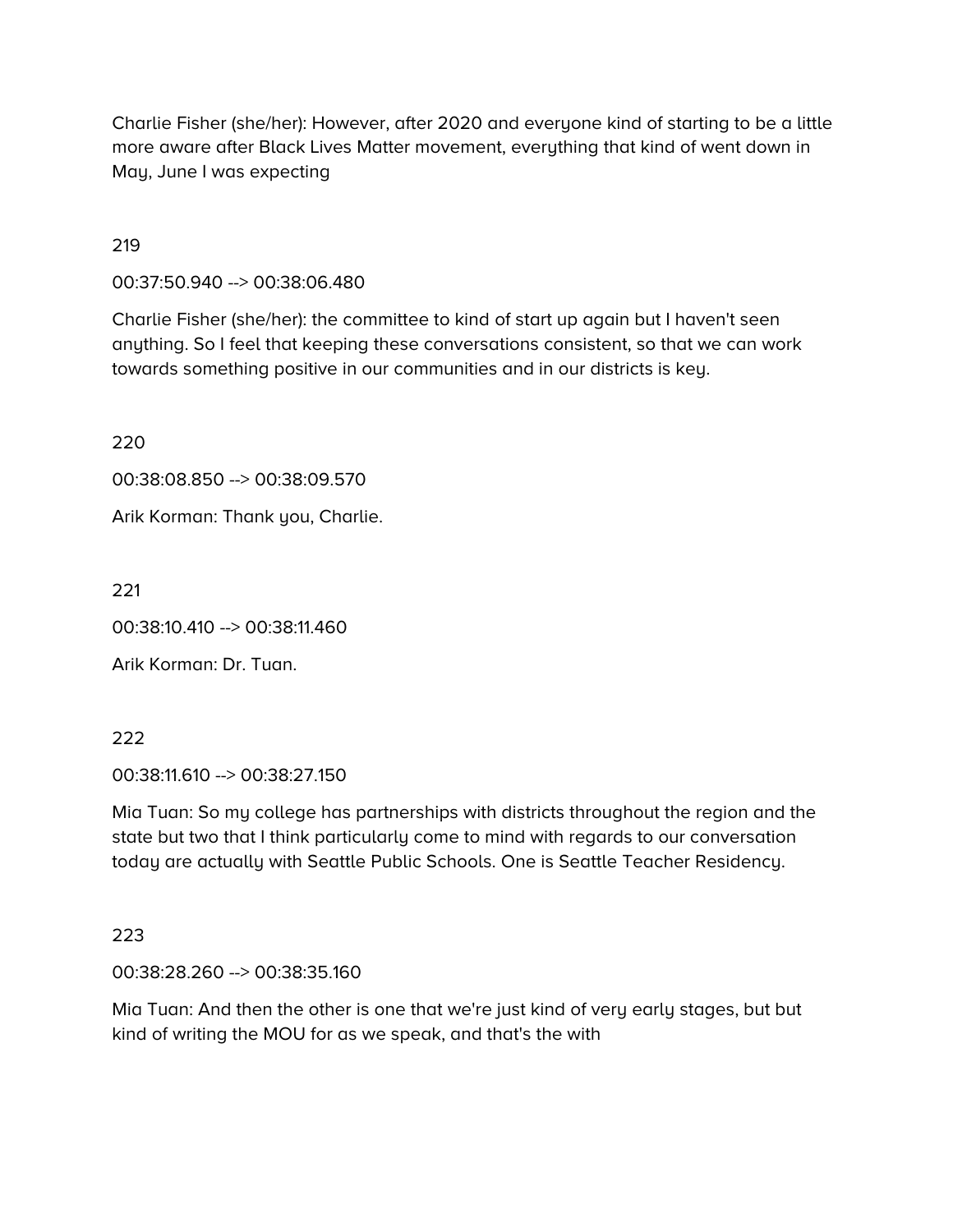Charlie Fisher (she/her): However, after 2020 and everyone kind of starting to be a little more aware after Black Lives Matter movement, everything that kind of went down in May, June I was expecting

219

00:37:50.940 --> 00:38:06.480

Charlie Fisher (she/her): the committee to kind of start up again but I haven't seen anything. So I feel that keeping these conversations consistent, so that we can work towards something positive in our communities and in our districts is key.

220

00:38:08.850 --> 00:38:09.570

Arik Korman: Thank you, Charlie.

221

00:38:10.410 --> 00:38:11.460

Arik Korman: Dr. Tuan.

222

00:38:11.610 --> 00:38:27.150

Mia Tuan: So my college has partnerships with districts throughout the region and the state but two that I think particularly come to mind with regards to our conversation today are actually with Seattle Public Schools. One is Seattle Teacher Residency.

223

00:38:28.260 --> 00:38:35.160

Mia Tuan: And then the other is one that we're just kind of very early stages, but but kind of writing the MOU for as we speak, and that's the with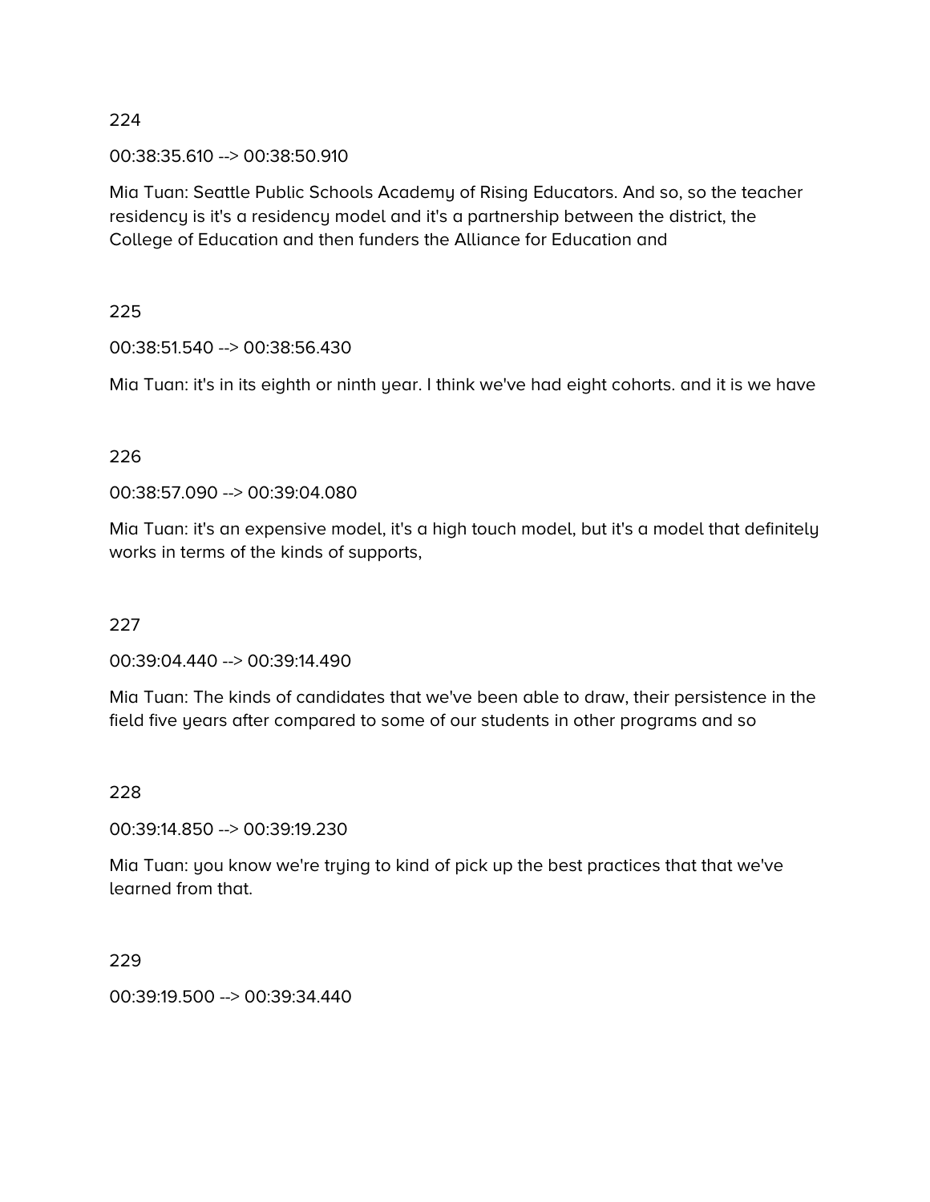224

00:38:35.610 --> 00:38:50.910

Mia Tuan: Seattle Public Schools Academy of Rising Educators. And so, so the teacher residency is it's a residency model and it's a partnership between the district, the College of Education and then funders the Alliance for Education and

225

00:38:51.540 --> 00:38:56.430

Mia Tuan: it's in its eighth or ninth year. I think we've had eight cohorts. and it is we have

226

00:38:57.090 --> 00:39:04.080

Mia Tuan: it's an expensive model, it's a high touch model, but it's a model that definitely works in terms of the kinds of supports,

227

00:39:04.440 --> 00:39:14.490

Mia Tuan: The kinds of candidates that we've been able to draw, their persistence in the field five years after compared to some of our students in other programs and so

228

00:39:14.850 --> 00:39:19.230

Mia Tuan: you know we're trying to kind of pick up the best practices that that we've learned from that.

229

00:39:19.500 --> 00:39:34.440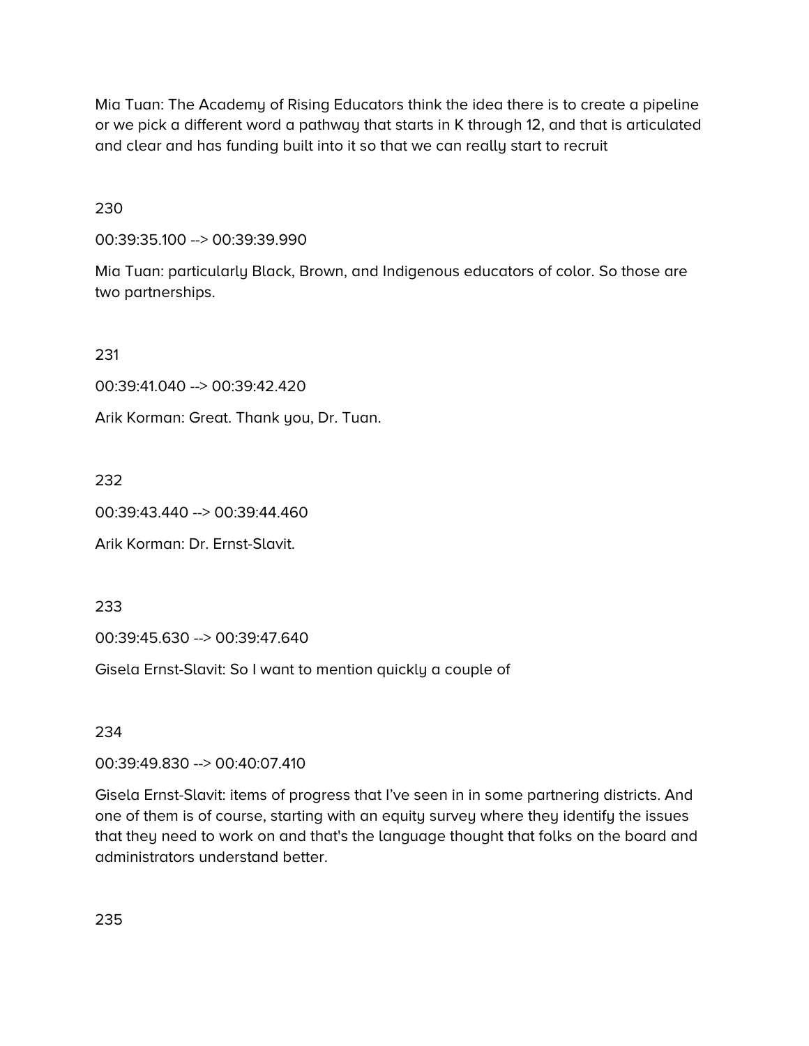Mia Tuan: The Academy of Rising Educators think the idea there is to create a pipeline or we pick a different word a pathway that starts in K through 12, and that is articulated and clear and has funding built into it so that we can really start to recruit

230

00:39:35.100 --> 00:39:39.990

Mia Tuan: particularly Black, Brown, and Indigenous educators of color. So those are two partnerships.

231

00:39:41.040 --> 00:39:42.420

Arik Korman: Great. Thank you, Dr. Tuan.

232

00:39:43.440 --> 00:39:44.460

Arik Korman: Dr. Ernst-Slavit.

233

00:39:45.630 --> 00:39:47.640

Gisela Ernst-Slavit: So I want to mention quickly a couple of

234

00:39:49.830 --> 00:40:07.410

Gisela Ernst-Slavit: items of progress that I've seen in in some partnering districts. And one of them is of course, starting with an equity survey where they identify the issues that they need to work on and that's the language thought that folks on the board and administrators understand better.

235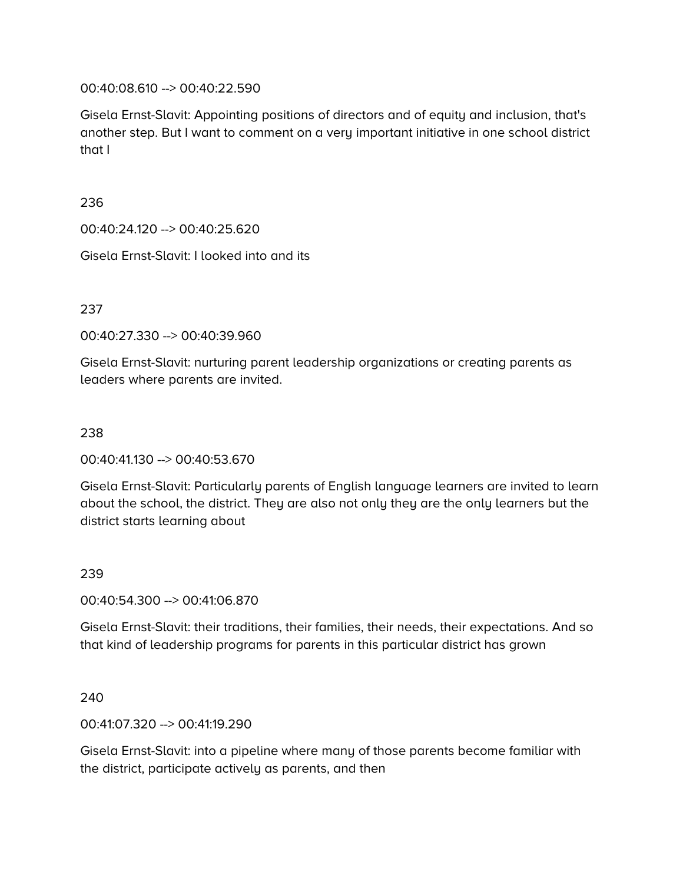00:40:08.610 --> 00:40:22.590

Gisela Ernst-Slavit: Appointing positions of directors and of equity and inclusion, that's another step. But I want to comment on a very important initiative in one school district that I

236

00:40:24.120 --> 00:40:25.620

Gisela Ernst-Slavit: I looked into and its

237

00:40:27.330 --> 00:40:39.960

Gisela Ernst-Slavit: nurturing parent leadership organizations or creating parents as leaders where parents are invited.

238

00:40:41.130 --> 00:40:53.670

Gisela Ernst-Slavit: Particularly parents of English language learners are invited to learn about the school, the district. They are also not only they are the only learners but the district starts learning about

239

00:40:54.300 --> 00:41:06.870

Gisela Ernst-Slavit: their traditions, their families, their needs, their expectations. And so that kind of leadership programs for parents in this particular district has grown

240

00:41:07.320 --> 00:41:19.290

Gisela Ernst-Slavit: into a pipeline where many of those parents become familiar with the district, participate actively as parents, and then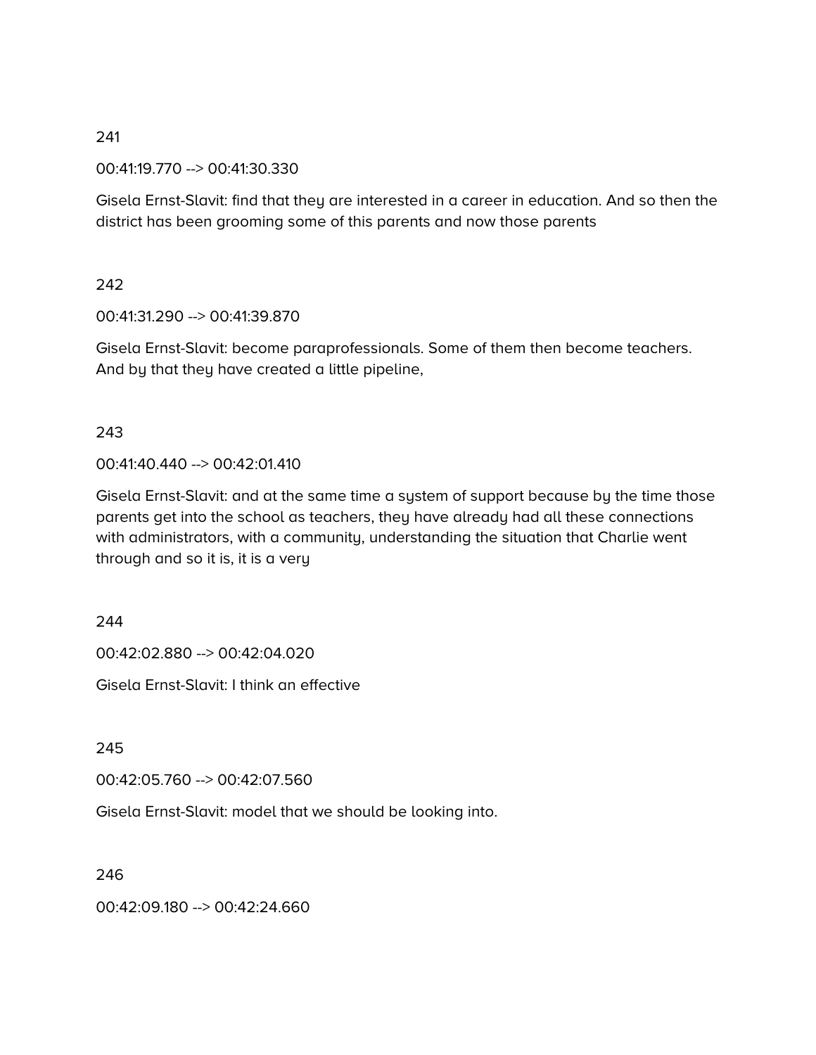241

00:41:19.770 --> 00:41:30.330

Gisela Ernst-Slavit: find that they are interested in a career in education. And so then the district has been grooming some of this parents and now those parents

242

00:41:31.290 --> 00:41:39.870

Gisela Ernst-Slavit: become paraprofessionals. Some of them then become teachers. And by that they have created a little pipeline,

243

00:41:40.440 --> 00:42:01.410

Gisela Ernst-Slavit: and at the same time a system of support because by the time those parents get into the school as teachers, they have already had all these connections with administrators, with a community, understanding the situation that Charlie went through and so it is, it is a very

244

00:42:02.880 --> 00:42:04.020

Gisela Ernst-Slavit: I think an effective

245

00:42:05.760 --> 00:42:07.560

Gisela Ernst-Slavit: model that we should be looking into.

246

00:42:09.180 --> 00:42:24.660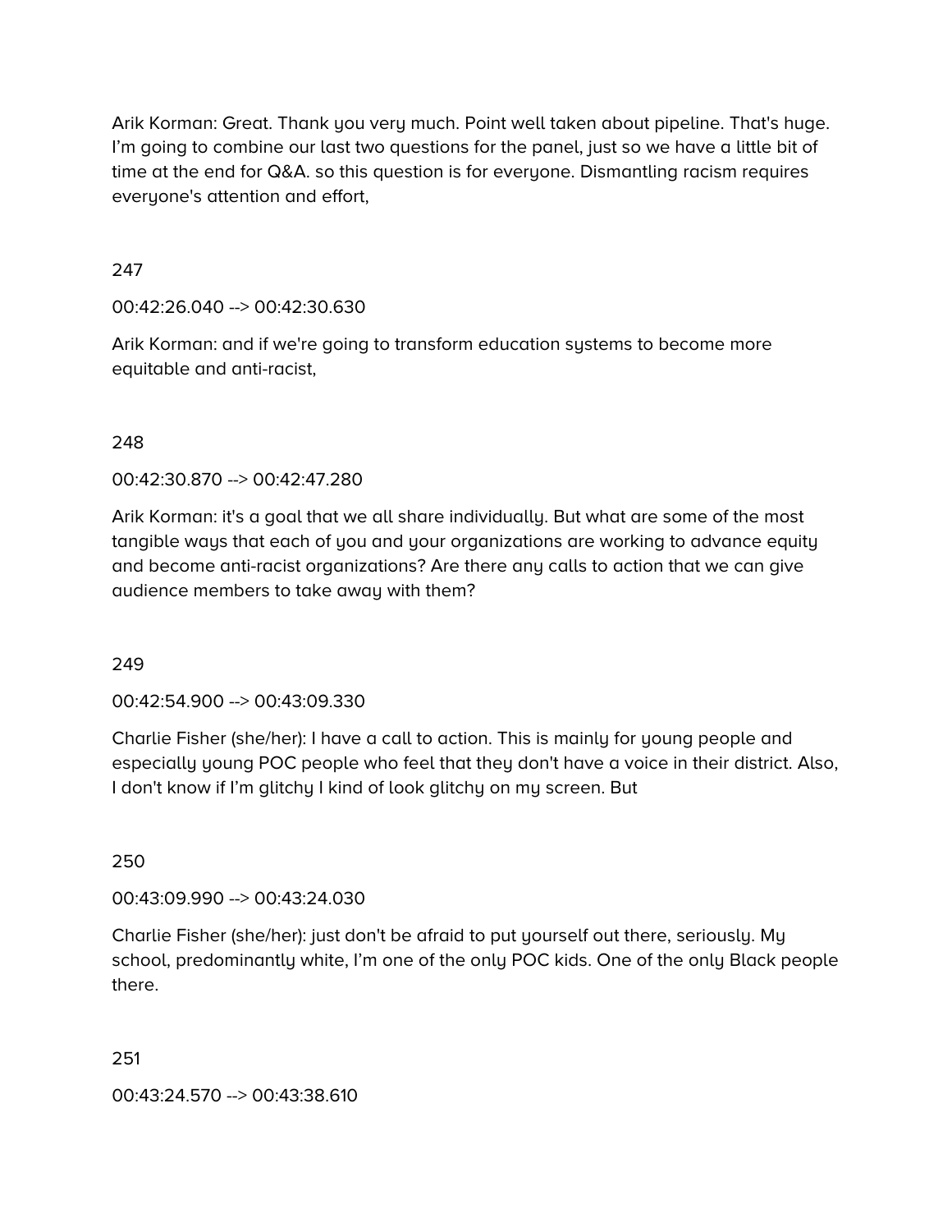Arik Korman: Great. Thank you very much. Point well taken about pipeline. That's huge. I'm going to combine our last two questions for the panel, just so we have a little bit of time at the end for Q&A. so this question is for everyone. Dismantling racism requires everyone's attention and effort,

247

00:42:26.040 --> 00:42:30.630

Arik Korman: and if we're going to transform education systems to become more equitable and anti-racist,

248

00:42:30.870 --> 00:42:47.280

Arik Korman: it's a goal that we all share individually. But what are some of the most tangible ways that each of you and your organizations are working to advance equity and become anti-racist organizations? Are there any calls to action that we can give audience members to take away with them?

249

00:42:54.900 --> 00:43:09.330

Charlie Fisher (she/her): I have a call to action. This is mainly for young people and especially young POC people who feel that they don't have a voice in their district. Also, I don't know if I'm glitchy I kind of look glitchy on my screen. But

250

00:43:09.990 --> 00:43:24.030

Charlie Fisher (she/her): just don't be afraid to put yourself out there, seriously. My school, predominantly white, I'm one of the only POC kids. One of the only Black people there.

251

00:43:24.570 --> 00:43:38.610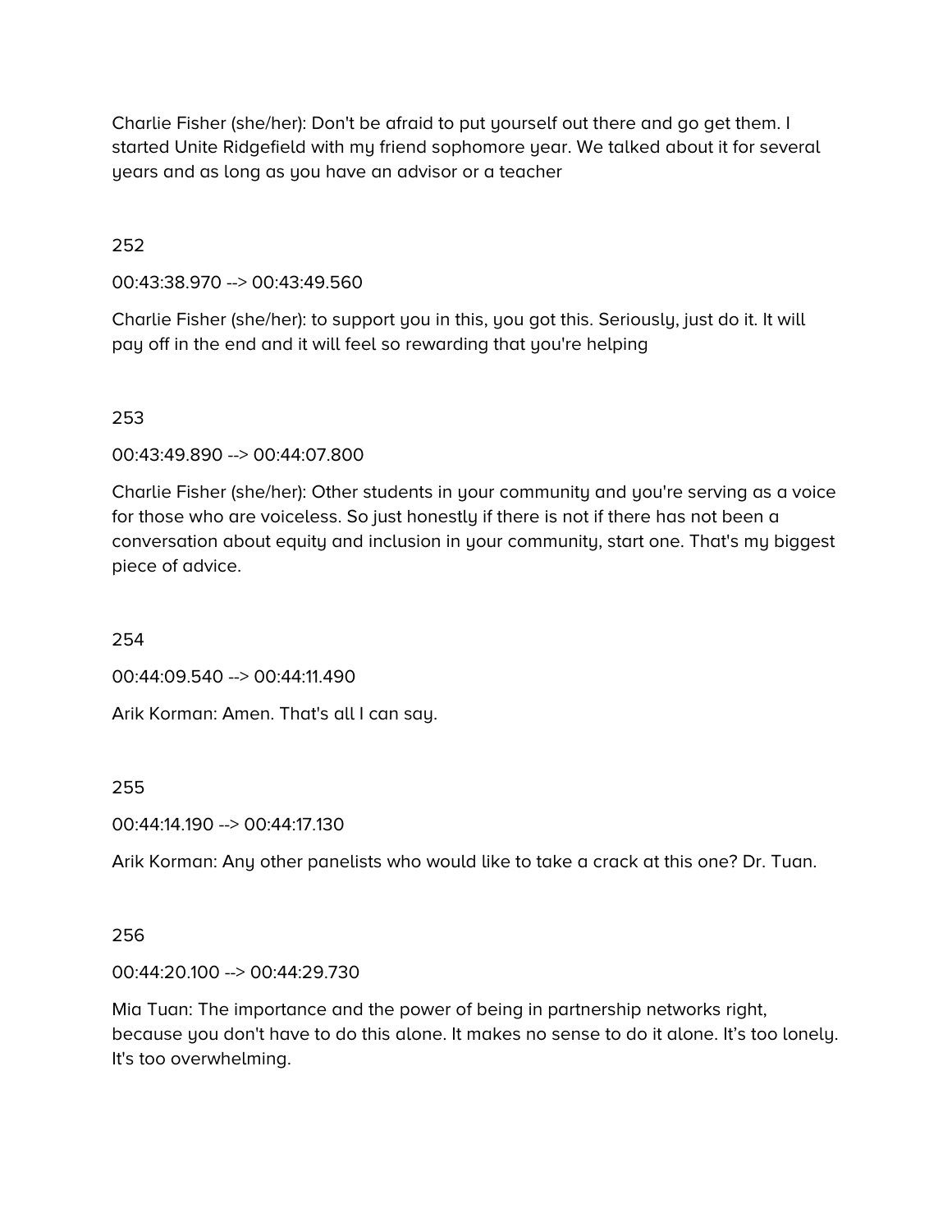Charlie Fisher (she/her): Don't be afraid to put yourself out there and go get them. I started Unite Ridgefield with my friend sophomore year. We talked about it for several years and as long as you have an advisor or a teacher

252

00:43:38.970 --> 00:43:49.560

Charlie Fisher (she/her): to support you in this, you got this. Seriously, just do it. It will pay off in the end and it will feel so rewarding that you're helping

253

00:43:49.890 --> 00:44:07.800

Charlie Fisher (she/her): Other students in your community and you're serving as a voice for those who are voiceless. So just honestly if there is not if there has not been a conversation about equity and inclusion in your community, start one. That's my biggest piece of advice.

254

00:44:09.540 --> 00:44:11.490

Arik Korman: Amen. That's all I can say.

255

00:44:14.190 --> 00:44:17.130

Arik Korman: Any other panelists who would like to take a crack at this one? Dr. Tuan.

256

00:44:20.100 --> 00:44:29.730

Mia Tuan: The importance and the power of being in partnership networks right, because you don't have to do this alone. It makes no sense to do it alone. It's too lonely. It's too overwhelming.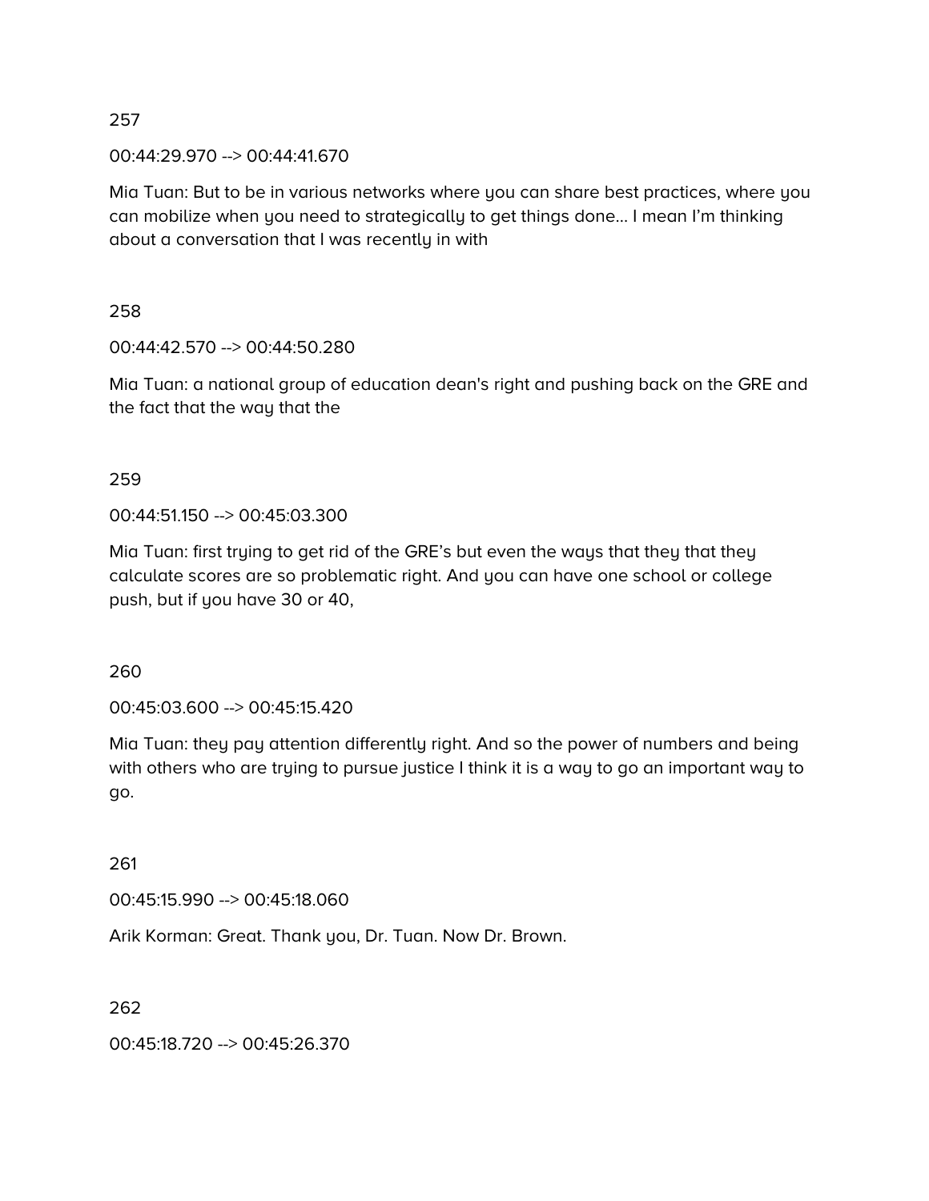257

00:44:29.970 --> 00:44:41.670

Mia Tuan: But to be in various networks where you can share best practices, where you can mobilize when you need to strategically to get things done... I mean I'm thinking about a conversation that I was recently in with

258

00:44:42.570 --> 00:44:50.280

Mia Tuan: a national group of education dean's right and pushing back on the GRE and the fact that the way that the

259

00:44:51.150 --> 00:45:03.300

Mia Tuan: first trying to get rid of the GRE's but even the ways that they that they calculate scores are so problematic right. And you can have one school or college push, but if you have 30 or 40,

260

00:45:03.600 --> 00:45:15.420

Mia Tuan: they pay attention differently right. And so the power of numbers and being with others who are trying to pursue justice I think it is a way to go an important way to go.

261

00:45:15.990 --> 00:45:18.060

Arik Korman: Great. Thank you, Dr. Tuan. Now Dr. Brown.

262

00:45:18.720 --> 00:45:26.370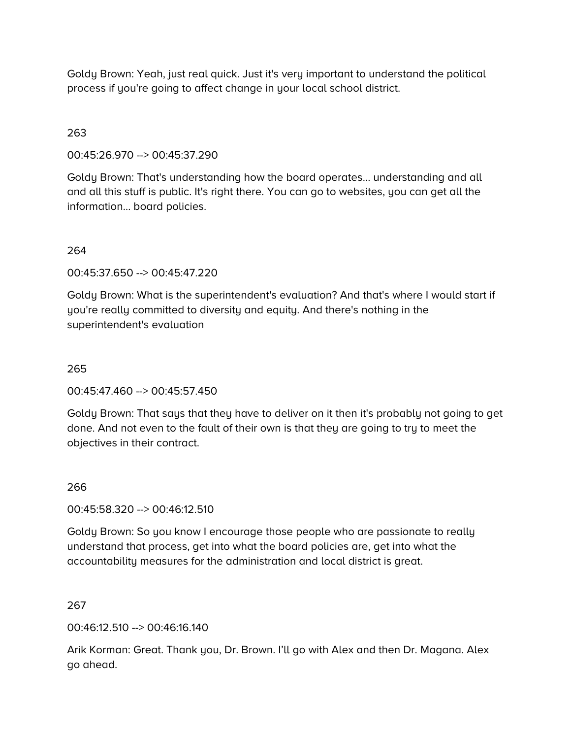Goldy Brown: Yeah, just real quick. Just it's very important to understand the political process if you're going to affect change in your local school district.

263

00:45:26.970 --> 00:45:37.290

Goldy Brown: That's understanding how the board operates... understanding and all and all this stuff is public. It's right there. You can go to websites, you can get all the information... board policies.

264

00:45:37.650 --> 00:45:47.220

Goldy Brown: What is the superintendent's evaluation? And that's where I would start if you're really committed to diversity and equity. And there's nothing in the superintendent's evaluation

265

00:45:47.460 --> 00:45:57.450

Goldy Brown: That says that they have to deliver on it then it's probably not going to get done. And not even to the fault of their own is that they are going to try to meet the objectives in their contract.

266

00:45:58.320 --> 00:46:12.510

Goldy Brown: So you know I encourage those people who are passionate to really understand that process, get into what the board policies are, get into what the accountability measures for the administration and local district is great.

267

00:46:12.510 --> 00:46:16.140

Arik Korman: Great. Thank you, Dr. Brown. I'll go with Alex and then Dr. Magana. Alex go ahead.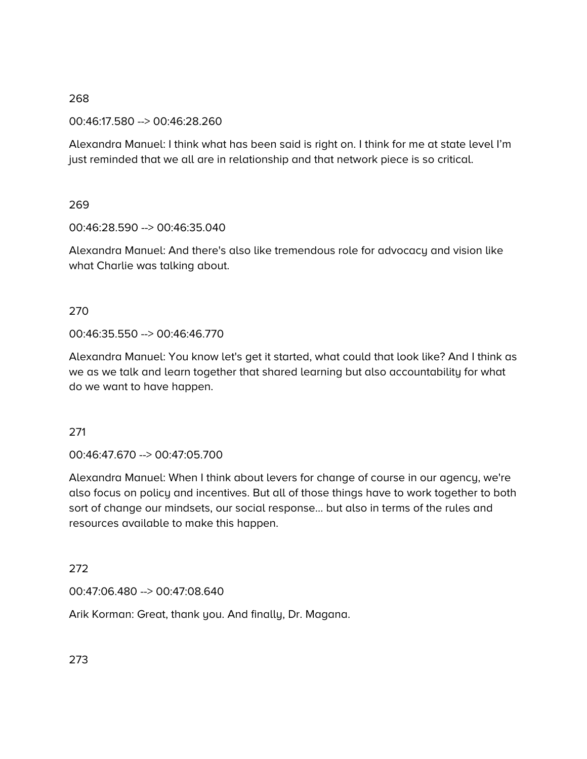268

00:46:17.580 --> 00:46:28.260

Alexandra Manuel: I think what has been said is right on. I think for me at state level I'm just reminded that we all are in relationship and that network piece is so critical.

269

00:46:28.590 --> 00:46:35.040

Alexandra Manuel: And there's also like tremendous role for advocacy and vision like what Charlie was talking about.

270

00:46:35.550 --> 00:46:46.770

Alexandra Manuel: You know let's get it started, what could that look like? And I think as we as we talk and learn together that shared learning but also accountability for what do we want to have happen.

271

00:46:47.670 --> 00:47:05.700

Alexandra Manuel: When I think about levers for change of course in our agency, we're also focus on policy and incentives. But all of those things have to work together to both sort of change our mindsets, our social response... but also in terms of the rules and resources available to make this happen.

272

00:47:06.480 --> 00:47:08.640

Arik Korman: Great, thank you. And finally, Dr. Magana.

273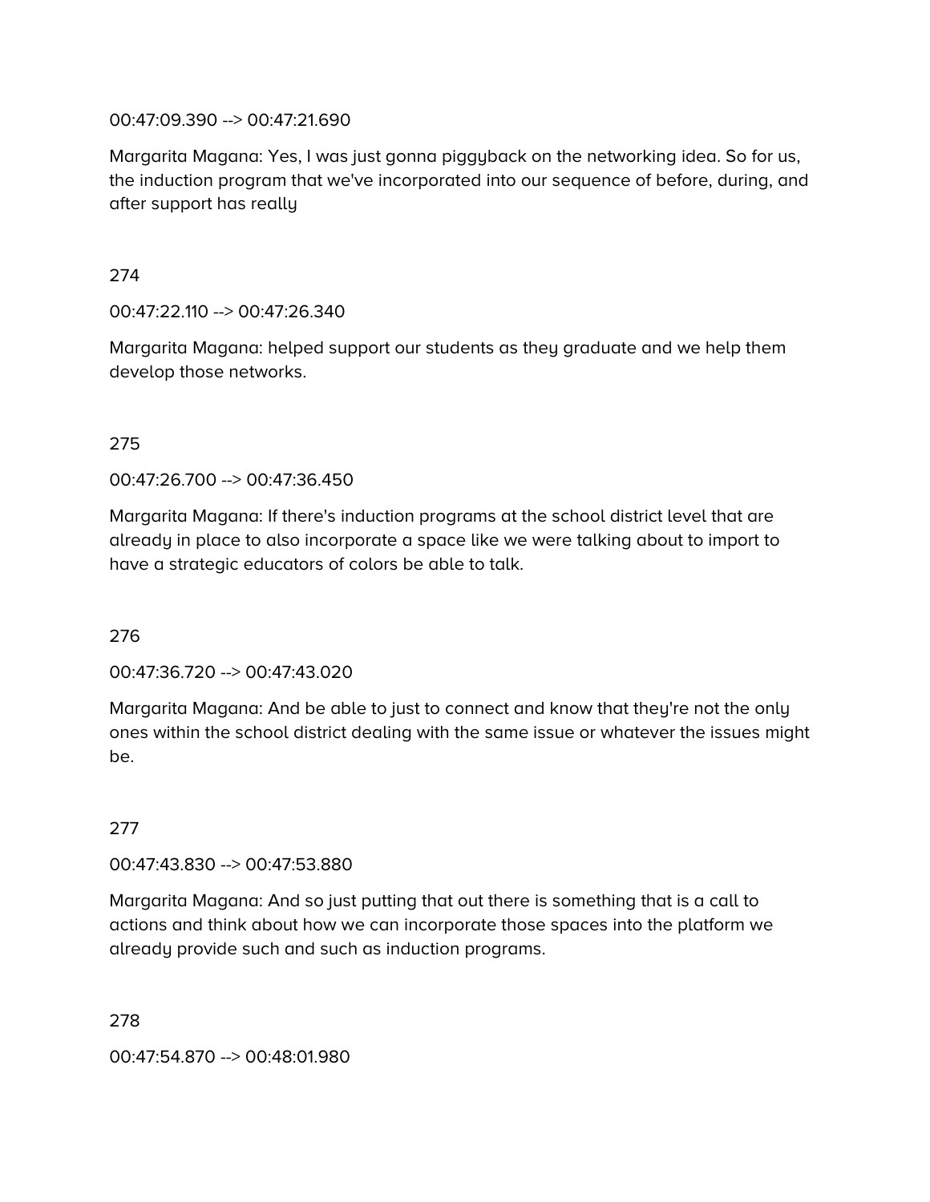00:47:09.390 --> 00:47:21.690

Margarita Magana: Yes, I was just gonna piggyback on the networking idea. So for us, the induction program that we've incorporated into our sequence of before, during, and after support has really

274

00:47:22.110 --> 00:47:26.340

Margarita Magana: helped support our students as they graduate and we help them develop those networks.

275

00:47:26.700 --> 00:47:36.450

Margarita Magana: If there's induction programs at the school district level that are already in place to also incorporate a space like we were talking about to import to have a strategic educators of colors be able to talk.

276

00:47:36.720 --> 00:47:43.020

Margarita Magana: And be able to just to connect and know that they're not the only ones within the school district dealing with the same issue or whatever the issues might be.

277

00:47:43.830 --> 00:47:53.880

Margarita Magana: And so just putting that out there is something that is a call to actions and think about how we can incorporate those spaces into the platform we already provide such and such as induction programs.

278

00:47:54.870 --> 00:48:01.980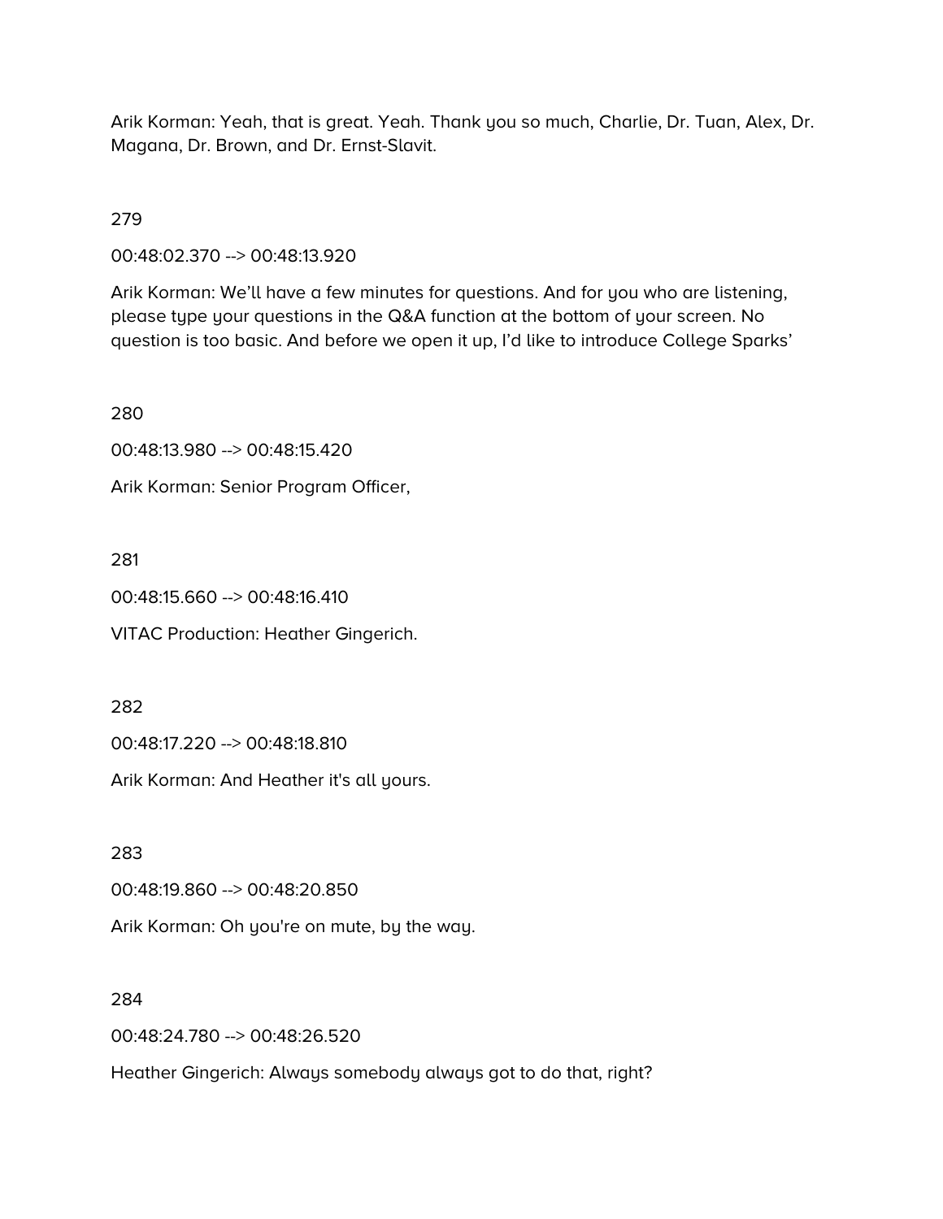Arik Korman: Yeah, that is great. Yeah. Thank you so much, Charlie, Dr. Tuan, Alex, Dr. Magana, Dr. Brown, and Dr. Ernst-Slavit.

279

00:48:02.370 --> 00:48:13.920

Arik Korman: We'll have a few minutes for questions. And for you who are listening, please type your questions in the Q&A function at the bottom of your screen. No question is too basic. And before we open it up, I'd like to introduce College Sparks'

280

00:48:13.980 --> 00:48:15.420

Arik Korman: Senior Program Officer,

281

00:48:15.660 --> 00:48:16.410

VITAC Production: Heather Gingerich.

282

00:48:17.220 --> 00:48:18.810

Arik Korman: And Heather it's all yours.

283

00:48:19.860 --> 00:48:20.850

Arik Korman: Oh you're on mute, by the way.

284

00:48:24.780 --> 00:48:26.520

Heather Gingerich: Always somebody always got to do that, right?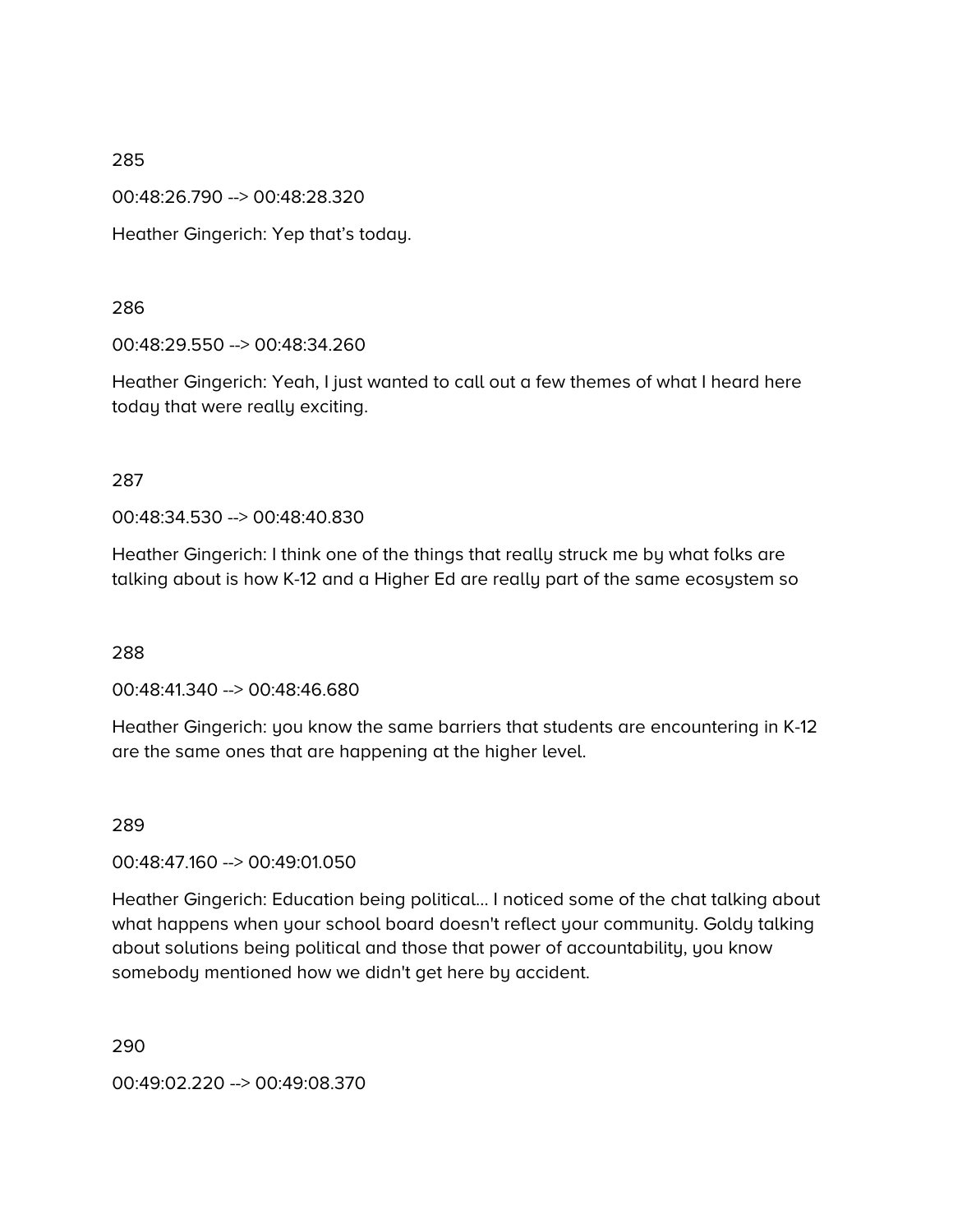285

00:48:26.790 --> 00:48:28.320

Heather Gingerich: Yep that’s today.

286

00:48:29.550 --> 00:48:34.260

Heather Gingerich: Yeah, I just wanted to call out a few themes of what I heard here today that were really exciting.

287

00:48:34.530 --> 00:48:40.830

Heather Gingerich: I think one of the things that really struck me by what folks are talking about is how K-12 and a Higher Ed are really part of the same ecosystem so

288

00:48:41.340 --> 00:48:46.680

Heather Gingerich: you know the same barriers that students are encountering in K-12 are the same ones that are happening at the higher level.

289

00:48:47.160 --> 00:49:01.050

Heather Gingerich: Education being political... I noticed some of the chat talking about what happens when your school board doesn't reflect your community. Goldy talking about solutions being political and those that power of accountability, you know somebody mentioned how we didn't get here by accident.

290

00:49:02.220 --> 00:49:08.370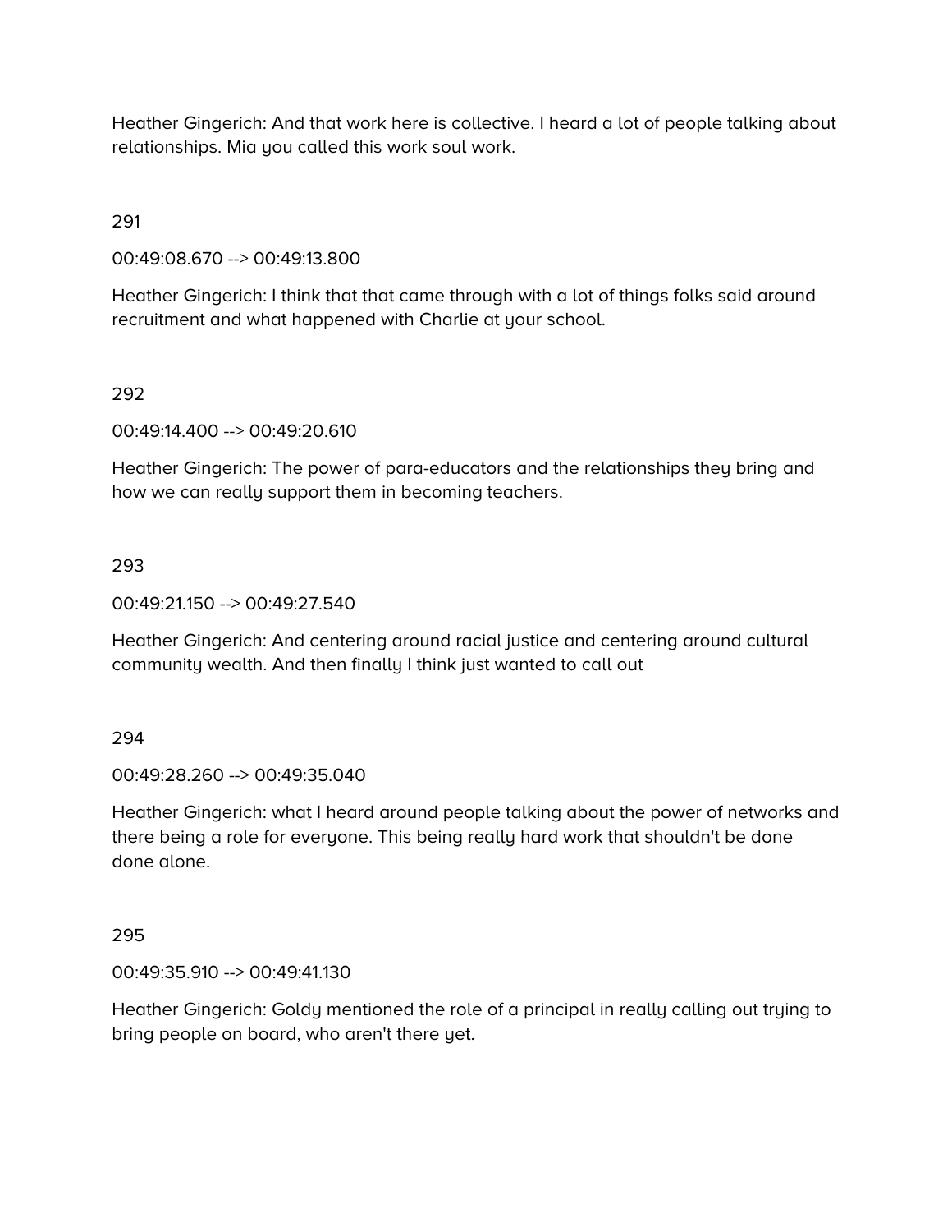Heather Gingerich: And that work here is collective. I heard a lot of people talking about relationships. Mia you called this work soul work.

291

00:49:08.670 --> 00:49:13.800

Heather Gingerich: I think that that came through with a lot of things folks said around recruitment and what happened with Charlie at your school.

292

00:49:14.400 --> 00:49:20.610

Heather Gingerich: The power of para-educators and the relationships they bring and how we can really support them in becoming teachers.

293

00:49:21.150 --> 00:49:27.540

Heather Gingerich: And centering around racial justice and centering around cultural community wealth. And then finally I think just wanted to call out

294

00:49:28.260 --> 00:49:35.040

Heather Gingerich: what I heard around people talking about the power of networks and there being a role for everyone. This being really hard work that shouldn't be done done alone.

295

00:49:35.910 --> 00:49:41.130

Heather Gingerich: Goldy mentioned the role of a principal in really calling out trying to bring people on board, who aren't there yet.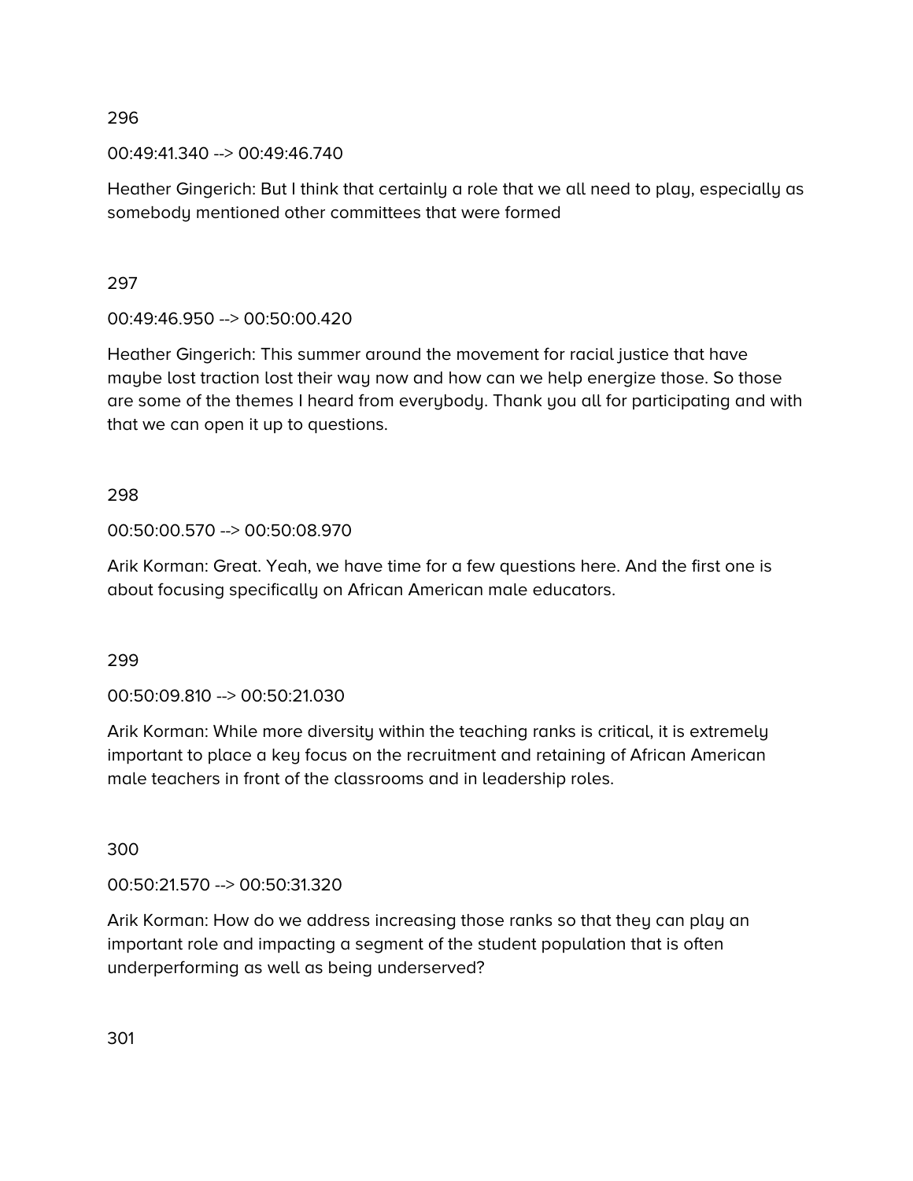296

00:49:41.340 --> 00:49:46.740

Heather Gingerich: But I think that certainly a role that we all need to play, especially as somebody mentioned other committees that were formed

297

00:49:46.950 --> 00:50:00.420

Heather Gingerich: This summer around the movement for racial justice that have maybe lost traction lost their way now and how can we help energize those. So those are some of the themes I heard from everybody. Thank you all for participating and with that we can open it up to questions.

298

00:50:00.570 --> 00:50:08.970

Arik Korman: Great. Yeah, we have time for a few questions here. And the first one is about focusing specifically on African American male educators.

299

00:50:09.810 --> 00:50:21.030

Arik Korman: While more diversity within the teaching ranks is critical, it is extremely important to place a key focus on the recruitment and retaining of African American male teachers in front of the classrooms and in leadership roles.

300

00:50:21.570 --> 00:50:31.320

Arik Korman: How do we address increasing those ranks so that they can play an important role and impacting a segment of the student population that is often underperforming as well as being underserved?

301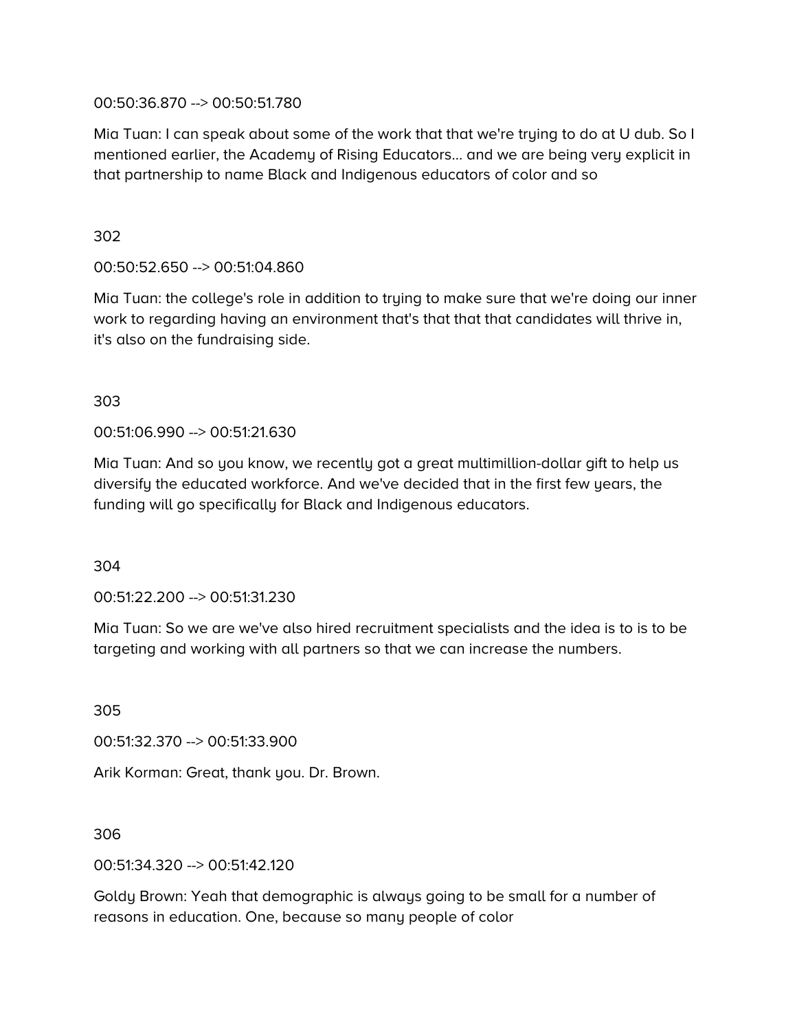00:50:36.870 --> 00:50:51.780

Mia Tuan: I can speak about some of the work that that we're trying to do at U dub. So I mentioned earlier, the Academy of Rising Educators... and we are being very explicit in that partnership to name Black and Indigenous educators of color and so

302

00:50:52.650 --> 00:51:04.860

Mia Tuan: the college's role in addition to trying to make sure that we're doing our inner work to regarding having an environment that's that that that candidates will thrive in, it's also on the fundraising side.

303

00:51:06.990 --> 00:51:21.630

Mia Tuan: And so you know, we recently got a great multimillion-dollar gift to help us diversify the educated workforce. And we've decided that in the first few years, the funding will go specifically for Black and Indigenous educators.

304

00:51:22.200 --> 00:51:31.230

Mia Tuan: So we are we've also hired recruitment specialists and the idea is to is to be targeting and working with all partners so that we can increase the numbers.

305

00:51:32.370 --> 00:51:33.900

Arik Korman: Great, thank you. Dr. Brown.

306

00:51:34.320 --> 00:51:42.120

Goldy Brown: Yeah that demographic is always going to be small for a number of reasons in education. One, because so many people of color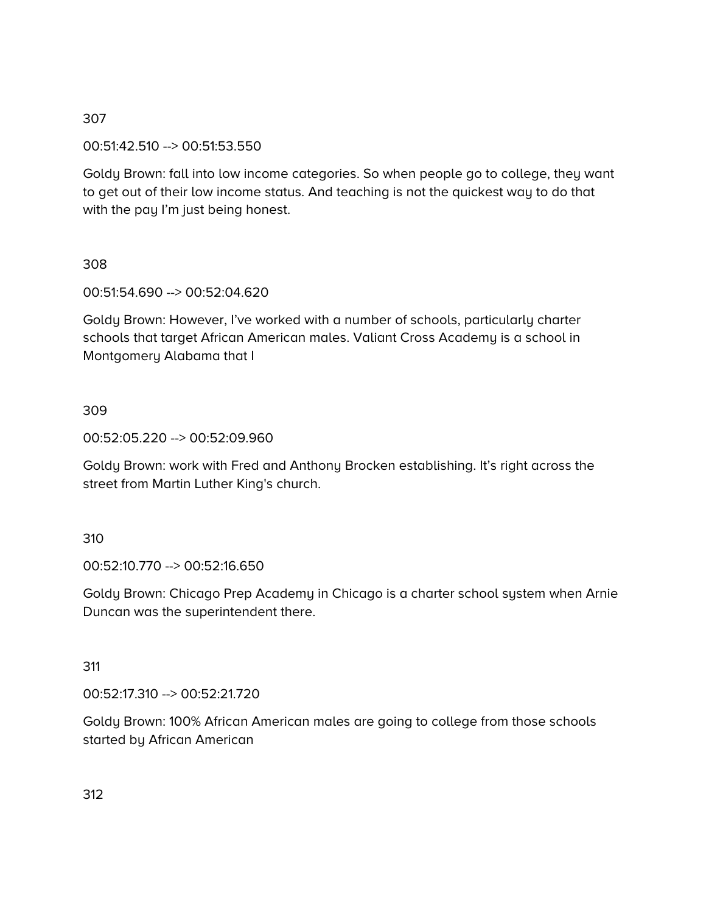307

00:51:42.510 --> 00:51:53.550

Goldy Brown: fall into low income categories. So when people go to college, they want to get out of their low income status. And teaching is not the quickest way to do that with the pay I'm just being honest.

308

00:51:54.690 --> 00:52:04.620

Goldy Brown: However, I've worked with a number of schools, particularly charter schools that target African American males. Valiant Cross Academy is a school in Montgomery Alabama that I

309

00:52:05.220 --> 00:52:09.960

Goldy Brown: work with Fred and Anthony Brocken establishing. It's right across the street from Martin Luther King's church.

310

00:52:10.770 --> 00:52:16.650

Goldy Brown: Chicago Prep Academy in Chicago is a charter school system when Arnie Duncan was the superintendent there.

311

00:52:17.310 --> 00:52:21.720

Goldy Brown: 100% African American males are going to college from those schools started by African American

312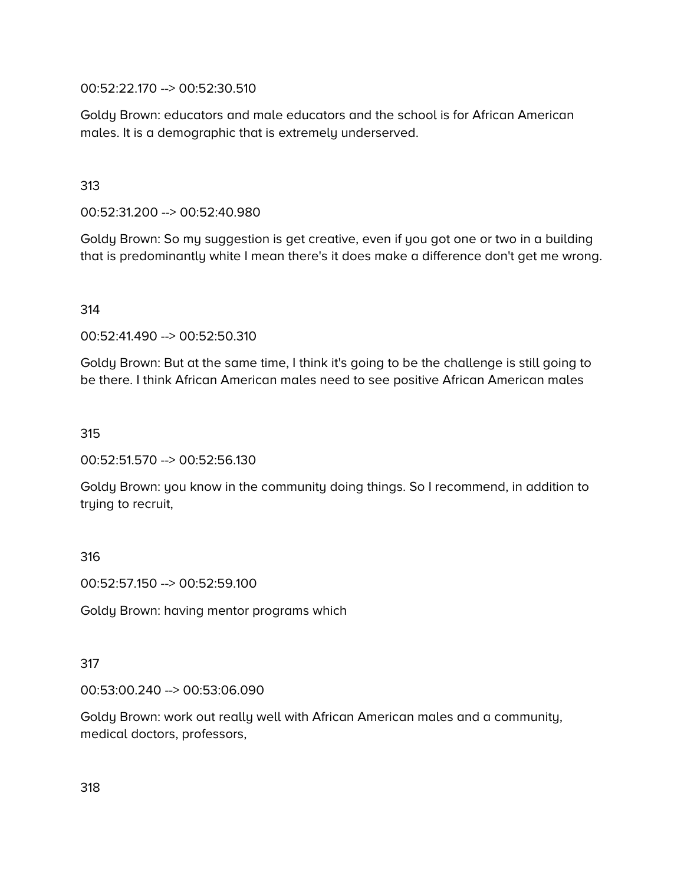00:52:22.170 --> 00:52:30.510

Goldy Brown: educators and male educators and the school is for African American males. It is a demographic that is extremely underserved.

313

00:52:31.200 --> 00:52:40.980

Goldy Brown: So my suggestion is get creative, even if you got one or two in a building that is predominantly white I mean there's it does make a difference don't get me wrong.

314

00:52:41.490 --> 00:52:50.310

Goldy Brown: But at the same time, I think it's going to be the challenge is still going to be there. I think African American males need to see positive African American males

315

00:52:51.570 --> 00:52:56.130

Goldy Brown: you know in the community doing things. So I recommend, in addition to trying to recruit,

316

00:52:57.150 --> 00:52:59.100

Goldy Brown: having mentor programs which

317

00:53:00.240 --> 00:53:06.090

Goldy Brown: work out really well with African American males and a community, medical doctors, professors,

318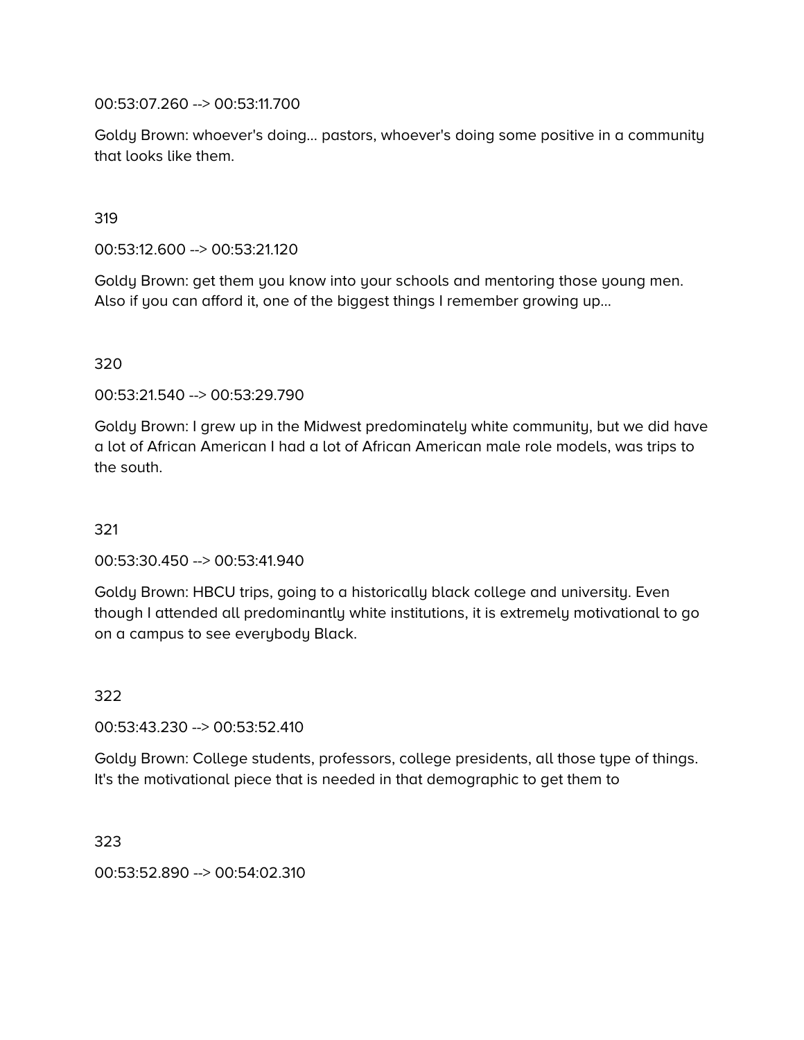00:53:07.260 --> 00:53:11.700

Goldy Brown: whoever's doing... pastors, whoever's doing some positive in a community that looks like them.

319

00:53:12.600 --> 00:53:21.120

Goldy Brown: get them you know into your schools and mentoring those young men. Also if you can afford it, one of the biggest things I remember growing up...

320

00:53:21.540 --> 00:53:29.790

Goldy Brown: I grew up in the Midwest predominately white community, but we did have a lot of African American I had a lot of African American male role models, was trips to the south.

321

00:53:30.450 --> 00:53:41.940

Goldy Brown: HBCU trips, going to a historically black college and university. Even though I attended all predominantly white institutions, it is extremely motivational to go on a campus to see everybody Black.

322

00:53:43.230 --> 00:53:52.410

Goldy Brown: College students, professors, college presidents, all those type of things. It's the motivational piece that is needed in that demographic to get them to

323

00:53:52.890 --> 00:54:02.310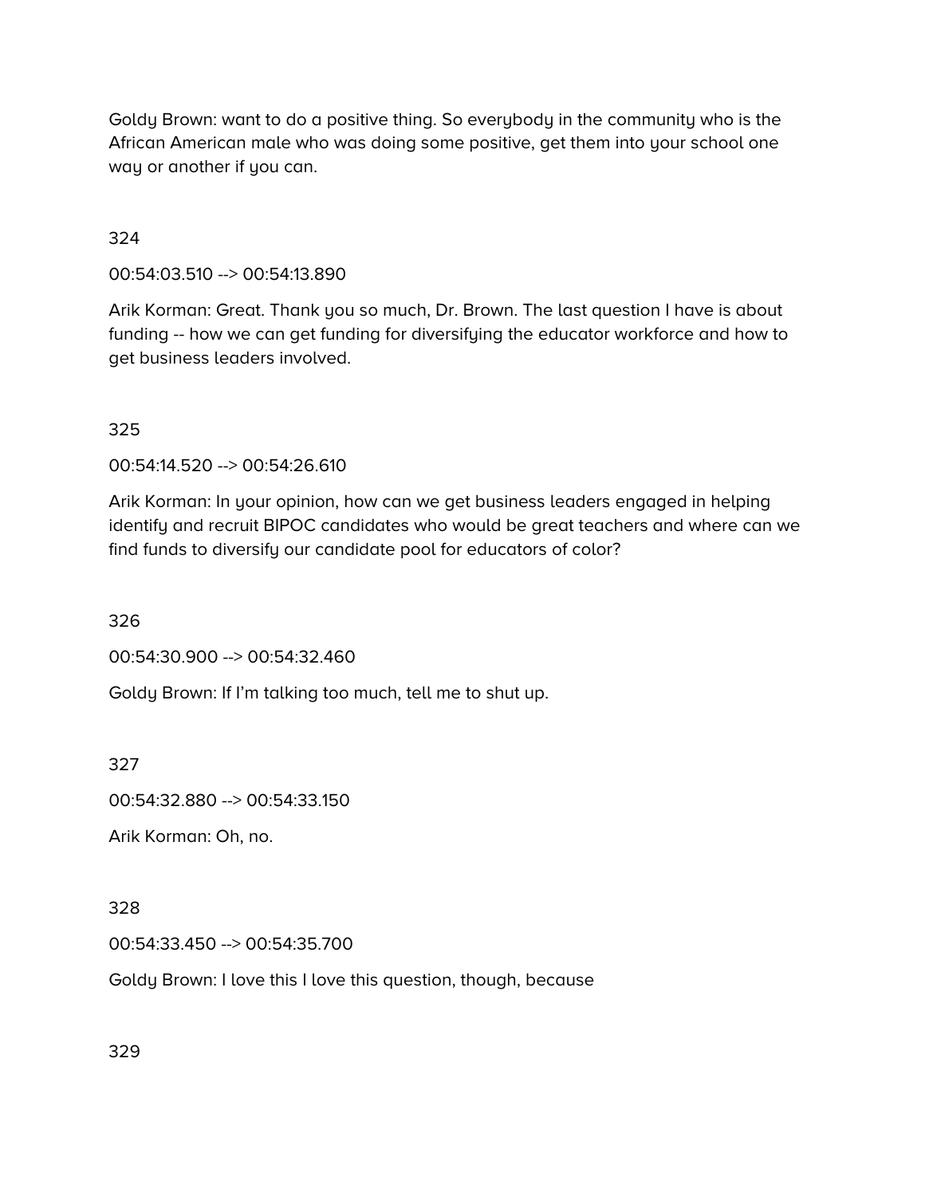Goldy Brown: want to do a positive thing. So everybody in the community who is the African American male who was doing some positive, get them into your school one way or another if you can.

324

00:54:03.510 --> 00:54:13.890

Arik Korman: Great. Thank you so much, Dr. Brown. The last question I have is about funding -- how we can get funding for diversifying the educator workforce and how to get business leaders involved.

325

00:54:14.520 --> 00:54:26.610

Arik Korman: In your opinion, how can we get business leaders engaged in helping identify and recruit BIPOC candidates who would be great teachers and where can we find funds to diversify our candidate pool for educators of color?

326

00:54:30.900 --> 00:54:32.460

Goldy Brown: If I'm talking too much, tell me to shut up.

327

00:54:32.880 --> 00:54:33.150

Arik Korman: Oh, no.

328

00:54:33.450 --> 00:54:35.700

Goldy Brown: I love this I love this question, though, because

329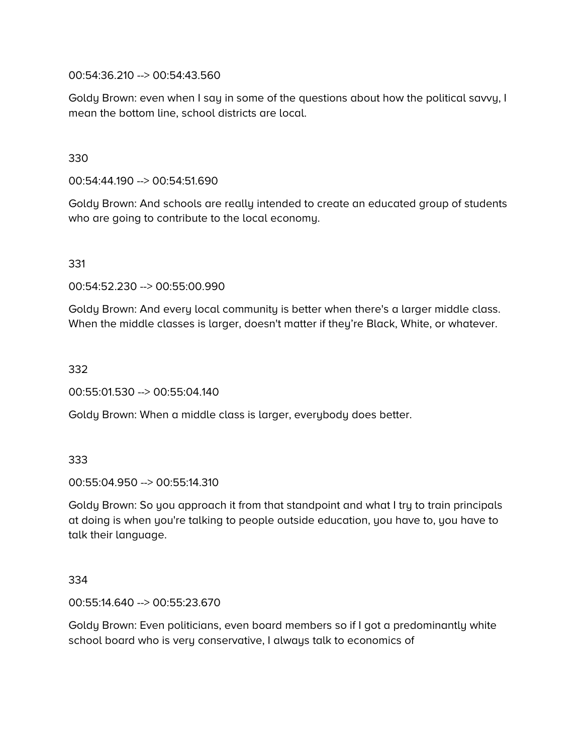00:54:36.210 --> 00:54:43.560

Goldy Brown: even when I say in some of the questions about how the political savvy, I mean the bottom line, school districts are local.

330

00:54:44.190 --> 00:54:51.690

Goldy Brown: And schools are really intended to create an educated group of students who are going to contribute to the local economy.

331

00:54:52.230 --> 00:55:00.990

Goldy Brown: And every local community is better when there's a larger middle class. When the middle classes is larger, doesn't matter if they're Black, White, or whatever.

332

00:55:01.530 --> 00:55:04.140

Goldy Brown: When a middle class is larger, everybody does better.

333

00:55:04.950 --> 00:55:14.310

Goldy Brown: So you approach it from that standpoint and what I try to train principals at doing is when you're talking to people outside education, you have to, you have to talk their language.

334

00:55:14.640 --> 00:55:23.670

Goldy Brown: Even politicians, even board members so if I got a predominantly white school board who is very conservative, I always talk to economics of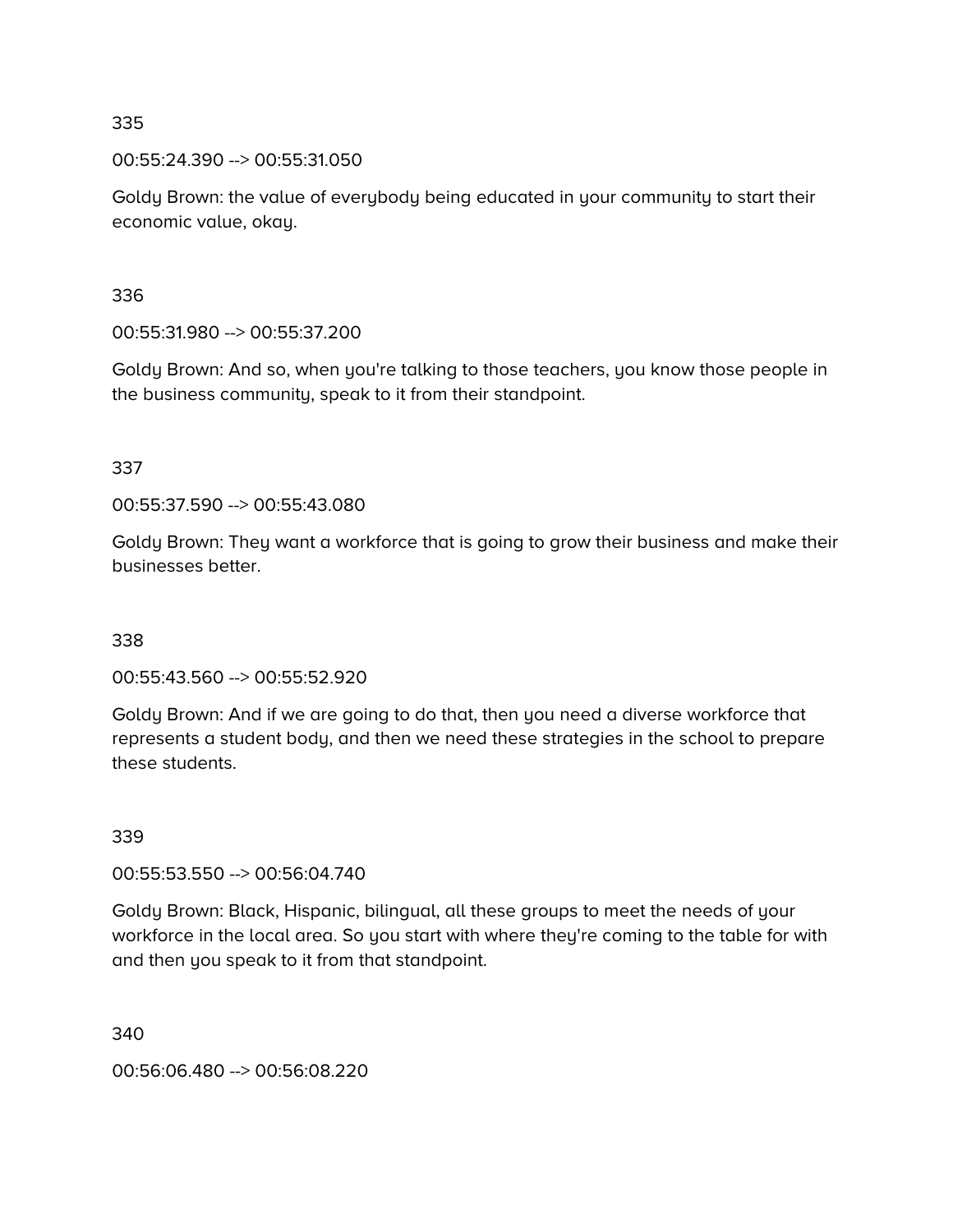335

00:55:24.390 --> 00:55:31.050

Goldy Brown: the value of everybody being educated in your community to start their economic value, okay.

336

00:55:31.980 --> 00:55:37.200

Goldy Brown: And so, when you're talking to those teachers, you know those people in the business community, speak to it from their standpoint.

337

00:55:37.590 --> 00:55:43.080

Goldy Brown: They want a workforce that is going to grow their business and make their businesses better.

338

00:55:43.560 --> 00:55:52.920

Goldy Brown: And if we are going to do that, then you need a diverse workforce that represents a student body, and then we need these strategies in the school to prepare these students.

339

00:55:53.550 --> 00:56:04.740

Goldy Brown: Black, Hispanic, bilingual, all these groups to meet the needs of your workforce in the local area. So you start with where they're coming to the table for with and then you speak to it from that standpoint.

340

00:56:06.480 --> 00:56:08.220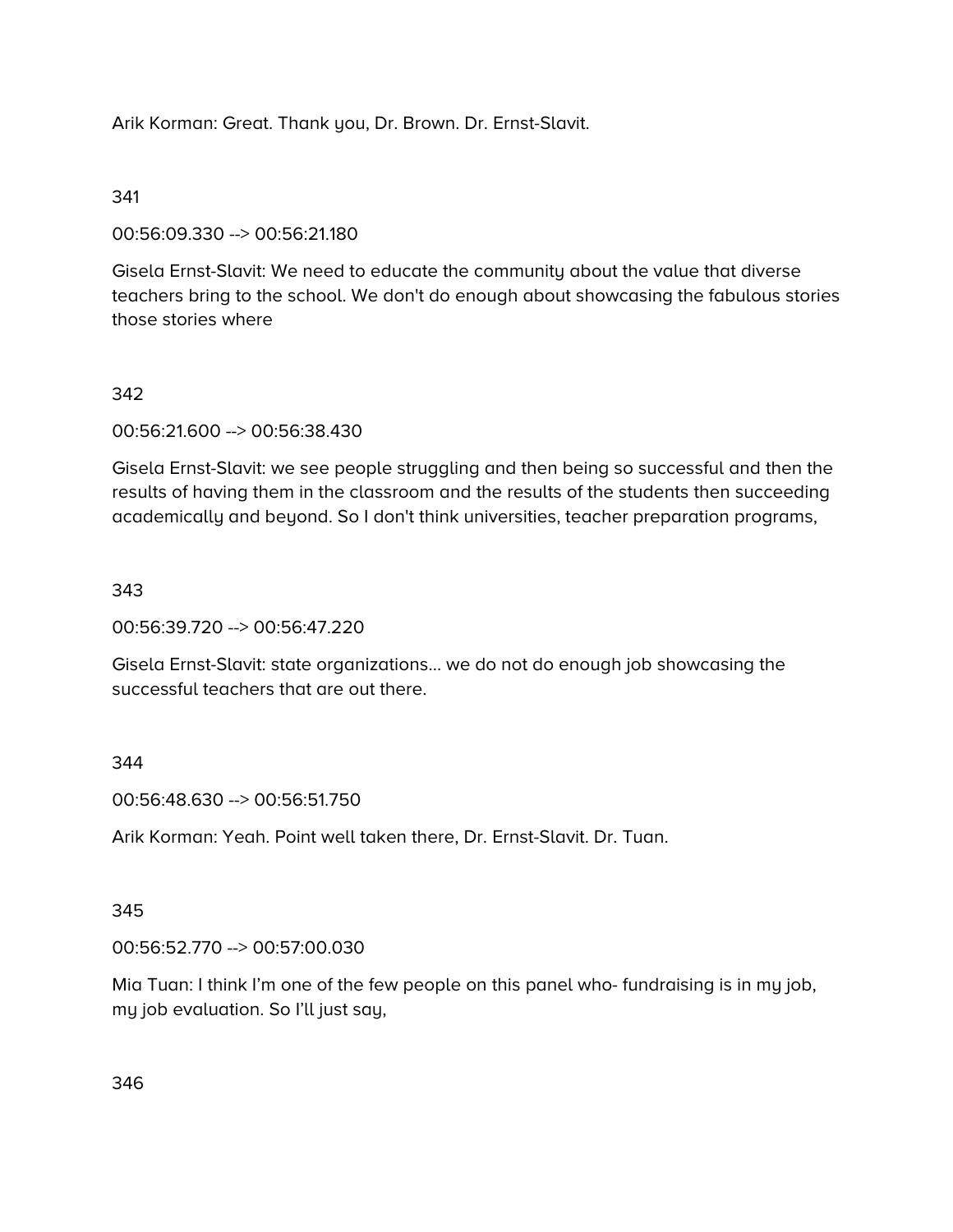Arik Korman: Great. Thank you, Dr. Brown. Dr. Ernst-Slavit.

341

00:56:09.330 --> 00:56:21.180

Gisela Ernst-Slavit: We need to educate the community about the value that diverse teachers bring to the school. We don't do enough about showcasing the fabulous stories those stories where

342

00:56:21.600 --> 00:56:38.430

Gisela Ernst-Slavit: we see people struggling and then being so successful and then the results of having them in the classroom and the results of the students then succeeding academically and beyond. So I don't think universities, teacher preparation programs,

343

00:56:39.720 --> 00:56:47.220

Gisela Ernst-Slavit: state organizations… we do not do enough job showcasing the successful teachers that are out there.

344

00:56:48.630 --> 00:56:51.750

Arik Korman: Yeah. Point well taken there, Dr. Ernst-Slavit. Dr. Tuan.

345

00:56:52.770 --> 00:57:00.030

Mia Tuan: I think I'm one of the few people on this panel who- fundraising is in my job, my job evaluation. So I'll just say,

346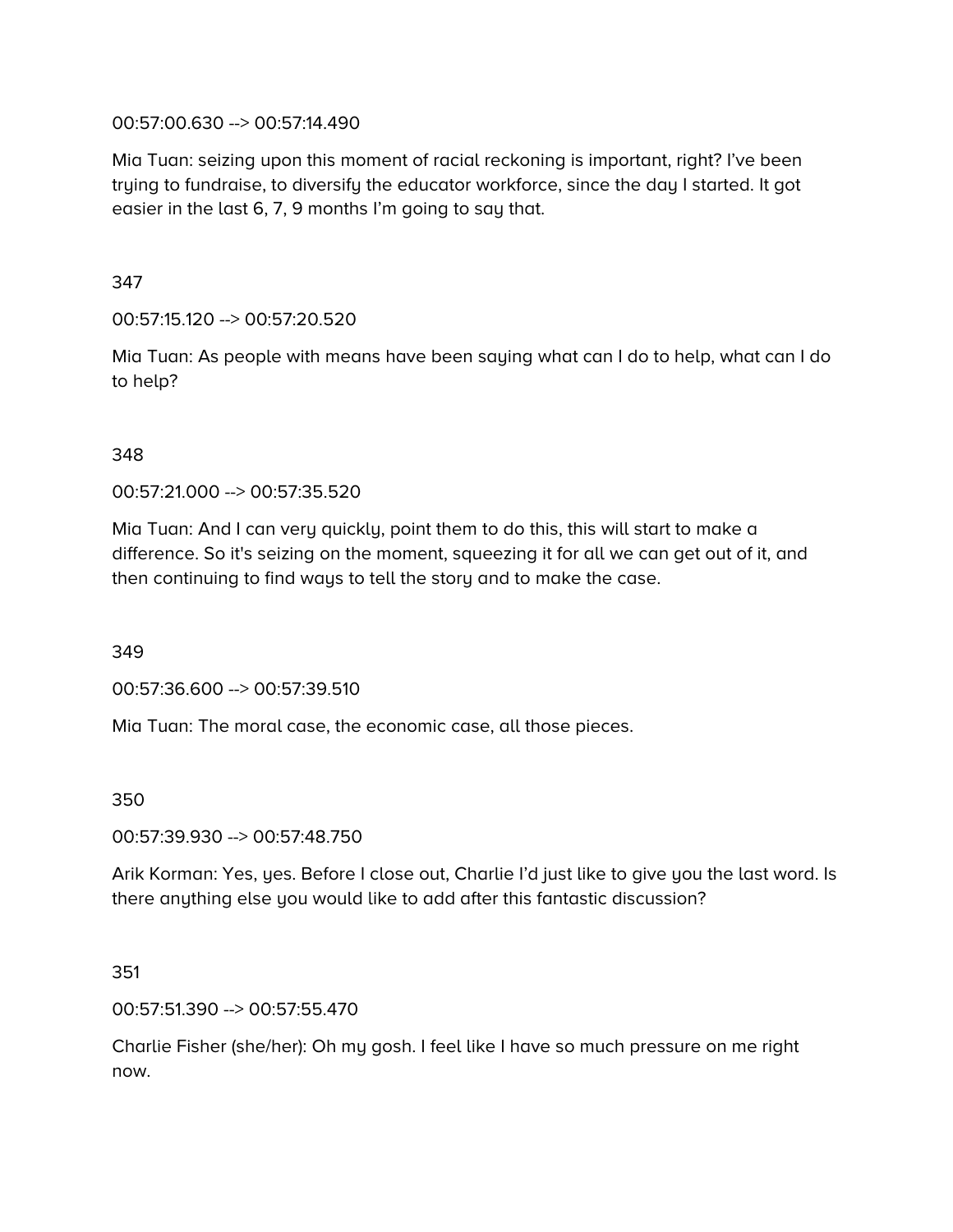00:57:00.630 --> 00:57:14.490

Mia Tuan: seizing upon this moment of racial reckoning is important, right? I've been trying to fundraise, to diversify the educator workforce, since the day I started. It got easier in the last 6, 7, 9 months I'm going to say that.

347

00:57:15.120 --> 00:57:20.520

Mia Tuan: As people with means have been saying what can I do to help, what can I do to help?

348

00:57:21.000 --> 00:57:35.520

Mia Tuan: And I can very quickly, point them to do this, this will start to make a difference. So it's seizing on the moment, squeezing it for all we can get out of it, and then continuing to find ways to tell the story and to make the case.

349

00:57:36.600 --> 00:57:39.510

Mia Tuan: The moral case, the economic case, all those pieces.

350

00:57:39.930 --> 00:57:48.750

Arik Korman: Yes, yes. Before I close out, Charlie I'd just like to give you the last word. Is there anything else you would like to add after this fantastic discussion?

351

00:57:51.390 --> 00:57:55.470

Charlie Fisher (she/her): Oh my gosh. I feel like I have so much pressure on me right now.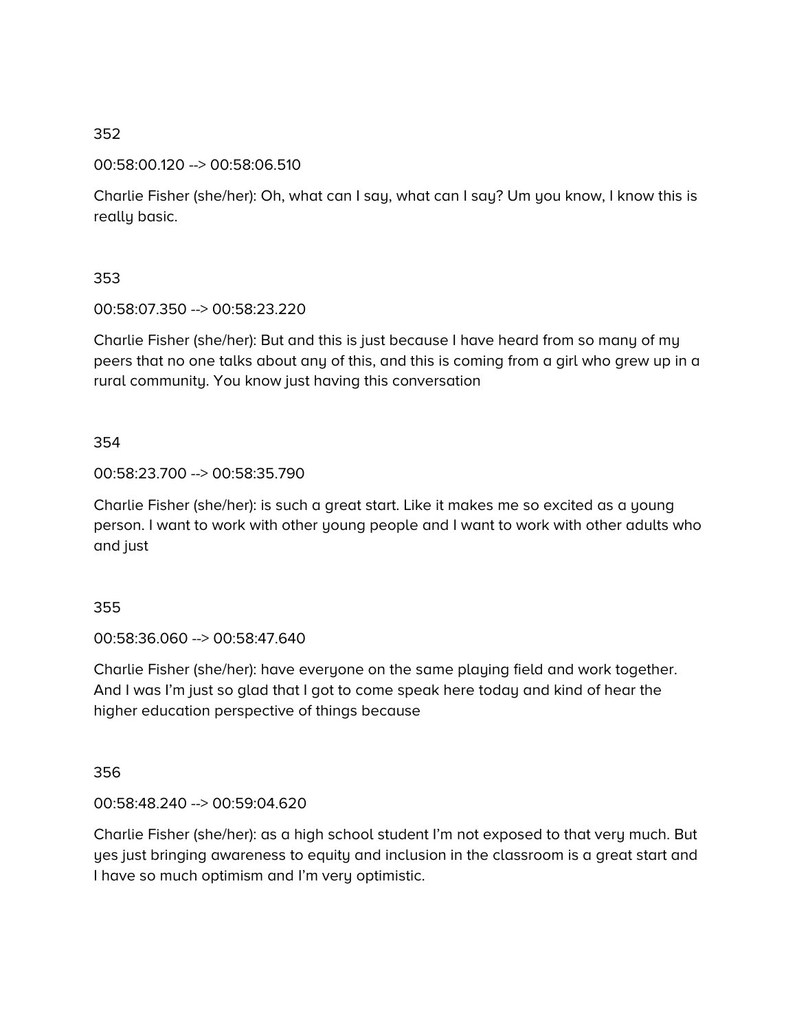352

00:58:00.120 --> 00:58:06.510

Charlie Fisher (she/her): Oh, what can I say, what can I say? Um you know, I know this is really basic.

353

00:58:07.350 --> 00:58:23.220

Charlie Fisher (she/her): But and this is just because I have heard from so many of my peers that no one talks about any of this, and this is coming from a girl who grew up in a rural community. You know just having this conversation

354

00:58:23.700 --> 00:58:35.790

Charlie Fisher (she/her): is such a great start. Like it makes me so excited as a young person. I want to work with other young people and I want to work with other adults who and just

355

00:58:36.060 --> 00:58:47.640

Charlie Fisher (she/her): have everyone on the same playing field and work together. And I was I'm just so glad that I got to come speak here today and kind of hear the higher education perspective of things because

356

00:58:48.240 --> 00:59:04.620

Charlie Fisher (she/her): as a high school student I'm not exposed to that very much. But yes just bringing awareness to equity and inclusion in the classroom is a great start and I have so much optimism and I'm very optimistic.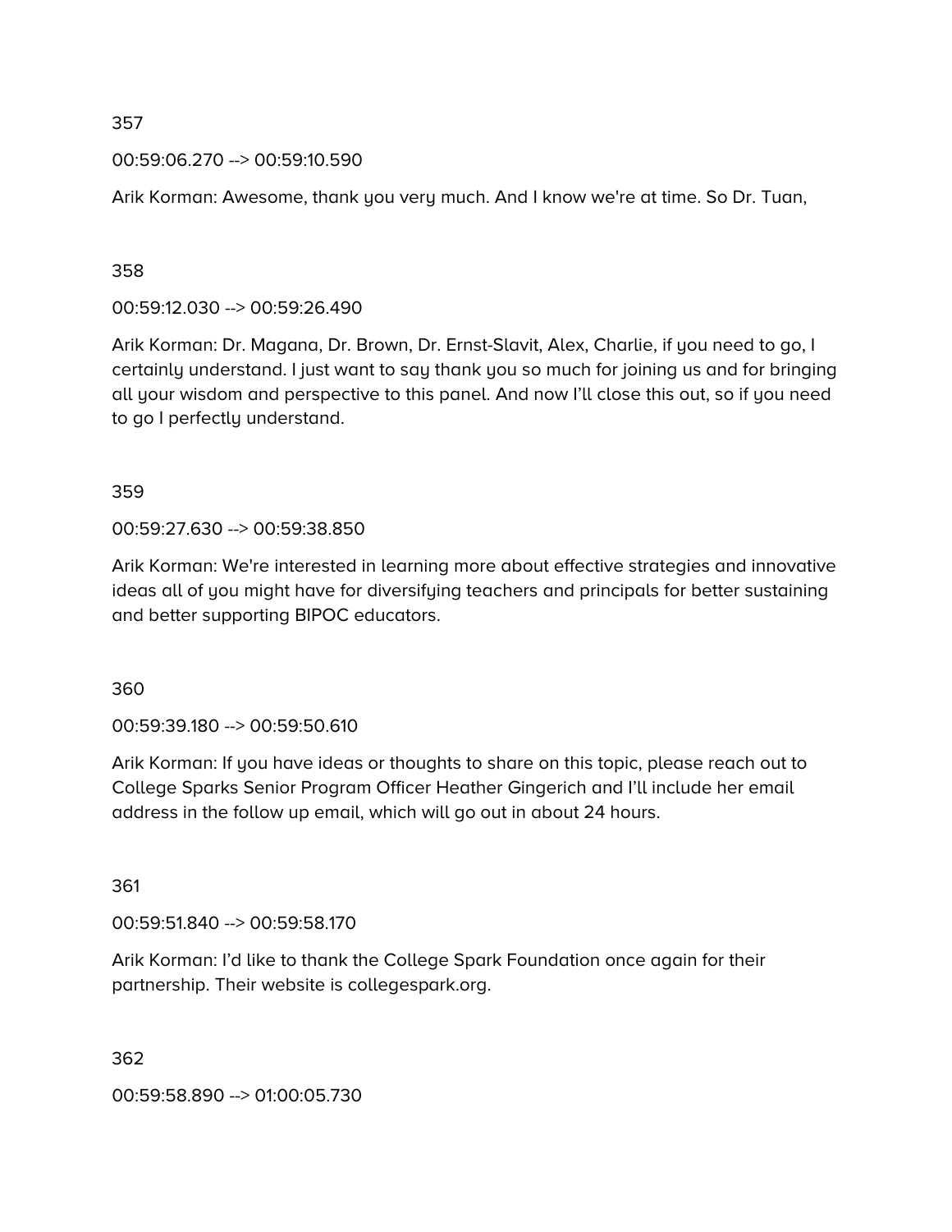357

00:59:06.270 --> 00:59:10.590

Arik Korman: Awesome, thank you very much. And I know we're at time. So Dr. Tuan,

358

00:59:12.030 --> 00:59:26.490

Arik Korman: Dr. Magana, Dr. Brown, Dr. Ernst-Slavit, Alex, Charlie, if you need to go, I certainly understand. I just want to say thank you so much for joining us and for bringing all your wisdom and perspective to this panel. And now I'll close this out, so if you need to go I perfectly understand.

359

00:59:27.630 --> 00:59:38.850

Arik Korman: We're interested in learning more about effective strategies and innovative ideas all of you might have for diversifying teachers and principals for better sustaining and better supporting BIPOC educators.

360

00:59:39.180 --> 00:59:50.610

Arik Korman: If you have ideas or thoughts to share on this topic, please reach out to College Sparks Senior Program Officer Heather Gingerich and I'll include her email address in the follow up email, which will go out in about 24 hours.

361

00:59:51.840 --> 00:59:58.170

Arik Korman: I'd like to thank the College Spark Foundation once again for their partnership. Their website is collegespark.org.

362

00:59:58.890 --> 01:00:05.730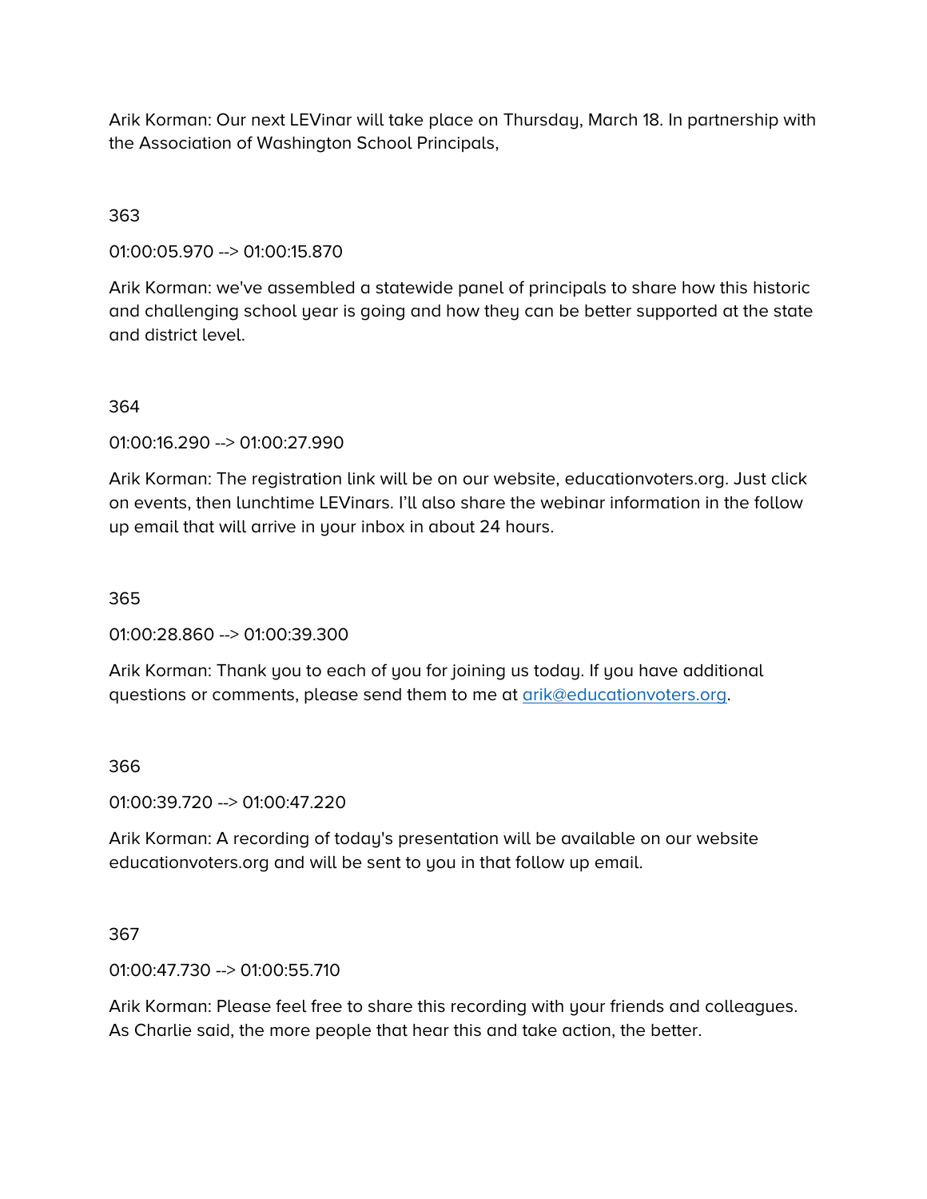Arik Korman: Our next LEVinar will take place on Thursday, March 18. In partnership with the Association of Washington School Principals,

363

01:00:05.970 --> 01:00:15.870

Arik Korman: we've assembled a statewide panel of principals to share how this historic and challenging school year is going and how they can be better supported at the state and district level.

364

01:00:16.290 --> 01:00:27.990

Arik Korman: The registration link will be on our website, educationvoters.org. Just click on events, then lunchtime LEVinars. I'll also share the webinar information in the follow up email that will arrive in your inbox in about 24 hours.

365

01:00:28.860 --> 01:00:39.300

Arik Korman: Thank you to each of you for joining us today. If you have additional questions or comments, please send them to me at arik@educationvoters.org.

366

01:00:39.720 --> 01:00:47.220

Arik Korman: A recording of today's presentation will be available on our website educationvoters.org and will be sent to you in that follow up email.

367

01:00:47.730 --> 01:00:55.710

Arik Korman: Please feel free to share this recording with your friends and colleagues. As Charlie said, the more people that hear this and take action, the better.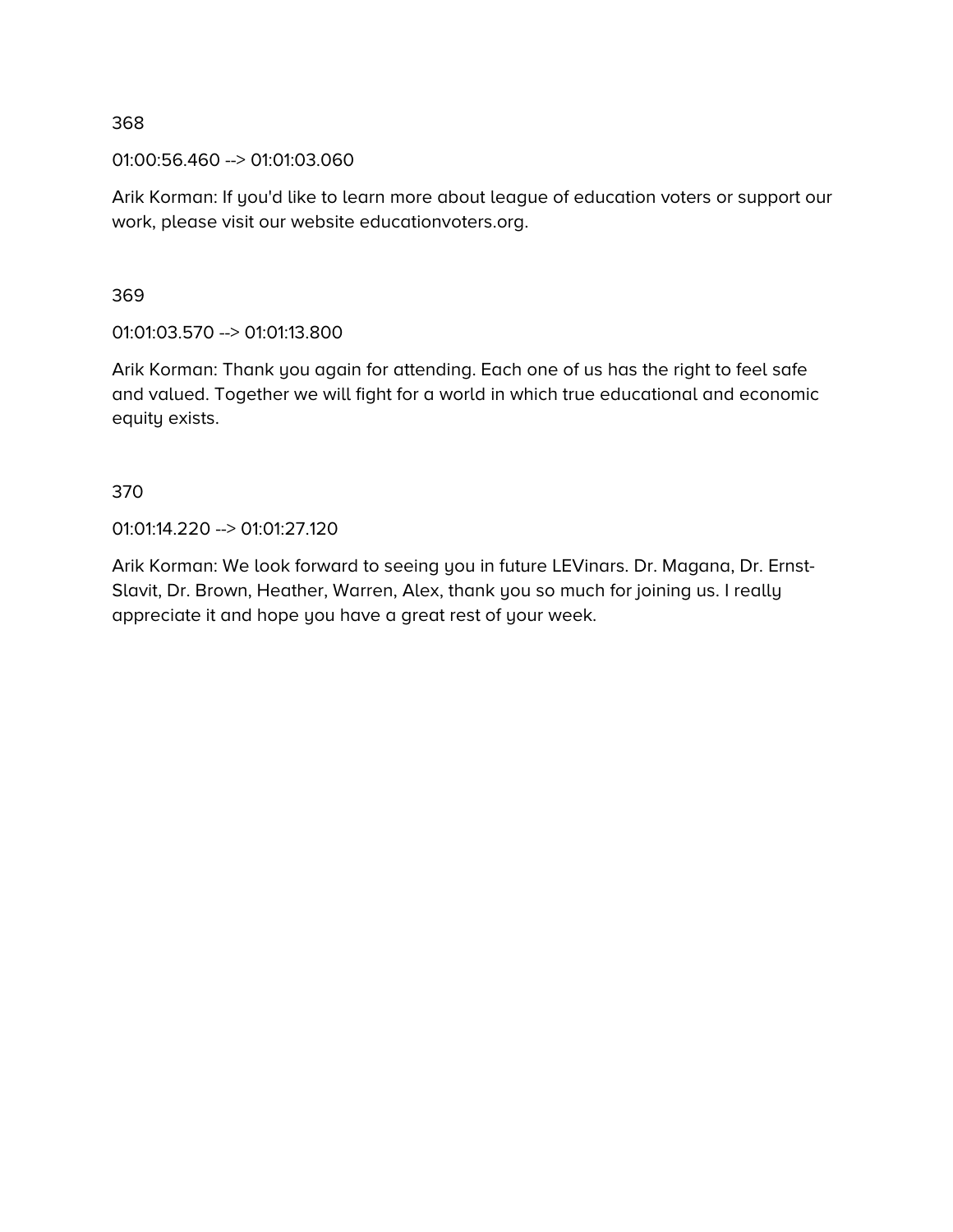368

01:00:56.460 --> 01:01:03.060

Arik Korman: If you'd like to learn more about league of education voters or support our work, please visit our website educationvoters.org.

369

01:01:03.570 --> 01:01:13.800

Arik Korman: Thank you again for attending. Each one of us has the right to feel safe and valued. Together we will fight for a world in which true educational and economic equity exists.

370

01:01:14.220 --> 01:01:27.120

Arik Korman: We look forward to seeing you in future LEVinars. Dr. Magana, Dr. Ernst-Slavit, Dr. Brown, Heather, Warren, Alex, thank you so much for joining us. I really appreciate it and hope you have a great rest of your week.